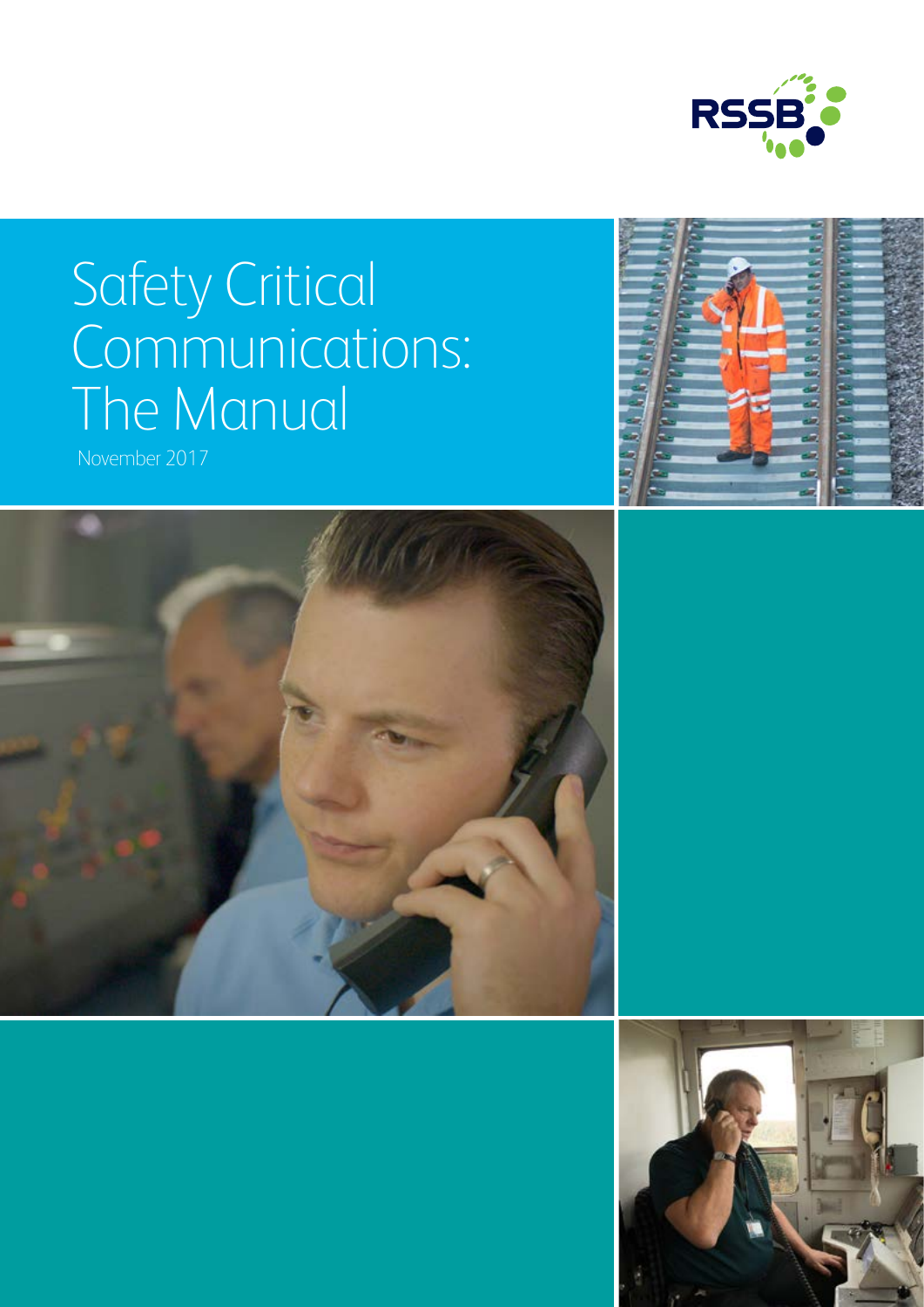RSSB

# Safety Critical Communications: The Manual

November 2017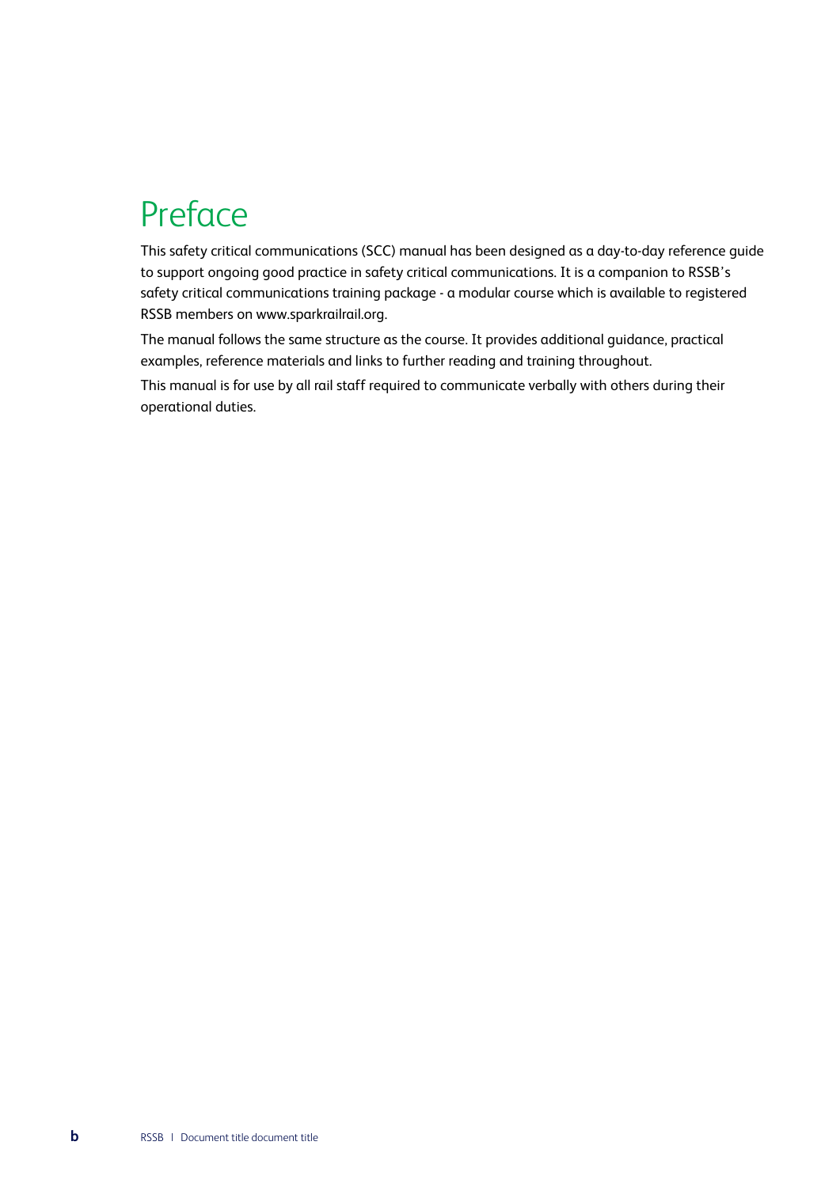# Preface

This safety critical communications (SCC) manual has been designed as a day-to-day reference guide to support ongoing good practice in safety critical communications. It is a companion to RSSB's safety critical communications training package - a modular course which is available to registered RSSB members on www.sparkrailrail.org.

The manual follows the same structure as the course. It provides additional guidance, practical examples, reference materials and links to further reading and training throughout.

This manual is for use by all rail staff required to communicate verbally with others during their operational duties.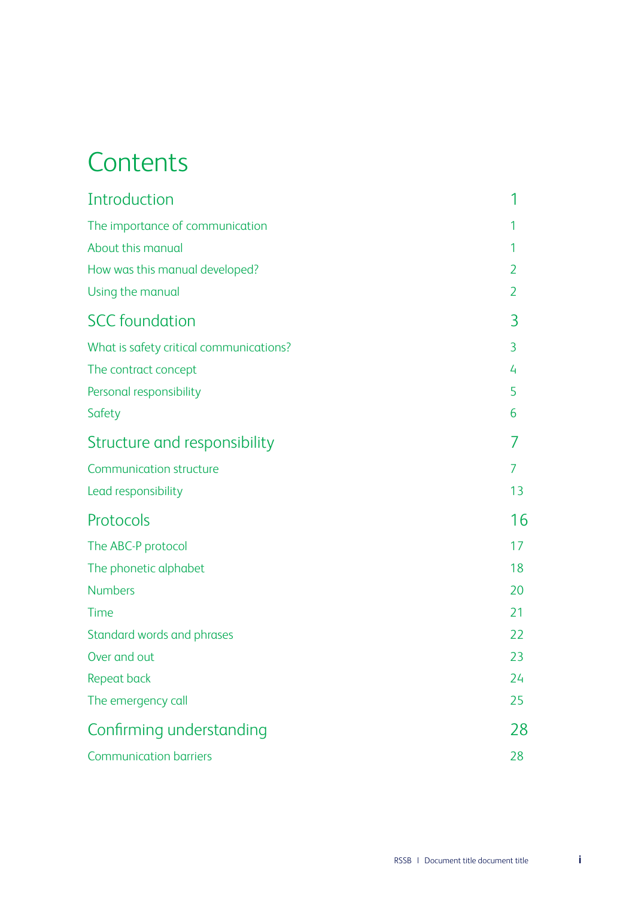# Contents

| | |
|---|---|
| **Introduction** | **1** |
| The importance of communication | 1 |
| About this manual | 1 |
| How was this manual developed? | 2 |
| Using the manual | 2 |
| **SCC foundation** | **3** |
| What is safety critical communications? | 3 |
| The contract concept | 4 |
| Personal responsibility | 5 |
| Safety | 6 |
| **Structure and responsibility** | **7** |
| Communication structure | 7 |
| Lead responsibility | 13 |
| **Protocols** | **16** |
| The ABC-P protocol | 17 |
| The phonetic alphabet | 18 |
| Numbers | 20 |
| Time | 21 |
| Standard words and phrases | 22 |
| Over and out | 23 |
| Repeat back | 24 |
| The emergency call | 25 |
| **Confirming understanding** | **28** |
| Communication barriers | 28 |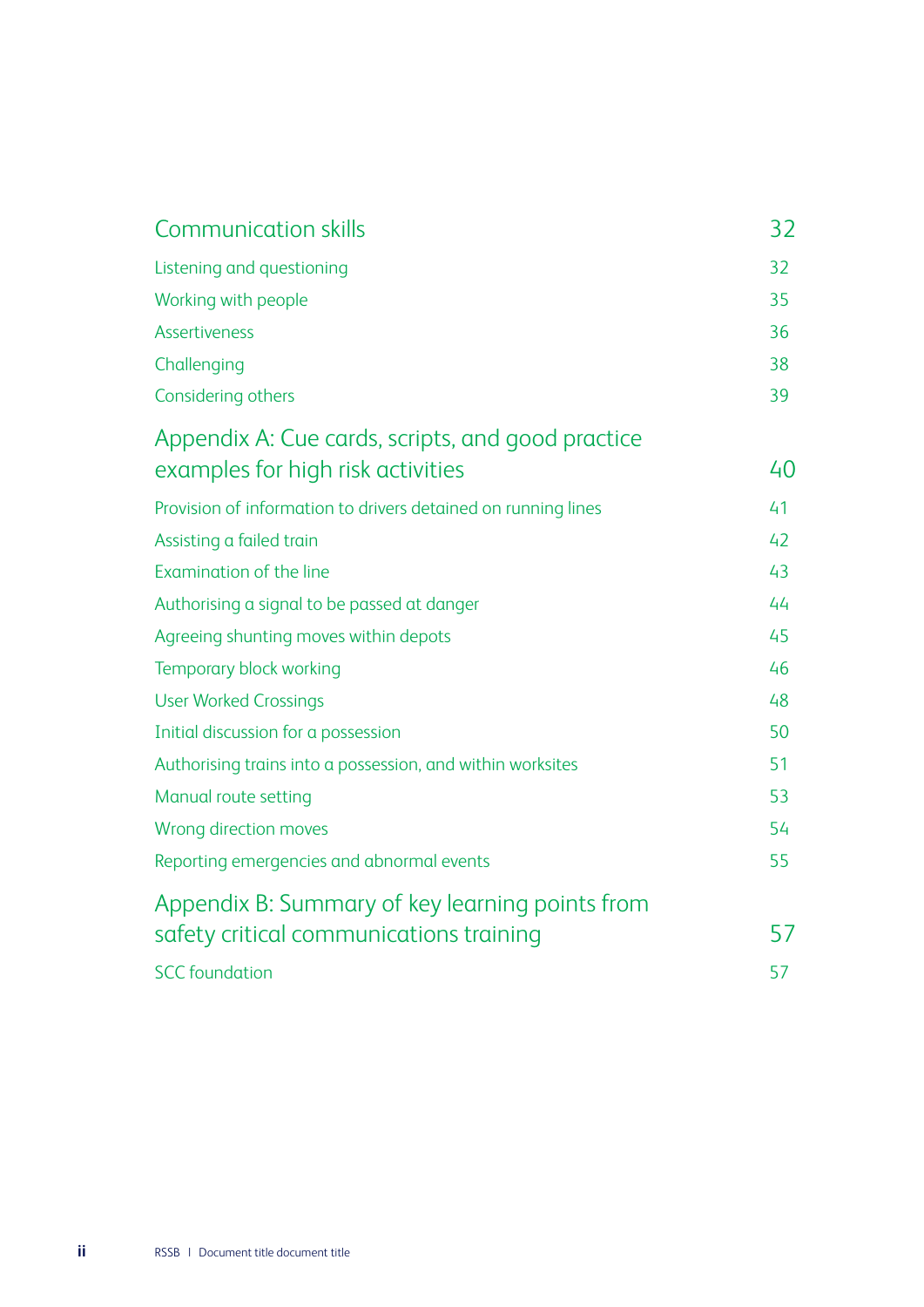Communication skills 32

Listening and questioning 32

Working with people 35

Assertiveness 36

Challenging 38

Considering others 39

Appendix A: Cue cards, scripts, and good practice examples for high risk activities 40

Provision of information to drivers detained on running lines 41

Assisting a failed train 42

Examination of the line 43

Authorising a signal to be passed at danger 44

Agreeing shunting moves within depots 45

Temporary block working 46

User Worked Crossings 48

Initial discussion for a possession 50

Authorising trains into a possession, and within worksites 51

Manual route setting 53

Wrong direction moves 54

Reporting emergencies and abnormal events 55

Appendix B: Summary of key learning points from safety critical communications training 57

SCC foundation 57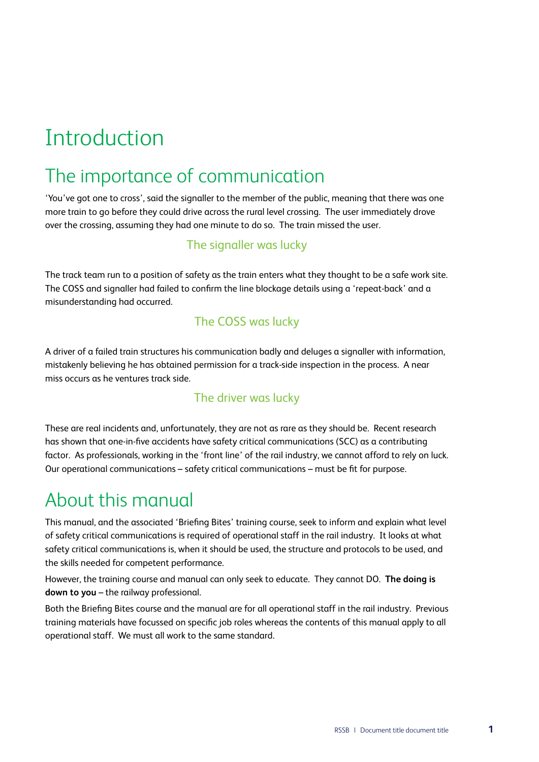# Introduction

## The importance of communication

'You've got one to cross', said the signaller to the member of the public, meaning that there was one more train to go before they could drive across the rural level crossing. The user immediately drove over the crossing, assuming they had one minute to do so. The train missed the user.

### The signaller was lucky

The track team run to a position of safety as the train enters what they thought to be a safe work site. The COSS and signaller had failed to confirm the line blockage details using a 'repeat-back' and a misunderstanding had occurred.

### The COSS was lucky

A driver of a failed train structures his communication badly and deluges a signaller with information, mistakenly believing he has obtained permission for a track-side inspection in the process. A near miss occurs as he ventures track side.

### The driver was lucky

These are real incidents and, unfortunately, they are not as rare as they should be. Recent research has shown that one-in-five accidents have safety critical communications (SCC) as a contributing factor. As professionals, working in the 'front line' of the rail industry, we cannot afford to rely on luck. Our operational communications – safety critical communications – must be fit for purpose.

## About this manual

This manual, and the associated 'Briefing Bites' training course, seek to inform and explain what level of safety critical communications is required of operational staff in the rail industry. It looks at what safety critical communications is, when it should be used, the structure and protocols to be used, and the skills needed for competent performance.

However, the training course and manual can only seek to educate. They cannot DO. **The doing is down to you** – the railway professional.

Both the Briefing Bites course and the manual are for all operational staff in the rail industry. Previous training materials have focussed on specific job roles whereas the contents of this manual apply to all operational staff. We must all work to the same standard.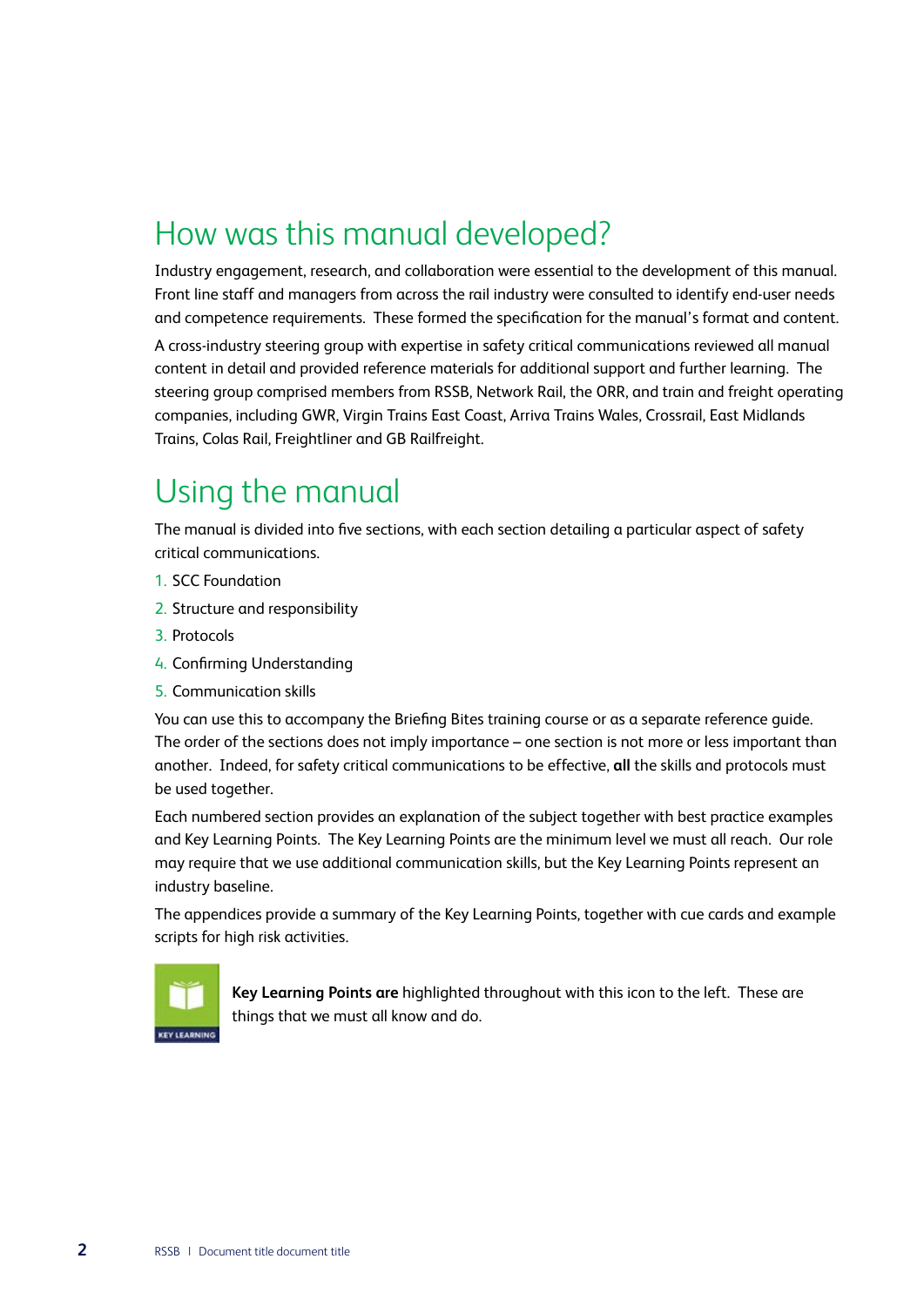# How was this manual developed?

Industry engagement, research, and collaboration were essential to the development of this manual. Front line staff and managers from across the rail industry were consulted to identify end-user needs and competence requirements. These formed the specification for the manual's format and content.

A cross-industry steering group with expertise in safety critical communications reviewed all manual content in detail and provided reference materials for additional support and further learning. The steering group comprised members from RSSB, Network Rail, the ORR, and train and freight operating companies, including GWR, Virgin Trains East Coast, Arriva Trains Wales, Crossrail, East Midlands Trains, Colas Rail, Freightliner and GB Railfreight.

# Using the manual

The manual is divided into five sections, with each section detailing a particular aspect of safety critical communications.

1. SCC Foundation
2. Structure and responsibility
3. Protocols
4. Confirming Understanding
5. Communication skills

You can use this to accompany the Briefing Bites training course or as a separate reference guide. The order of the sections does not imply importance – one section is not more or less important than another. Indeed, for safety critical communications to be effective, **all** the skills and protocols must be used together.

Each numbered section provides an explanation of the subject together with best practice examples and Key Learning Points. The Key Learning Points are the minimum level we must all reach. Our role may require that we use additional communication skills, but the Key Learning Points represent an industry baseline.

The appendices provide a summary of the Key Learning Points, together with cue cards and example scripts for high risk activities.

KEY LEARNING

**Key Learning Points are** highlighted throughout with this icon to the left. These are things that we must all know and do.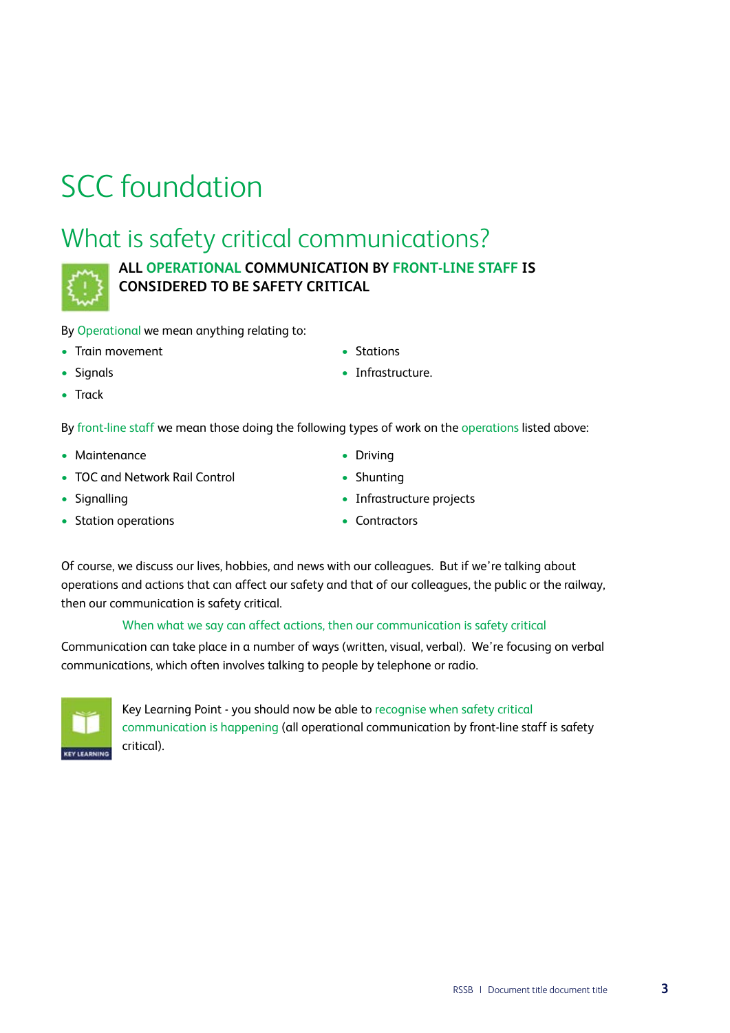# SCC foundation

## What is safety critical communications?

**ALL OPERATIONAL COMMUNICATION BY FRONT-LINE STAFF IS CONSIDERED TO BE SAFETY CRITICAL**

By Operational we mean anything relating to:

- Train movement
- Signals
- Track
- Stations
- Infrastructure.

By front-line staff we mean those doing the following types of work on the operations listed above:

- Maintenance
- TOC and Network Rail Control
- Signalling
- Station operations
- Driving
- Shunting
- Infrastructure projects
- Contractors

Of course, we discuss our lives, hobbies, and news with our colleagues. But if we're talking about operations and actions that can affect our safety and that of our colleagues, the public or the railway, then our communication is safety critical.

When what we say can affect actions, then our communication is safety critical

Communication can take place in a number of ways (written, visual, verbal). We're focusing on verbal communications, which often involves talking to people by telephone or radio.

KEY LEARNING

Key Learning Point - you should now be able to recognise when safety critical communication is happening (all operational communication by front-line staff is safety critical).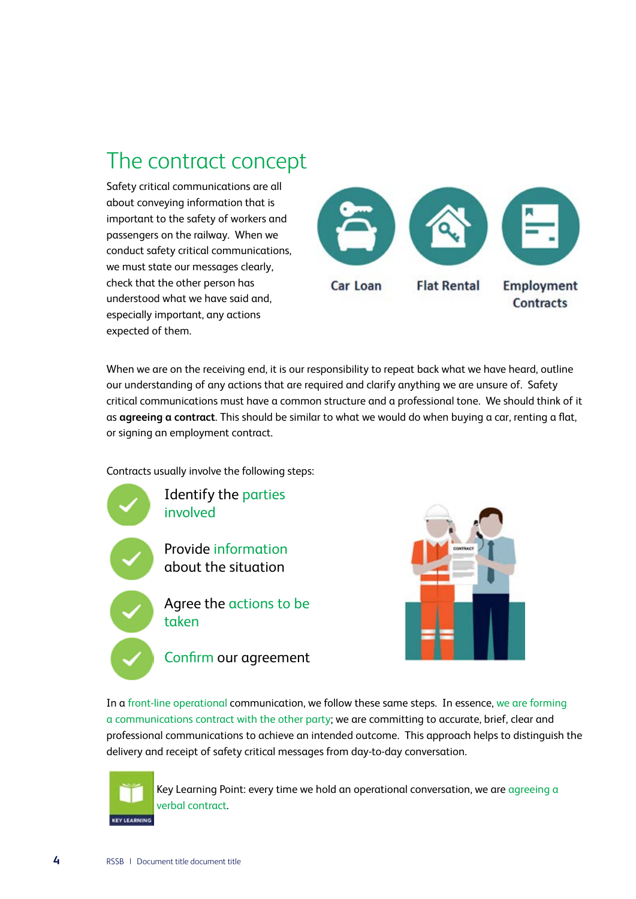## The contract concept

Safety critical communications are all about conveying information that is important to the safety of workers and passengers on the railway. When we conduct safety critical communications, we must state our messages clearly, check that the other person has understood what we have said and, especially important, any actions expected of them.

Car Loan

Flat Rental

Employment Contracts

When we are on the receiving end, it is our responsibility to repeat back what we have heard, outline our understanding of any actions that are required and clarify anything we are unsure of. Safety critical communications must have a common structure and a professional tone. We should think of it as **agreeing a contract**. This should be similar to what we would do when buying a car, renting a flat, or signing an employment contract.

Contracts usually involve the following steps:

- Identify the parties involved
- Provide information about the situation
- Agree the actions to be taken
- Confirm our agreement

In a front-line operational communication, we follow these same steps. In essence, we are forming a communications contract with the other party; we are committing to accurate, brief, clear and professional communications to achieve an intended outcome. This approach helps to distinguish the delivery and receipt of safety critical messages from day-to-day conversation.

Key Learning Point: every time we hold an operational conversation, we are agreeing a verbal contract.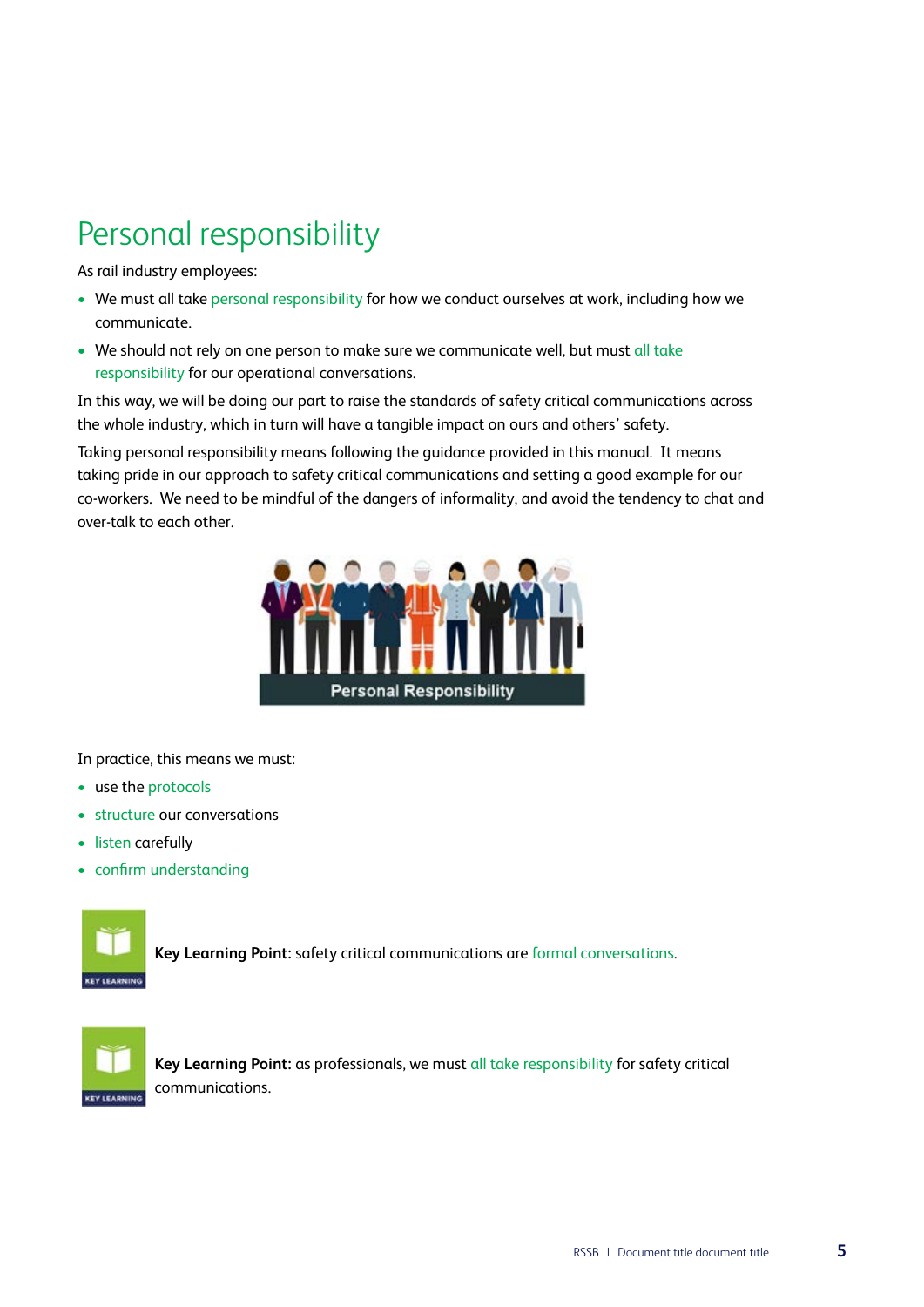# Personal responsibility

As rail industry employees:

- We must all take personal responsibility for how we conduct ourselves at work, including how we communicate.
- We should not rely on one person to make sure we communicate well, but must all take responsibility for our operational conversations.

In this way, we will be doing our part to raise the standards of safety critical communications across the whole industry, which in turn will have a tangible impact on ours and others' safety.

Taking personal responsibility means following the guidance provided in this manual. It means taking pride in our approach to safety critical communications and setting a good example for our co-workers. We need to be mindful of the dangers of informality, and avoid the tendency to chat and over-talk to each other.

In practice, this means we must:

- use the protocols
- structure our conversations
- listen carefully
- confirm understanding

**Key Learning Point:** safety critical communications are formal conversations.

**Key Learning Point:** as professionals, we must all take responsibility for safety critical communications.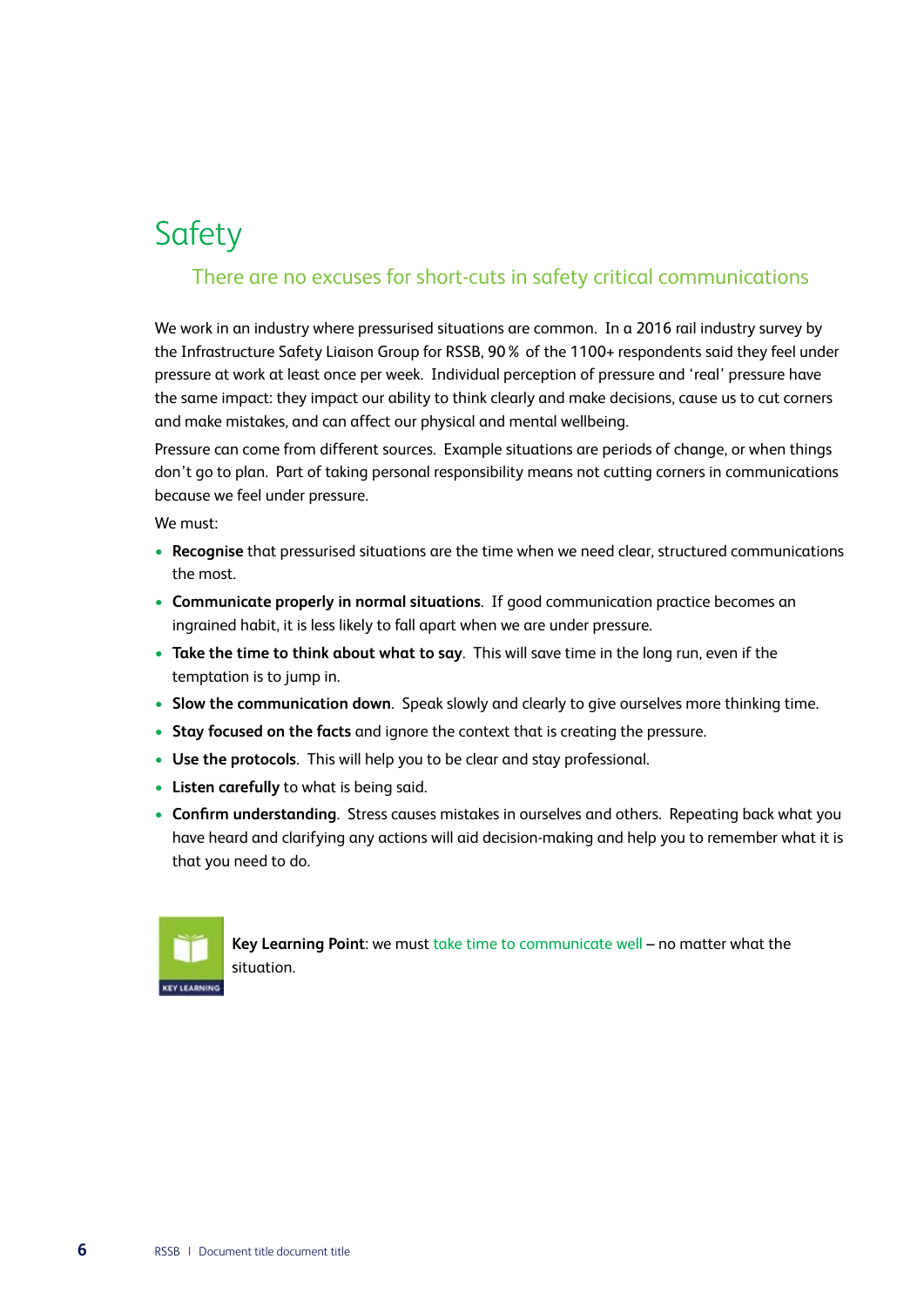# Safety

## There are no excuses for short-cuts in safety critical communications

We work in an industry where pressurised situations are common. In a 2016 rail industry survey by the Infrastructure Safety Liaison Group for RSSB, 90 % of the 1100+ respondents said they feel under pressure at work at least once per week. Individual perception of pressure and 'real' pressure have the same impact: they impact our ability to think clearly and make decisions, cause us to cut corners and make mistakes, and can affect our physical and mental wellbeing.

Pressure can come from different sources. Example situations are periods of change, or when things don't go to plan. Part of taking personal responsibility means not cutting corners in communications because we feel under pressure.

We must:

- **Recognise** that pressurised situations are the time when we need clear, structured communications the most.
- **Communicate properly in normal situations**. If good communication practice becomes an ingrained habit, it is less likely to fall apart when we are under pressure.
- **Take the time to think about what to say**. This will save time in the long run, even if the temptation is to jump in.
- **Slow the communication down**. Speak slowly and clearly to give ourselves more thinking time.
- **Stay focused on the facts** and ignore the context that is creating the pressure.
- **Use the protocols**. This will help you to be clear and stay professional.
- **Listen carefully** to what is being said.
- **Confirm understanding**. Stress causes mistakes in ourselves and others. Repeating back what you have heard and clarifying any actions will aid decision-making and help you to remember what it is that you need to do.

KEY LEARNING

**Key Learning Point**: we must take time to communicate well – no matter what the situation.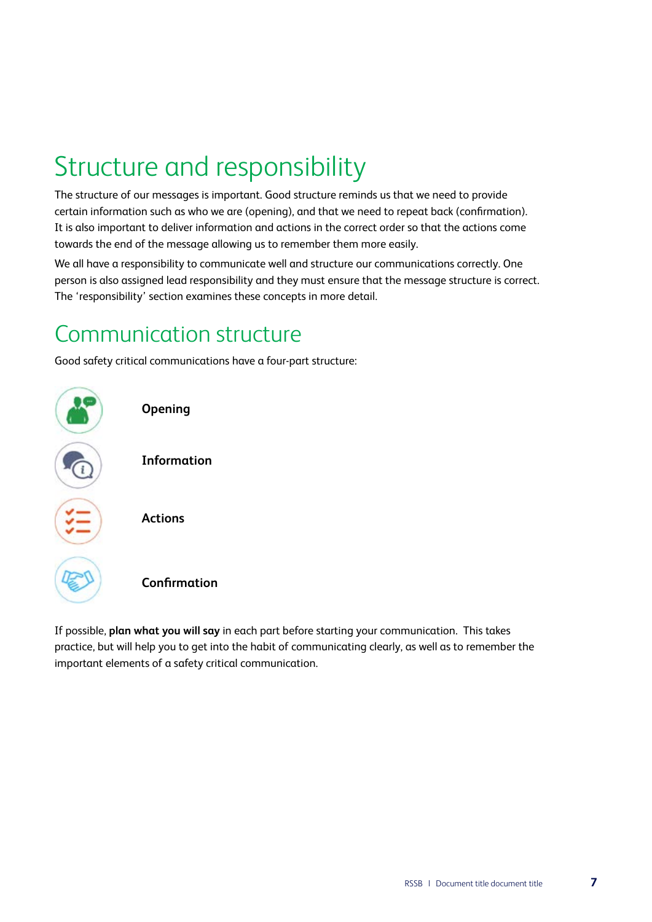# Structure and responsibility

The structure of our messages is important. Good structure reminds us that we need to provide certain information such as who we are (opening), and that we need to repeat back (confirmation). It is also important to deliver information and actions in the correct order so that the actions come towards the end of the message allowing us to remember them more easily.

We all have a responsibility to communicate well and structure our communications correctly. One person is also assigned lead responsibility and they must ensure that the message structure is correct. The 'responsibility' section examines these concepts in more detail.

# Communication structure

Good safety critical communications have a four-part structure:

- **Opening**
- **Information**
- **Actions**
- **Confirmation**

If possible, **plan what you will say** in each part before starting your communication. This takes practice, but will help you to get into the habit of communicating clearly, as well as to remember the important elements of a safety critical communication.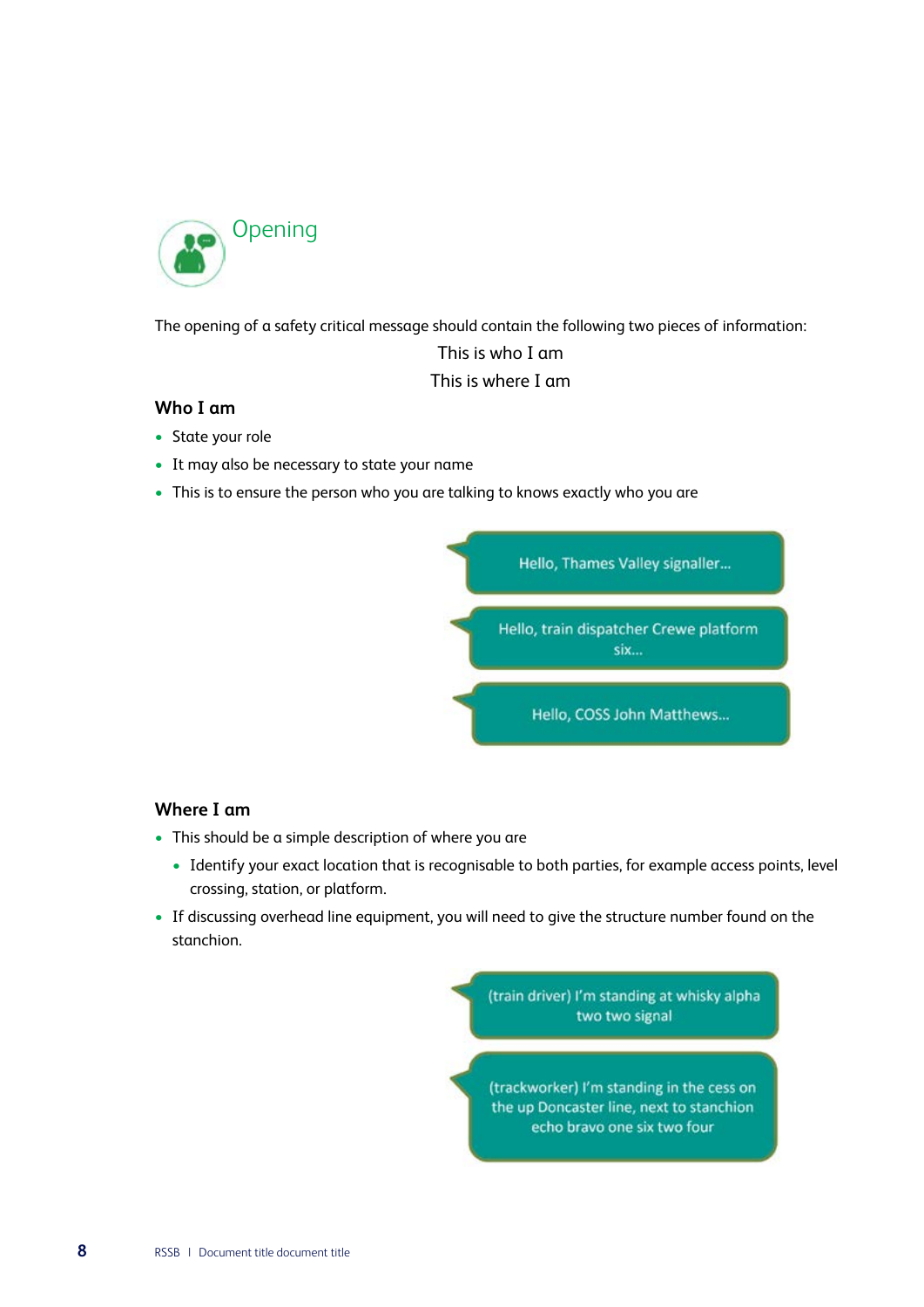## Opening

The opening of a safety critical message should contain the following two pieces of information:

This is who I am

This is where I am

### Who I am

- State your role
- It may also be necessary to state your name
- This is to ensure the person who you are talking to knows exactly who you are

Hello, Thames Valley signaller...

Hello, train dispatcher Crewe platform six...

Hello, COSS John Matthews...

### Where I am

- This should be a simple description of where you are
  - Identify your exact location that is recognisable to both parties, for example access points, level crossing, station, or platform.
- If discussing overhead line equipment, you will need to give the structure number found on the stanchion.

(train driver) I'm standing at whisky alpha two two signal

(trackworker) I'm standing in the cess on the up Doncaster line, next to stanchion echo bravo one six two four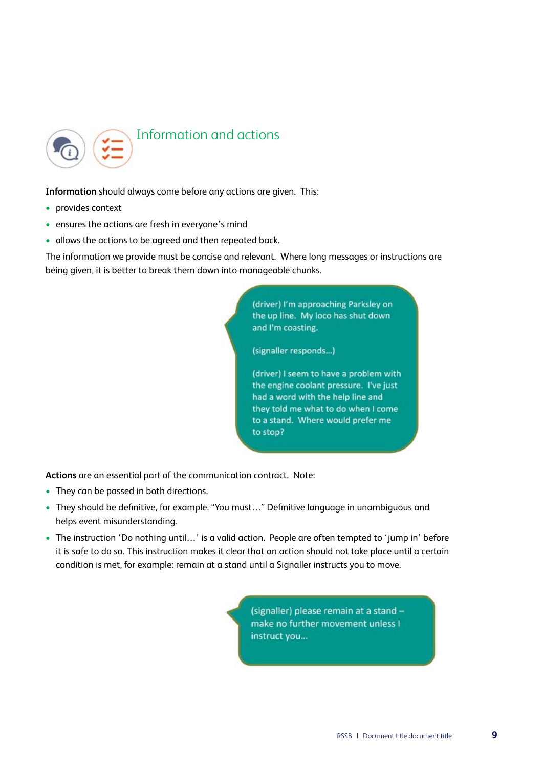## Information and actions

**Information** should always come before any actions are given. This:

- provides context
- ensures the actions are fresh in everyone's mind
- allows the actions to be agreed and then repeated back.

The information we provide must be concise and relevant. Where long messages or instructions are being given, it is better to break them down into manageable chunks.

> (driver) I'm approaching Parksley on the up line. My loco has shut down and I'm coasting.
>
> (signaller responds...)
>
> (driver) I seem to have a problem with the engine coolant pressure. I've just had a word with the help line and they told me what to do when I come to a stand. Where would prefer me to stop?

**Actions** are an essential part of the communication contract. Note:

- They can be passed in both directions.
- They should be definitive, for example. "You must…" Definitive language in unambiguous and helps event misunderstanding.
- The instruction 'Do nothing until…' is a valid action. People are often tempted to 'jump in' before it is safe to do so. This instruction makes it clear that an action should not take place until a certain condition is met, for example: remain at a stand until a Signaller instructs you to move.

> (signaller) please remain at a stand – make no further movement unless I instruct you...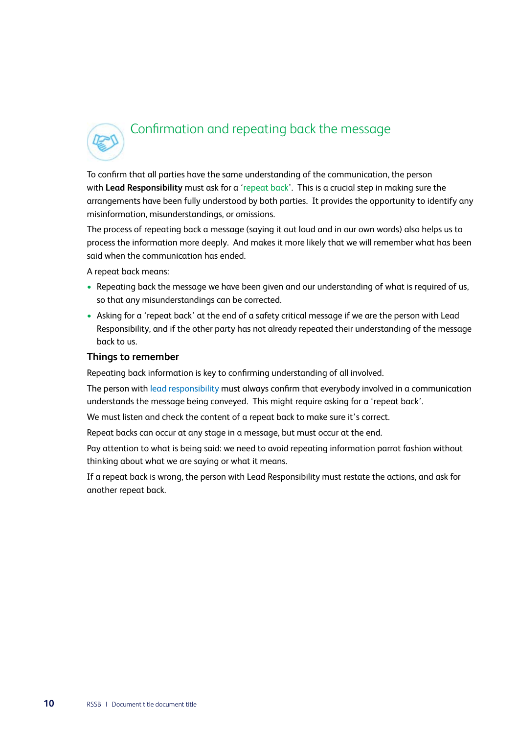## Confirmation and repeating back the message

To confirm that all parties have the same understanding of the communication, the person with **Lead Responsibility** must ask for a 'repeat back'. This is a crucial step in making sure the arrangements have been fully understood by both parties. It provides the opportunity to identify any misinformation, misunderstandings, or omissions.

The process of repeating back a message (saying it out loud and in our own words) also helps us to process the information more deeply. And makes it more likely that we will remember what has been said when the communication has ended.

A repeat back means:

- Repeating back the message we have been given and our understanding of what is required of us, so that any misunderstandings can be corrected.
- Asking for a 'repeat back' at the end of a safety critical message if we are the person with Lead Responsibility, and if the other party has not already repeated their understanding of the message back to us.

### Things to remember

Repeating back information is key to confirming understanding of all involved.

The person with lead responsibility must always confirm that everybody involved in a communication understands the message being conveyed. This might require asking for a 'repeat back'.

We must listen and check the content of a repeat back to make sure it's correct.

Repeat backs can occur at any stage in a message, but must occur at the end.

Pay attention to what is being said: we need to avoid repeating information parrot fashion without thinking about what we are saying or what it means.

If a repeat back is wrong, the person with Lead Responsibility must restate the actions, and ask for another repeat back.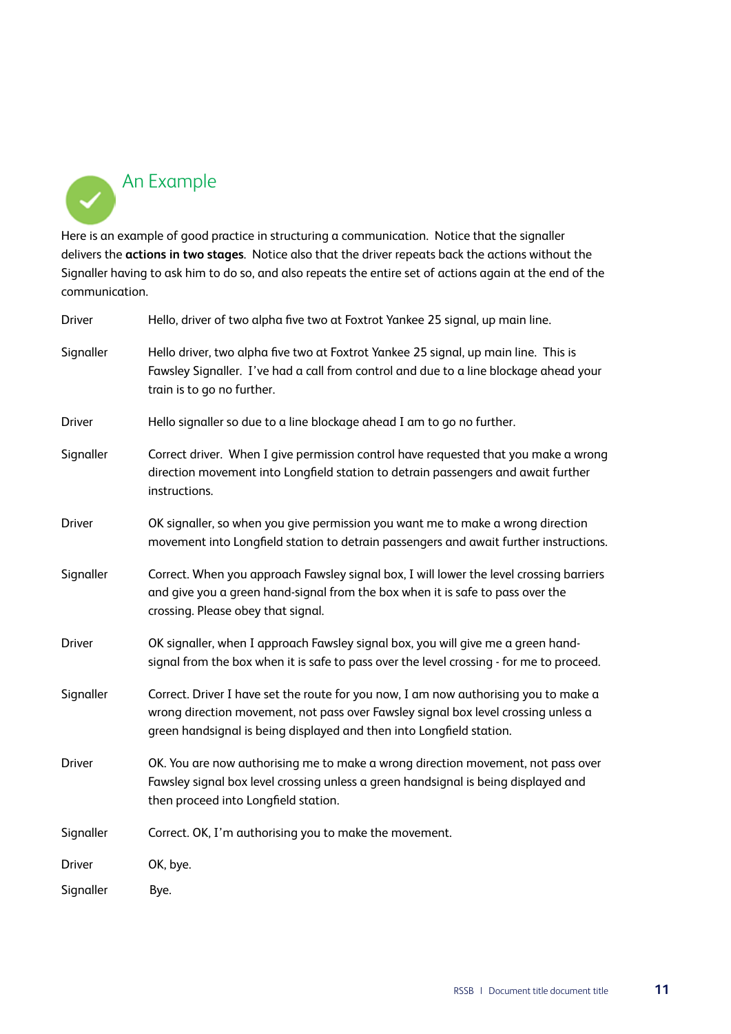## An Example

Here is an example of good practice in structuring a communication. Notice that the signaller delivers the **actions in two stages**. Notice also that the driver repeats back the actions without the Signaller having to ask him to do so, and also repeats the entire set of actions again at the end of the communication.

| | |
|---|---|
| Driver | Hello, driver of two alpha five two at Foxtrot Yankee 25 signal, up main line. |
| Signaller | Hello driver, two alpha five two at Foxtrot Yankee 25 signal, up main line. This is Fawsley Signaller. I've had a call from control and due to a line blockage ahead your train is to go no further. |
| Driver | Hello signaller so due to a line blockage ahead I am to go no further. |
| Signaller | Correct driver. When I give permission control have requested that you make a wrong direction movement into Longfield station to detrain passengers and await further instructions. |
| Driver | OK signaller, so when you give permission you want me to make a wrong direction movement into Longfield station to detrain passengers and await further instructions. |
| Signaller | Correct. When you approach Fawsley signal box, I will lower the level crossing barriers and give you a green hand-signal from the box when it is safe to pass over the crossing. Please obey that signal. |
| Driver | OK signaller, when I approach Fawsley signal box, you will give me a green hand-signal from the box when it is safe to pass over the level crossing - for me to proceed. |
| Signaller | Correct. Driver I have set the route for you now, I am now authorising you to make a wrong direction movement, not pass over Fawsley signal box level crossing unless a green handsignal is being displayed and then into Longfield station. |
| Driver | OK. You are now authorising me to make a wrong direction movement, not pass over Fawsley signal box level crossing unless a green handsignal is being displayed and then proceed into Longfield station. |
| Signaller | Correct. OK, I'm authorising you to make the movement. |
| Driver | OK, bye. |
| Signaller | Bye. |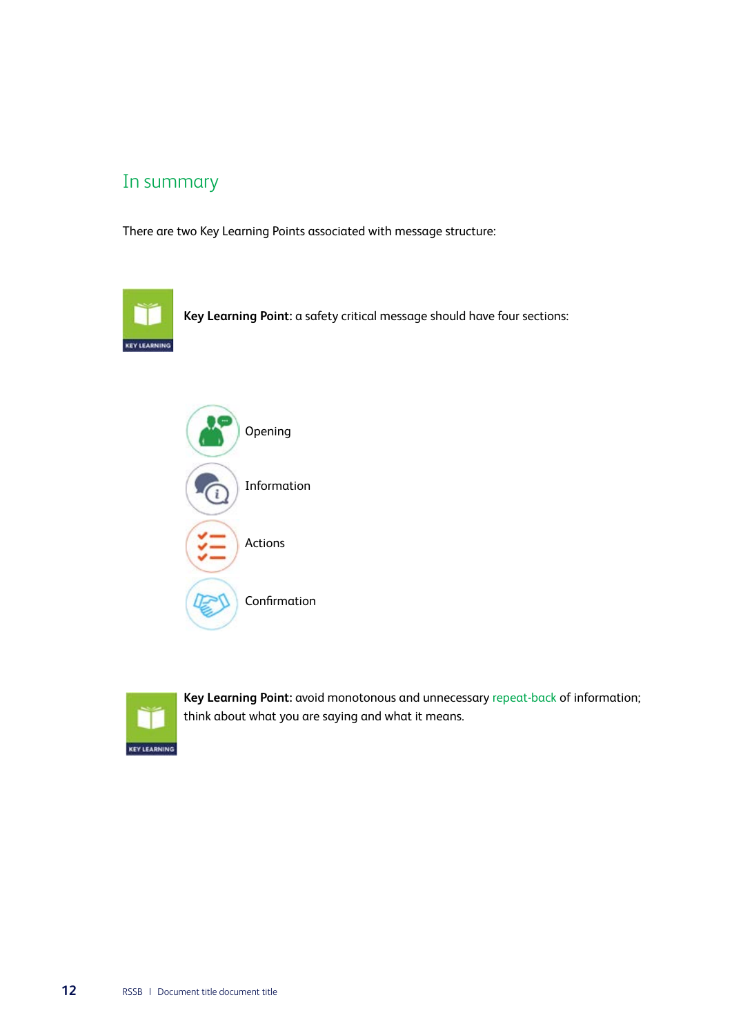## In summary

There are two Key Learning Points associated with message structure:

**Key Learning Point:** a safety critical message should have four sections:

- Opening
- Information
- Actions
- Confirmation

**Key Learning Point:** avoid monotonous and unnecessary repeat-back of information; think about what you are saying and what it means.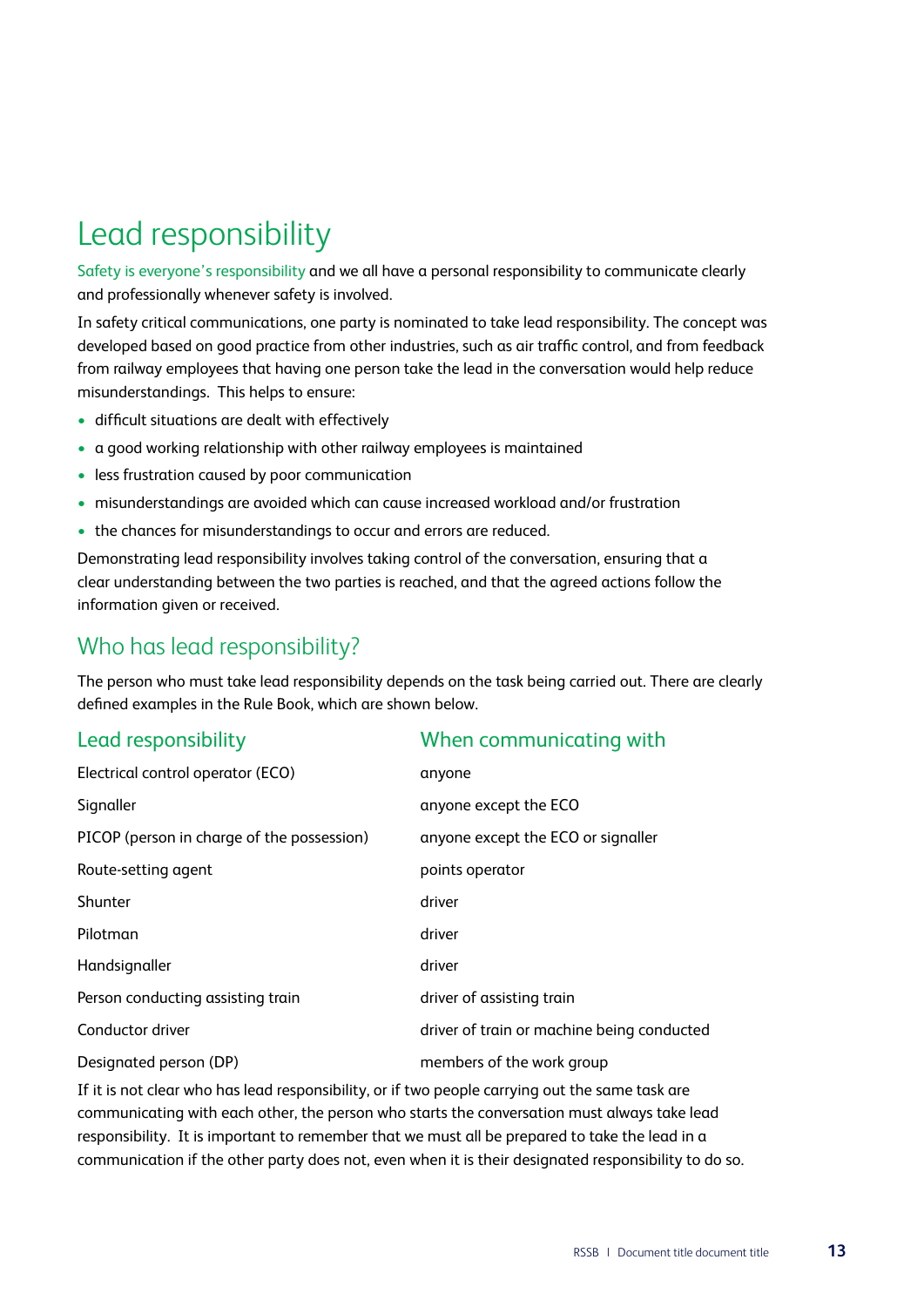# Lead responsibility

Safety is everyone's responsibility and we all have a personal responsibility to communicate clearly and professionally whenever safety is involved.

In safety critical communications, one party is nominated to take lead responsibility. The concept was developed based on good practice from other industries, such as air traffic control, and from feedback from railway employees that having one person take the lead in the conversation would help reduce misunderstandings. This helps to ensure:

- difficult situations are dealt with effectively
- a good working relationship with other railway employees is maintained
- less frustration caused by poor communication
- misunderstandings are avoided which can cause increased workload and/or frustration
- the chances for misunderstandings to occur and errors are reduced.

Demonstrating lead responsibility involves taking control of the conversation, ensuring that a clear understanding between the two parties is reached, and that the agreed actions follow the information given or received.

## Who has lead responsibility?

The person who must take lead responsibility depends on the task being carried out. There are clearly defined examples in the Rule Book, which are shown below.

| Lead responsibility | When communicating with |
|---|---|
| Electrical control operator (ECO) | anyone |
| Signaller | anyone except the ECO |
| PICOP (person in charge of the possession) | anyone except the ECO or signaller |
| Route-setting agent | points operator |
| Shunter | driver |
| Pilotman | driver |
| Handsignaller | driver |
| Person conducting assisting train | driver of assisting train |
| Conductor driver | driver of train or machine being conducted |
| Designated person (DP) | members of the work group |

If it is not clear who has lead responsibility, or if two people carrying out the same task are communicating with each other, the person who starts the conversation must always take lead responsibility. It is important to remember that we must all be prepared to take the lead in a communication if the other party does not, even when it is their designated responsibility to do so.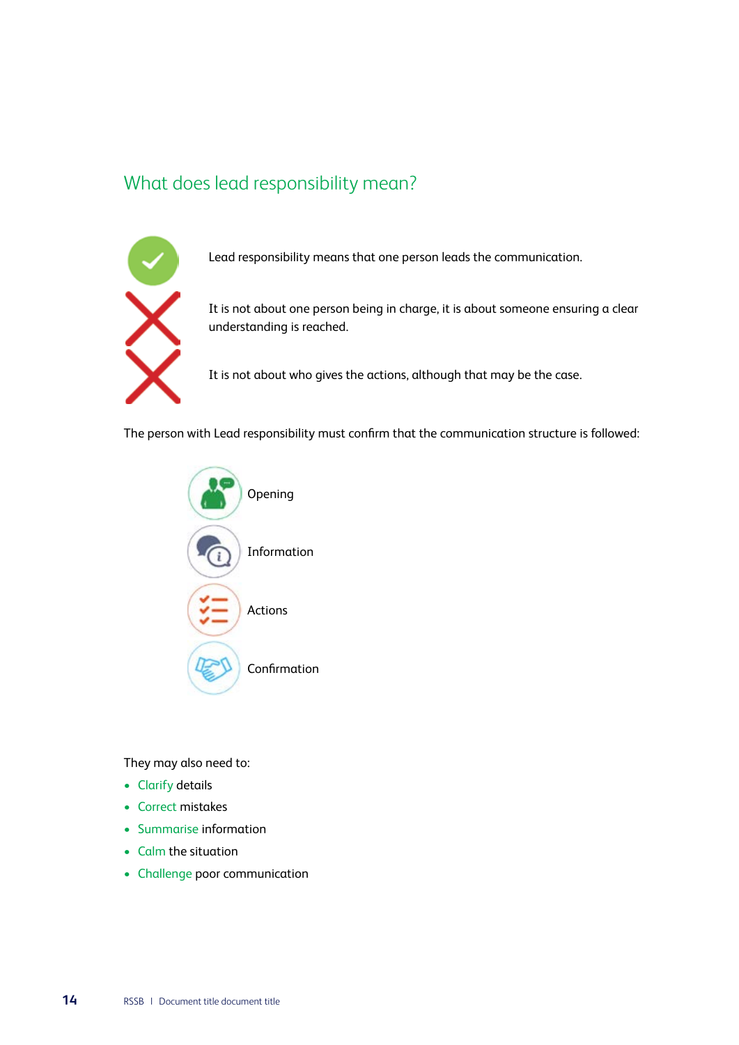## What does lead responsibility mean?

Lead responsibility means that one person leads the communication.

It is not about one person being in charge, it is about someone ensuring a clear understanding is reached.

It is not about who gives the actions, although that may be the case.

The person with Lead responsibility must confirm that the communication structure is followed:

- Opening
- Information
- Actions
- Confirmation

They may also need to:

- Clarify details
- Correct mistakes
- Summarise information
- Calm the situation
- Challenge poor communication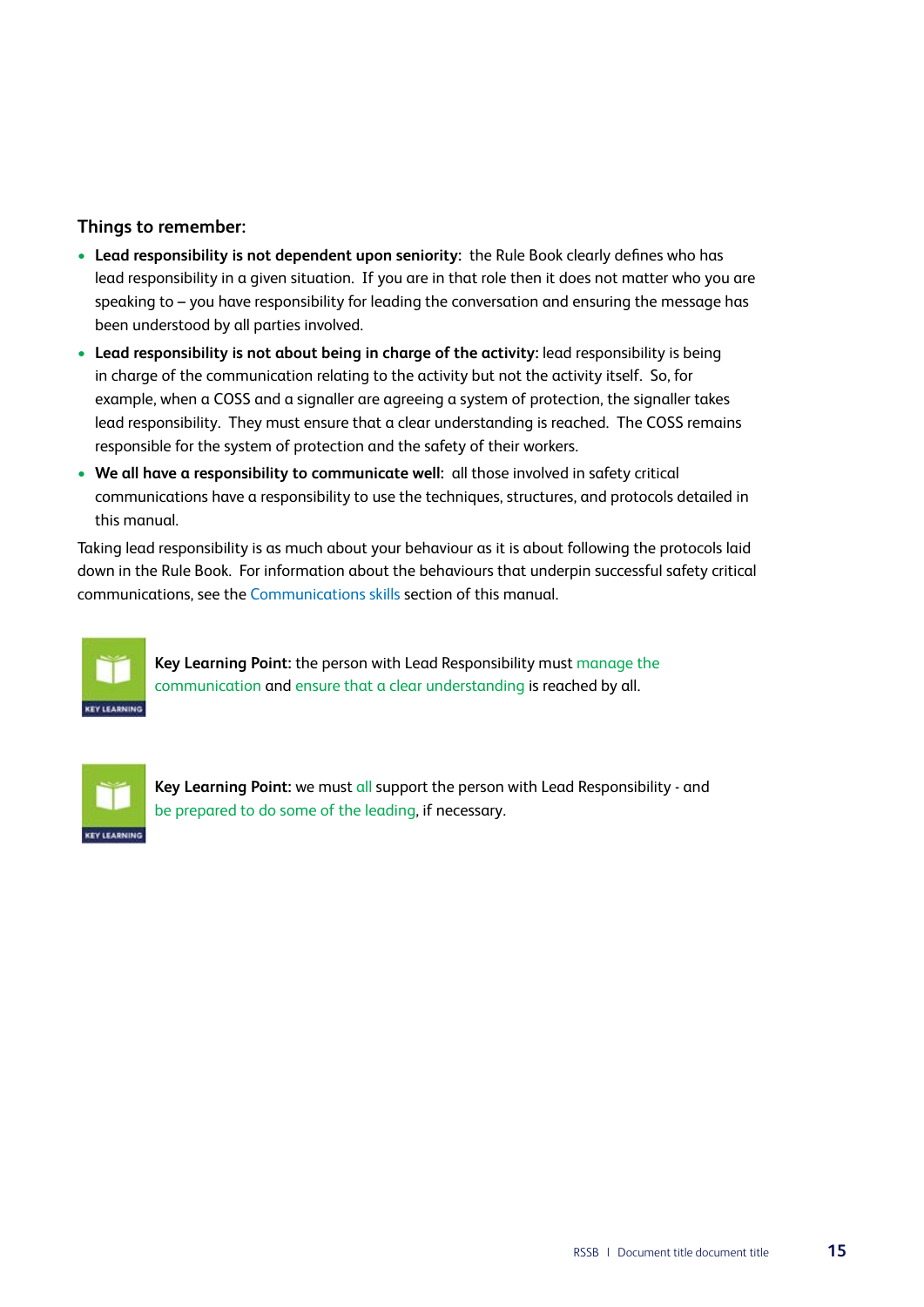### Things to remember:

- **Lead responsibility is not dependent upon seniority:** the Rule Book clearly defines who has lead responsibility in a given situation. If you are in that role then it does not matter who you are speaking to – you have responsibility for leading the conversation and ensuring the message has been understood by all parties involved.
- **Lead responsibility is not about being in charge of the activity:** lead responsibility is being in charge of the communication relating to the activity but not the activity itself. So, for example, when a COSS and a signaller are agreeing a system of protection, the signaller takes lead responsibility. They must ensure that a clear understanding is reached. The COSS remains responsible for the system of protection and the safety of their workers.
- **We all have a responsibility to communicate well:** all those involved in safety critical communications have a responsibility to use the techniques, structures, and protocols detailed in this manual.

Taking lead responsibility is as much about your behaviour as it is about following the protocols laid down in the Rule Book. For information about the behaviours that underpin successful safety critical communications, see the Communications skills section of this manual.

KEY LEARNING

**Key Learning Point:** the person with Lead Responsibility must manage the communication and ensure that a clear understanding is reached by all.

KEY LEARNING

**Key Learning Point:** we must all support the person with Lead Responsibility - and be prepared to do some of the leading, if necessary.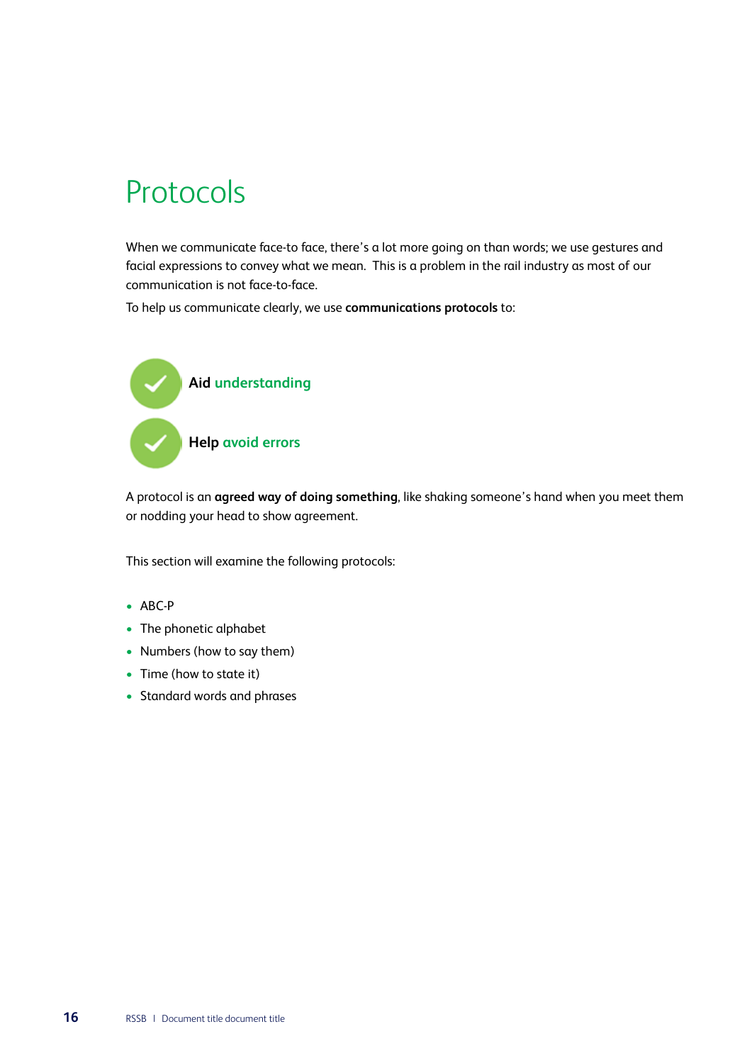# Protocols

When we communicate face-to face, there's a lot more going on than words; we use gestures and facial expressions to convey what we mean. This is a problem in the rail industry as most of our communication is not face-to-face.

To help us communicate clearly, we use **communications protocols** to:

- **Aid understanding**
- **Help avoid errors**

A protocol is an **agreed way of doing something**, like shaking someone's hand when you meet them or nodding your head to show agreement.

This section will examine the following protocols:

- ABC-P
- The phonetic alphabet
- Numbers (how to say them)
- Time (how to state it)
- Standard words and phrases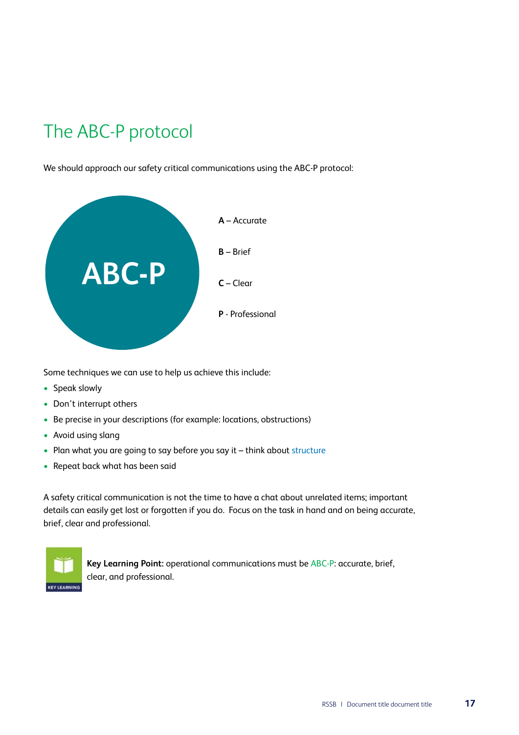# The ABC-P protocol

We should approach our safety critical communications using the ABC-P protocol:

ABC-P

**A** – Accurate

**B** – Brief

**C** – Clear

**P** - Professional

Some techniques we can use to help us achieve this include:

- Speak slowly
- Don't interrupt others
- Be precise in your descriptions (for example: locations, obstructions)
- Avoid using slang
- Plan what you are going to say before you say it – think about structure
- Repeat back what has been said

A safety critical communication is not the time to have a chat about unrelated items; important details can easily get lost or forgotten if you do. Focus on the task in hand and on being accurate, brief, clear and professional.

KEY LEARNING

**Key Learning Point:** operational communications must be ABC-P: accurate, brief, clear, and professional.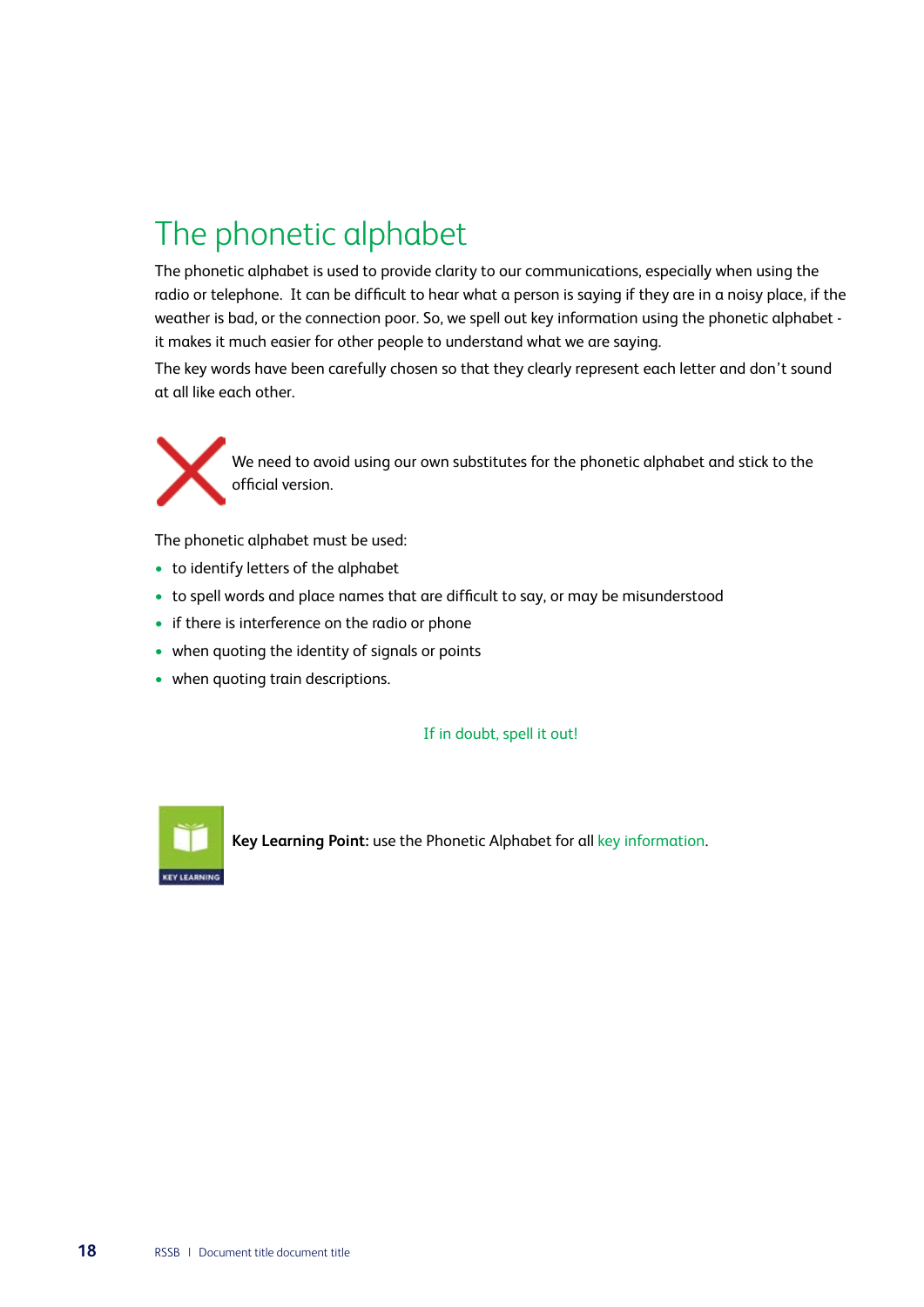# The phonetic alphabet

The phonetic alphabet is used to provide clarity to our communications, especially when using the radio or telephone. It can be difficult to hear what a person is saying if they are in a noisy place, if the weather is bad, or the connection poor. So, we spell out key information using the phonetic alphabet - it makes it much easier for other people to understand what we are saying.

The key words have been carefully chosen so that they clearly represent each letter and don't sound at all like each other.

We need to avoid using our own substitutes for the phonetic alphabet and stick to the official version.

The phonetic alphabet must be used:

- to identify letters of the alphabet
- to spell words and place names that are difficult to say, or may be misunderstood
- if there is interference on the radio or phone
- when quoting the identity of signals or points
- when quoting train descriptions.

If in doubt, spell it out!

**Key Learning Point:** use the Phonetic Alphabet for all key information.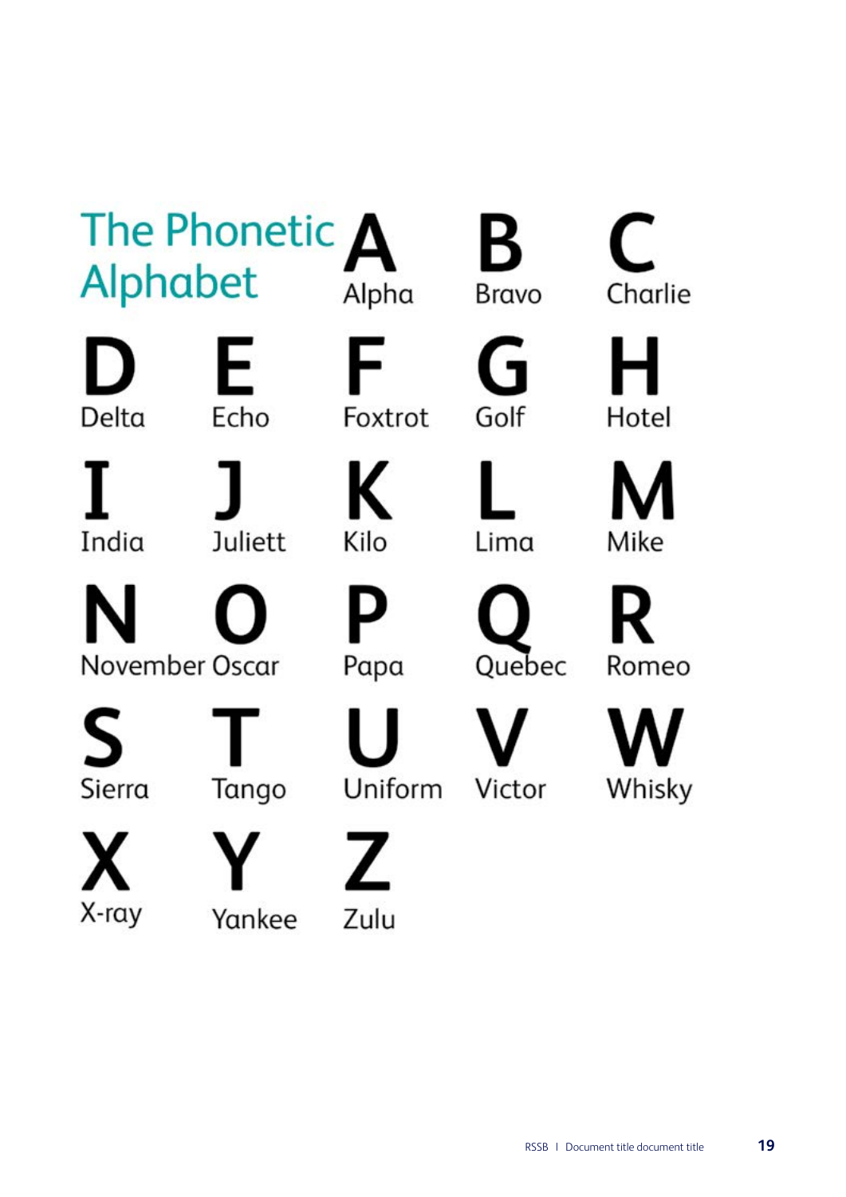# The Phonetic Alphabet

| | | | | |
|---|---|---|---|---|
| | | **A** Alpha | **B** Bravo | **C** Charlie |
| **D** Delta | **E** Echo | **F** Foxtrot | **G** Golf | **H** Hotel |
| **I** India | **J** Juliett | **K** Kilo | **L** Lima | **M** Mike |
| **N** November | **O** Oscar | **P** Papa | **Q** Quebec | **R** Romeo |
| **S** Sierra | **T** Tango | **U** Uniform | **V** Victor | **W** Whisky |
| **X** X-ray | **Y** Yankee | **Z** Zulu | | |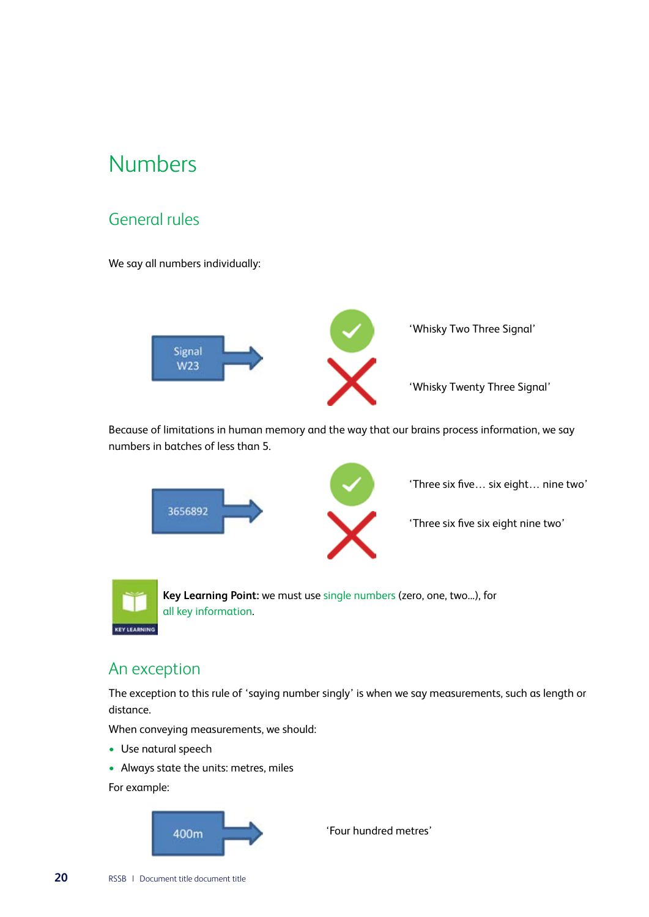# Numbers

## General rules

We say all numbers individually:

Signal W23

✓ 'Whisky Two Three Signal'

✗ 'Whisky Twenty Three Signal'

Because of limitations in human memory and the way that our brains process information, we say numbers in batches of less than 5.

3656892

✓ 'Three six five… six eight… nine two'

✗ 'Three six five six eight nine two'

**Key Learning Point:** we must use single numbers (zero, one, two...), for all key information.

## An exception

The exception to this rule of 'saying number singly' is when we say measurements, such as length or distance.

When conveying measurements, we should:

- Use natural speech
- Always state the units: metres, miles

For example:

400m

'Four hundred metres'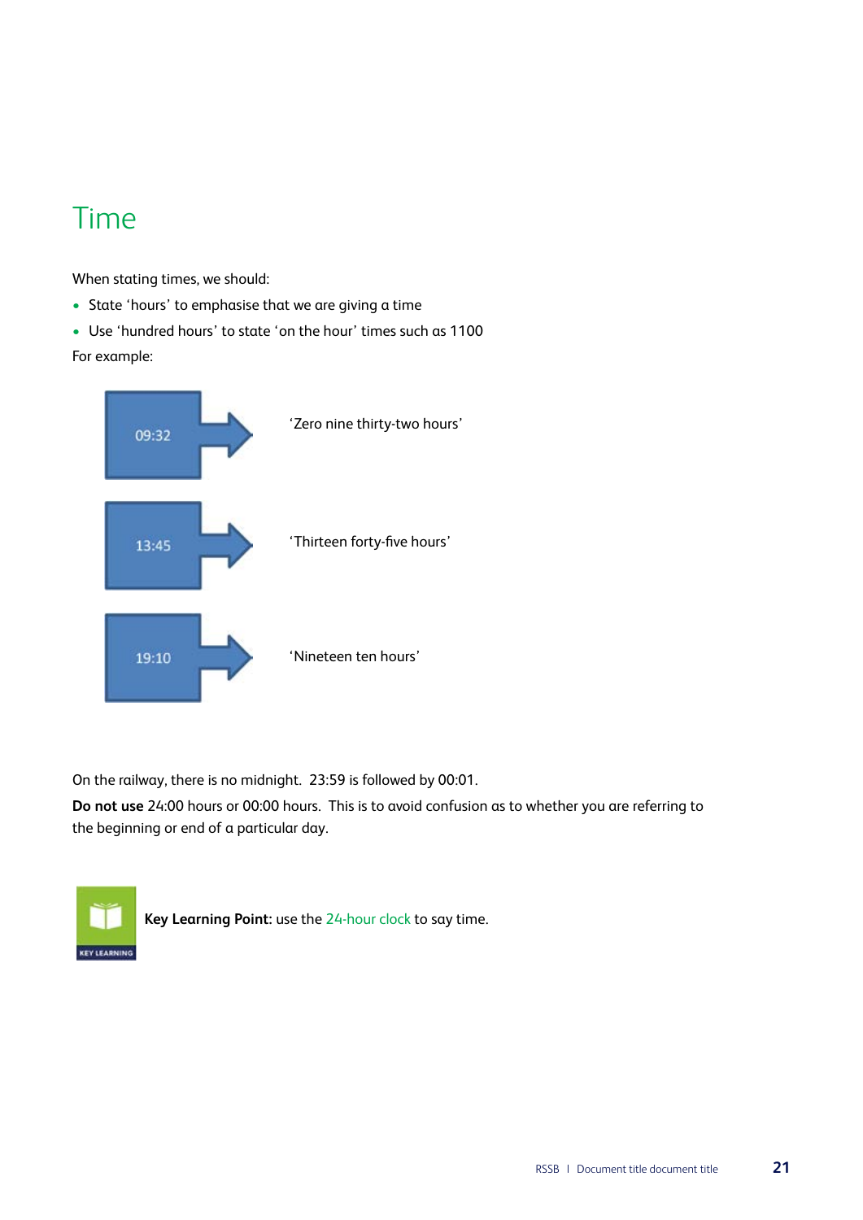# Time

When stating times, we should:

- State 'hours' to emphasise that we are giving a time
- Use 'hundred hours' to state 'on the hour' times such as 1100

For example:

| | |
|---|---|
| 09:32 | 'Zero nine thirty-two hours' |
| 13:45 | 'Thirteen forty-five hours' |
| 19:10 | 'Nineteen ten hours' |

On the railway, there is no midnight. 23:59 is followed by 00:01.

**Do not use** 24:00 hours or 00:00 hours. This is to avoid confusion as to whether you are referring to the beginning or end of a particular day.

KEY LEARNING

**Key Learning Point:** use the 24-hour clock to say time.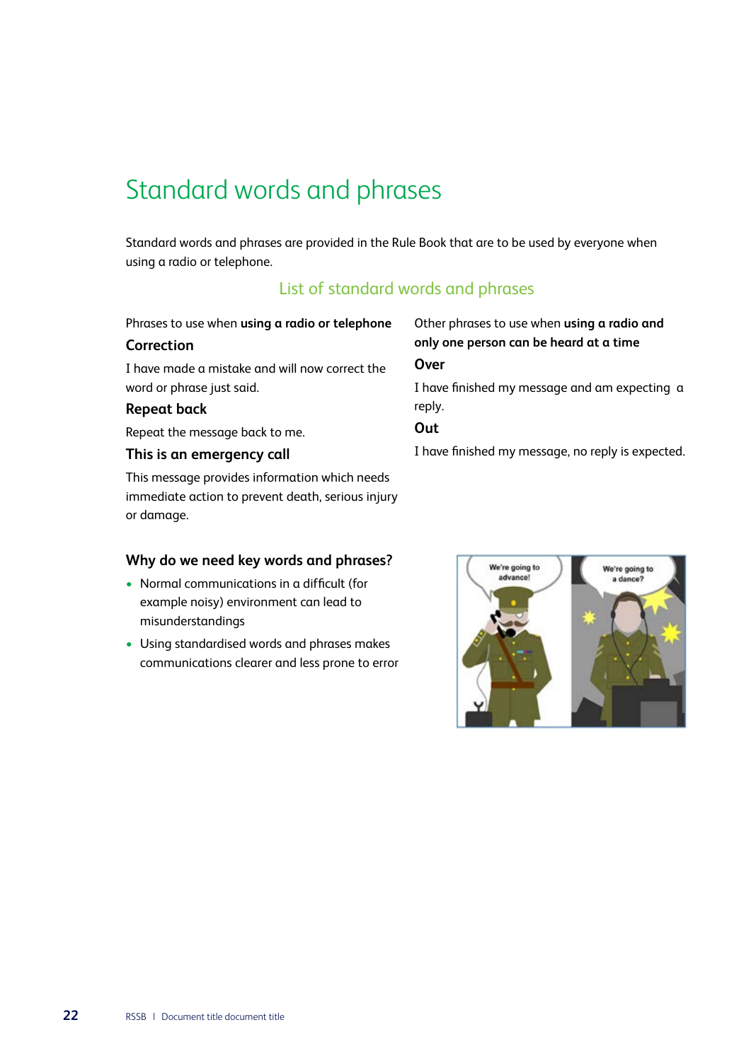# Standard words and phrases

Standard words and phrases are provided in the Rule Book that are to be used by everyone when using a radio or telephone.

## List of standard words and phrases

Phrases to use when **using a radio or telephone**

### Correction

I have made a mistake and will now correct the word or phrase just said.

### Repeat back

Repeat the message back to me.

### This is an emergency call

This message provides information which needs immediate action to prevent death, serious injury or damage.

Other phrases to use when **using a radio and only one person can be heard at a time**

### Over

I have finished my message and am expecting a reply.

### Out

I have finished my message, no reply is expected.

### Why do we need key words and phrases?

- Normal communications in a difficult (for example noisy) environment can lead to misunderstandings
- Using standardised words and phrases makes communications clearer and less prone to error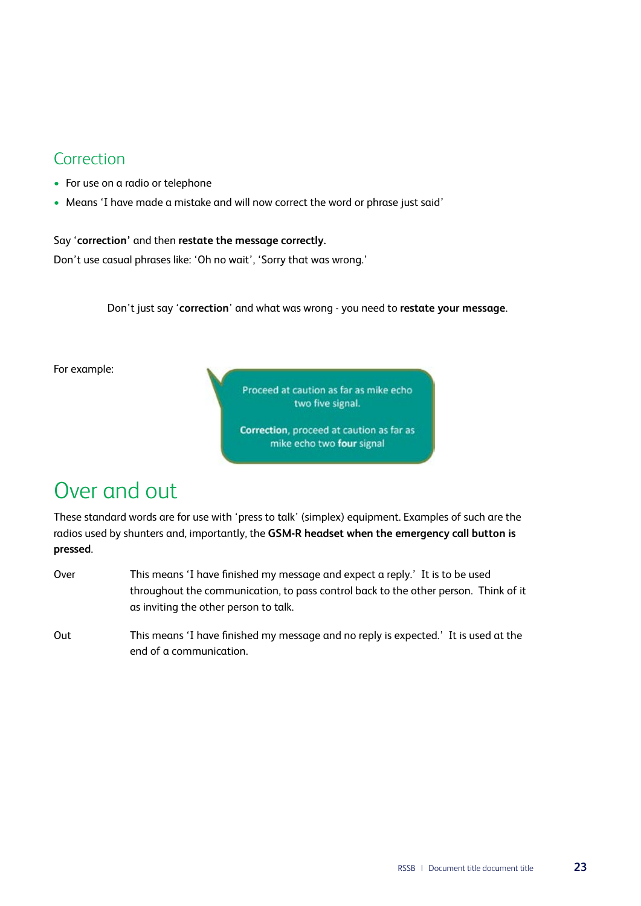## Correction

- For use on a radio or telephone
- Means 'I have made a mistake and will now correct the word or phrase just said'

Say '**correction'** and then **restate the message correctly.**

Don't use casual phrases like: 'Oh no wait', 'Sorry that was wrong.'

Don't just say '**correction**' and what was wrong - you need to **restate your message**.

For example:

Proceed at caution as far as mike echo two five signal.

**Correction**, proceed at caution as far as mike echo two **four** signal

## Over and out

These standard words are for use with 'press to talk' (simplex) equipment. Examples of such are the radios used by shunters and, importantly, the **GSM-R headset when the emergency call button is pressed**.

Over — This means 'I have finished my message and expect a reply.' It is to be used throughout the communication, to pass control back to the other person. Think of it as inviting the other person to talk.

Out — This means 'I have finished my message and no reply is expected.' It is used at the end of a communication.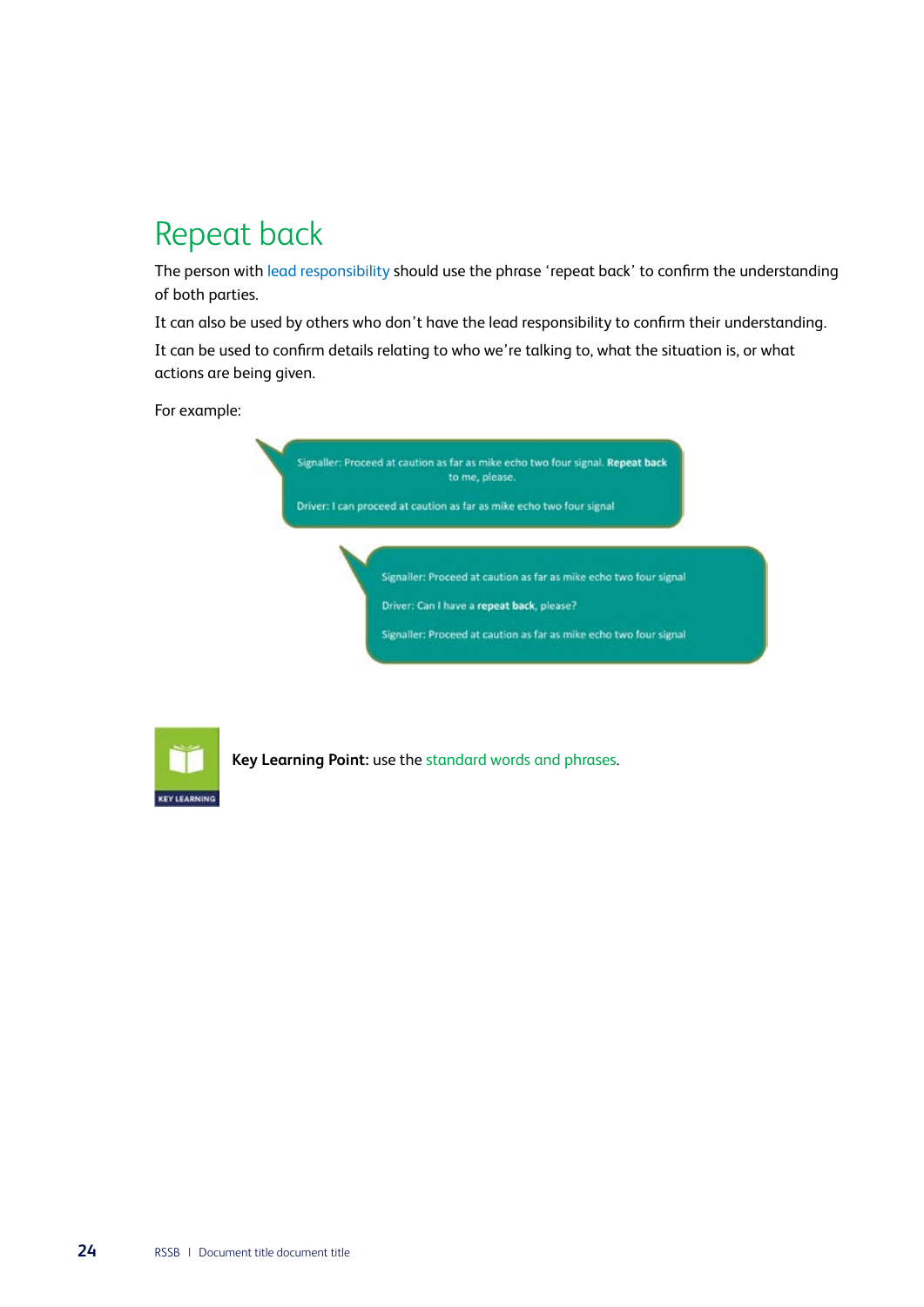# Repeat back

The person with lead responsibility should use the phrase 'repeat back' to confirm the understanding of both parties.

It can also be used by others who don't have the lead responsibility to confirm their understanding.

It can be used to confirm details relating to who we're talking to, what the situation is, or what actions are being given.

For example:

Signaller: Proceed at caution as far as mike echo two four signal. **Repeat back** to me, please.

Driver: I can proceed at caution as far as mike echo two four signal

Signaller: Proceed at caution as far as mike echo two four signal

Driver: Can I have a **repeat back**, please?

Signaller: Proceed at caution as far as mike echo two four signal

KEY LEARNING

**Key Learning Point:** use the standard words and phrases.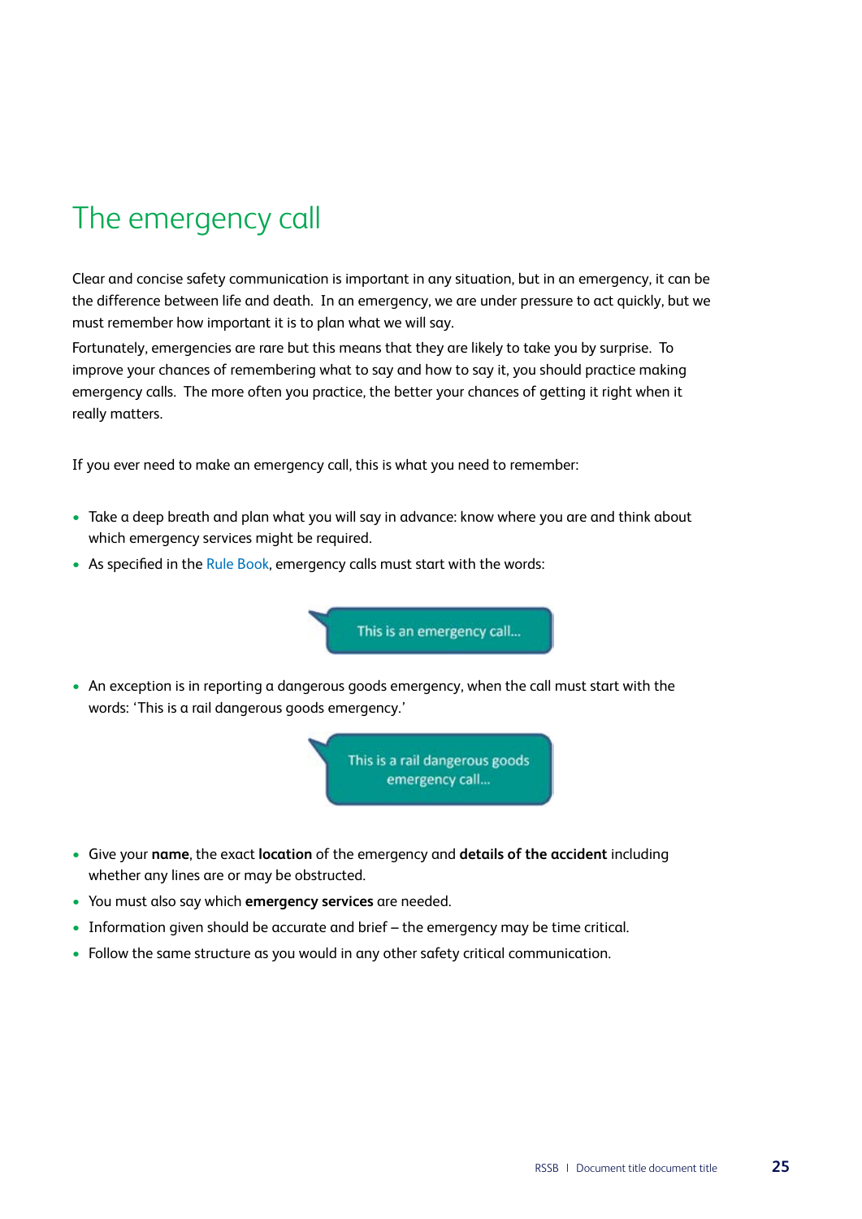# The emergency call

Clear and concise safety communication is important in any situation, but in an emergency, it can be the difference between life and death. In an emergency, we are under pressure to act quickly, but we must remember how important it is to plan what we will say.

Fortunately, emergencies are rare but this means that they are likely to take you by surprise. To improve your chances of remembering what to say and how to say it, you should practice making emergency calls. The more often you practice, the better your chances of getting it right when it really matters.

If you ever need to make an emergency call, this is what you need to remember:

- Take a deep breath and plan what you will say in advance: know where you are and think about which emergency services might be required.
- As specified in the Rule Book, emergency calls must start with the words:

This is an emergency call...

- An exception is in reporting a dangerous goods emergency, when the call must start with the words: 'This is a rail dangerous goods emergency.'

This is a rail dangerous goods emergency call...

- Give your **name**, the exact **location** of the emergency and **details of the accident** including whether any lines are or may be obstructed.
- You must also say which **emergency services** are needed.
- Information given should be accurate and brief – the emergency may be time critical.
- Follow the same structure as you would in any other safety critical communication.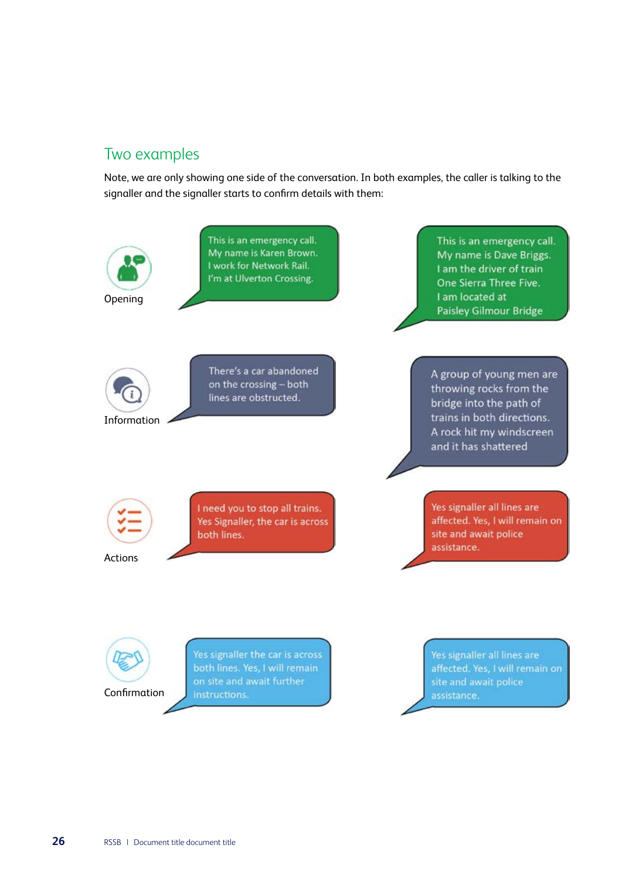## Two examples

Note, we are only showing one side of the conversation. In both examples, the caller is talking to the signaller and the signaller starts to confirm details with them:

| | Example 1 | Example 2 |
|---|---|---|
| Opening | This is an emergency call. My name is Karen Brown. I work for Network Rail. I'm at Ulverton Crossing. | This is an emergency call. My name is Dave Briggs. I am the driver of train One Sierra Three Five. I am located at Paisley Gilmour Bridge |
| Information | There's a car abandoned on the crossing – both lines are obstructed. | A group of young men are throwing rocks from the bridge into the path of trains in both directions. A rock hit my windscreen and it has shattered |
| Actions | I need you to stop all trains. Yes Signaller, the car is across both lines. | Yes signaller all lines are affected. Yes, I will remain on site and await police assistance. |
| Confirmation | Yes signaller the car is across both lines. Yes, I will remain on site and await further instructions. | Yes signaller all lines are affected. Yes, I will remain on site and await police assistance. |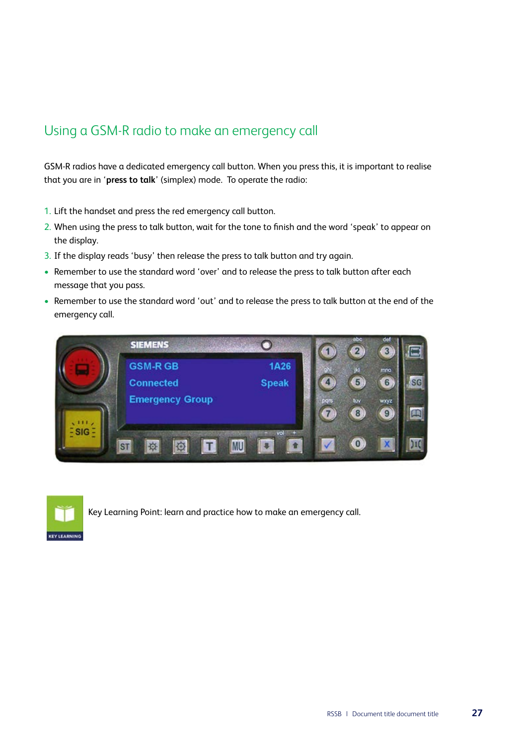## Using a GSM-R radio to make an emergency call

GSM-R radios have a dedicated emergency call button. When you press this, it is important to realise that you are in '**press to talk**' (simplex) mode. To operate the radio:

1. Lift the handset and press the red emergency call button.
2. When using the press to talk button, wait for the tone to finish and the word 'speak' to appear on the display.
3. If the display reads 'busy' then release the press to talk button and try again.

- Remember to use the standard word 'over' and to release the press to talk button after each message that you pass.
- Remember to use the standard word 'out' and to release the press to talk button at the end of the emergency call.

Key Learning Point: learn and practice how to make an emergency call.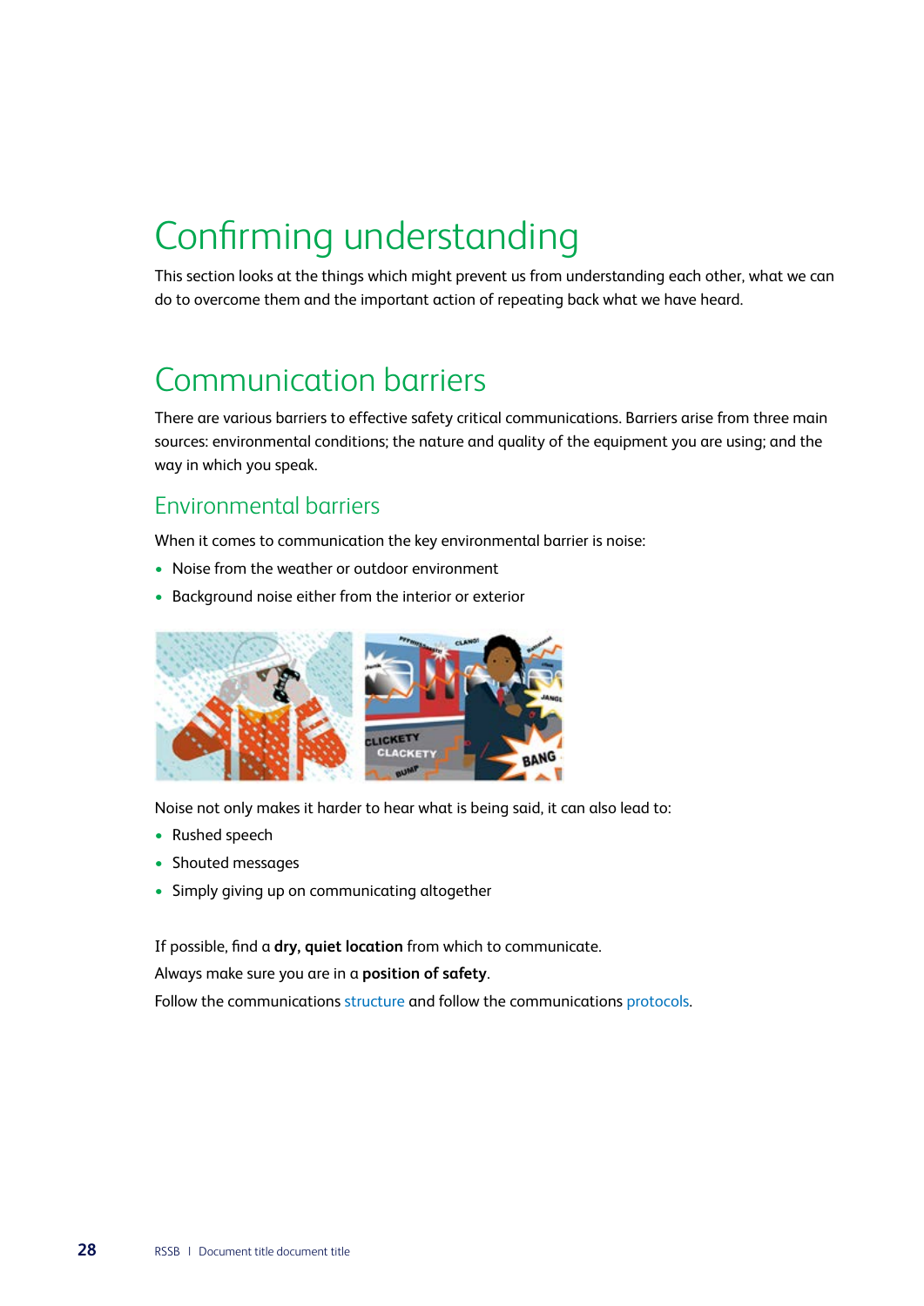# Confirming understanding

This section looks at the things which might prevent us from understanding each other, what we can do to overcome them and the important action of repeating back what we have heard.

# Communication barriers

There are various barriers to effective safety critical communications. Barriers arise from three main sources: environmental conditions; the nature and quality of the equipment you are using; and the way in which you speak.

## Environmental barriers

When it comes to communication the key environmental barrier is noise:

- Noise from the weather or outdoor environment
- Background noise either from the interior or exterior

Noise not only makes it harder to hear what is being said, it can also lead to:

- Rushed speech
- Shouted messages
- Simply giving up on communicating altogether

If possible, find a **dry, quiet location** from which to communicate.

Always make sure you are in a **position of safety**.

Follow the communications structure and follow the communications protocols.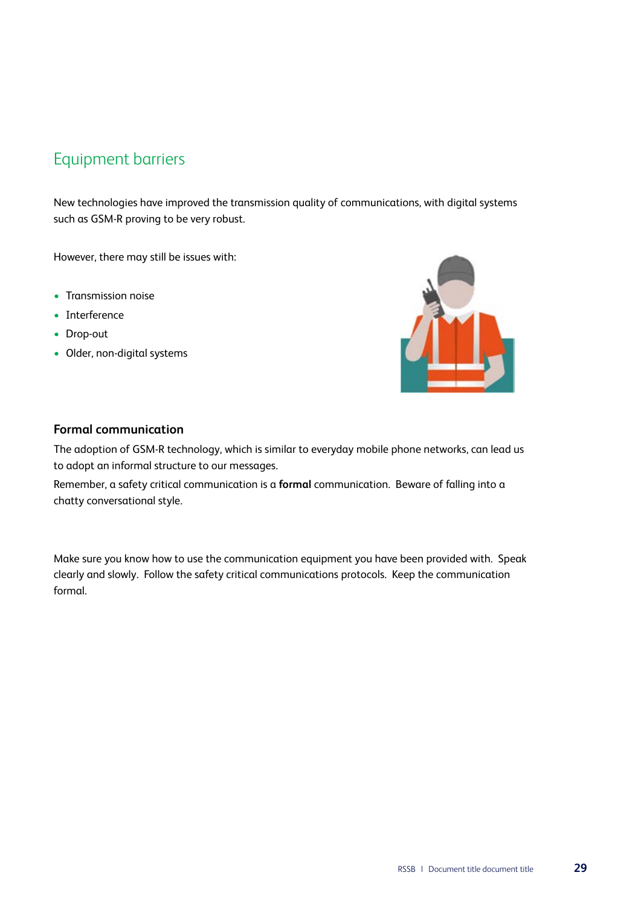## Equipment barriers

New technologies have improved the transmission quality of communications, with digital systems such as GSM-R proving to be very robust.

However, there may still be issues with:

- Transmission noise
- Interference
- Drop-out
- Older, non-digital systems

### Formal communication

The adoption of GSM-R technology, which is similar to everyday mobile phone networks, can lead us to adopt an informal structure to our messages.

Remember, a safety critical communication is a **formal** communication. Beware of falling into a chatty conversational style.

Make sure you know how to use the communication equipment you have been provided with. Speak clearly and slowly. Follow the safety critical communications protocols. Keep the communication formal.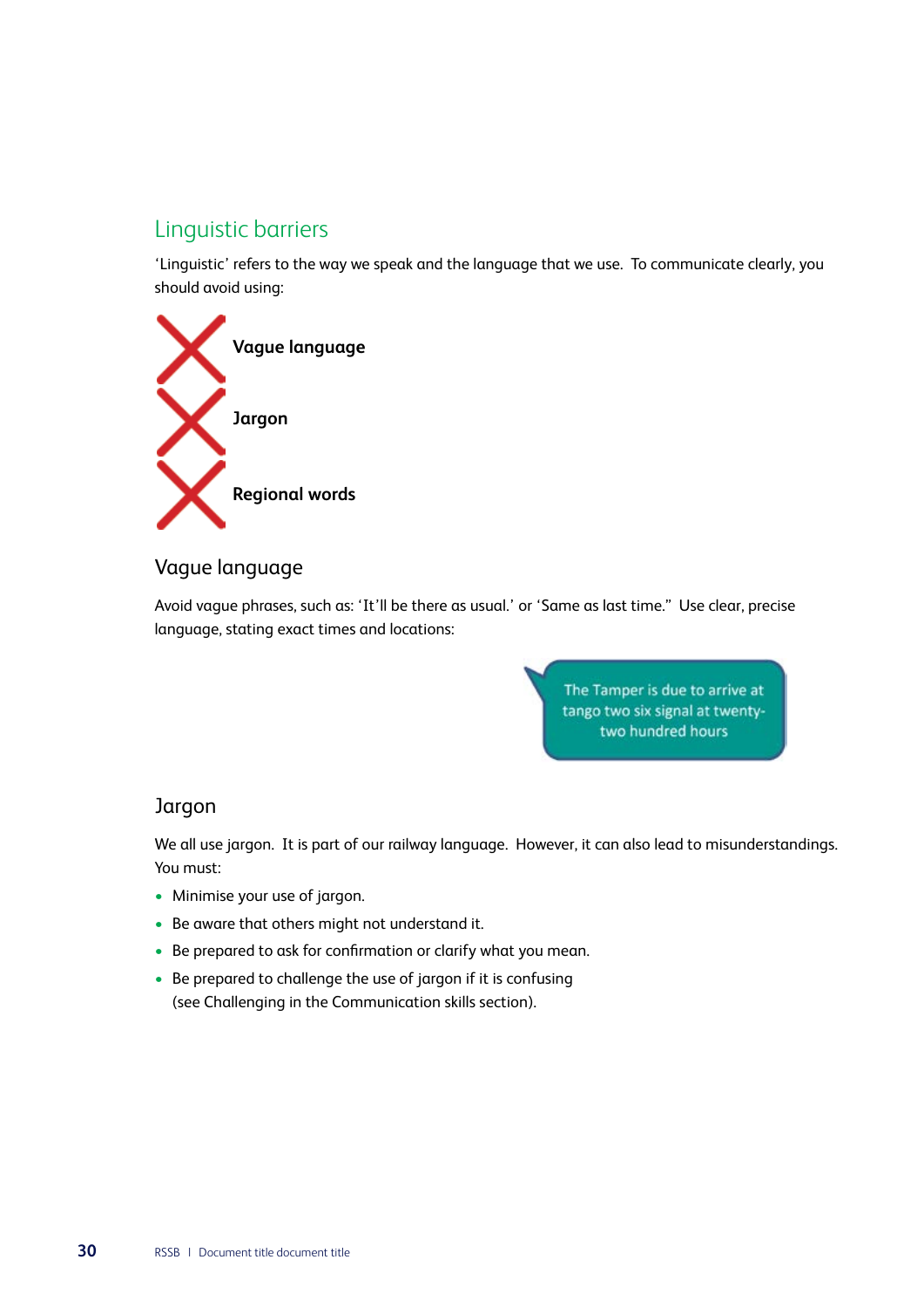## Linguistic barriers

'Linguistic' refers to the way we speak and the language that we use.  To communicate clearly, you should avoid using:

- **Vague language**
- **Jargon**
- **Regional words**

### Vague language

Avoid vague phrases, such as: 'It'll be there as usual.' or 'Same as last time."  Use clear, precise language, stating exact times and locations:

> The Tamper is due to arrive at tango two six signal at twenty-two hundred hours

### Jargon

We all use jargon.  It is part of our railway language.  However, it can also lead to misunderstandings.  You must:

- Minimise your use of jargon.
- Be aware that others might not understand it.
- Be prepared to ask for confirmation or clarify what you mean.
- Be prepared to challenge the use of jargon if it is confusing (see Challenging in the Communication skills section).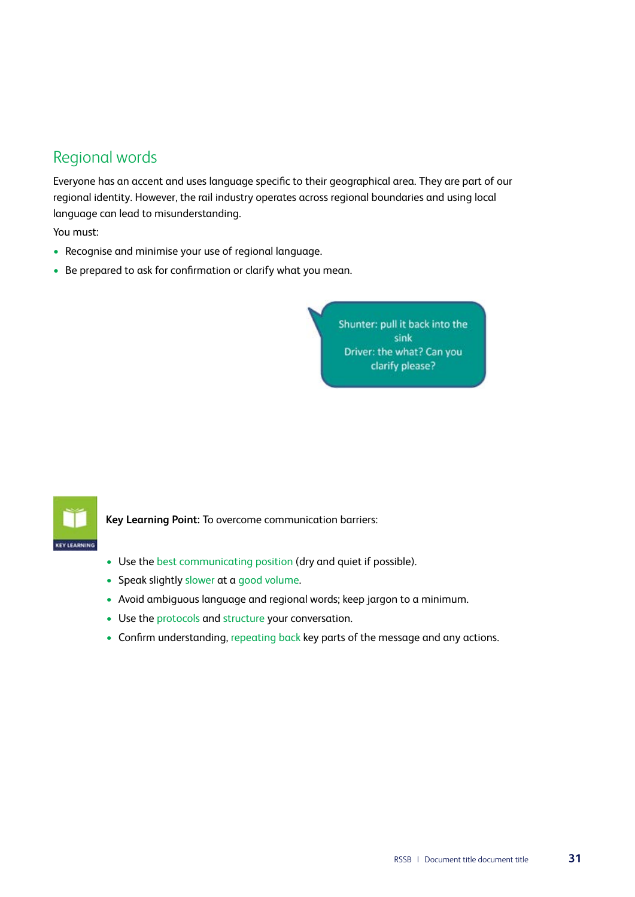## Regional words

Everyone has an accent and uses language specific to their geographical area. They are part of our regional identity. However, the rail industry operates across regional boundaries and using local language can lead to misunderstanding.

You must:

- Recognise and minimise your use of regional language.
- Be prepared to ask for confirmation or clarify what you mean.

Shunter: pull it back into the sink
Driver: the what? Can you clarify please?

KEY LEARNING

**Key Learning Point:** To overcome communication barriers:

- Use the best communicating position (dry and quiet if possible).
- Speak slightly slower at a good volume.
- Avoid ambiguous language and regional words; keep jargon to a minimum.
- Use the protocols and structure your conversation.
- Confirm understanding, repeating back key parts of the message and any actions.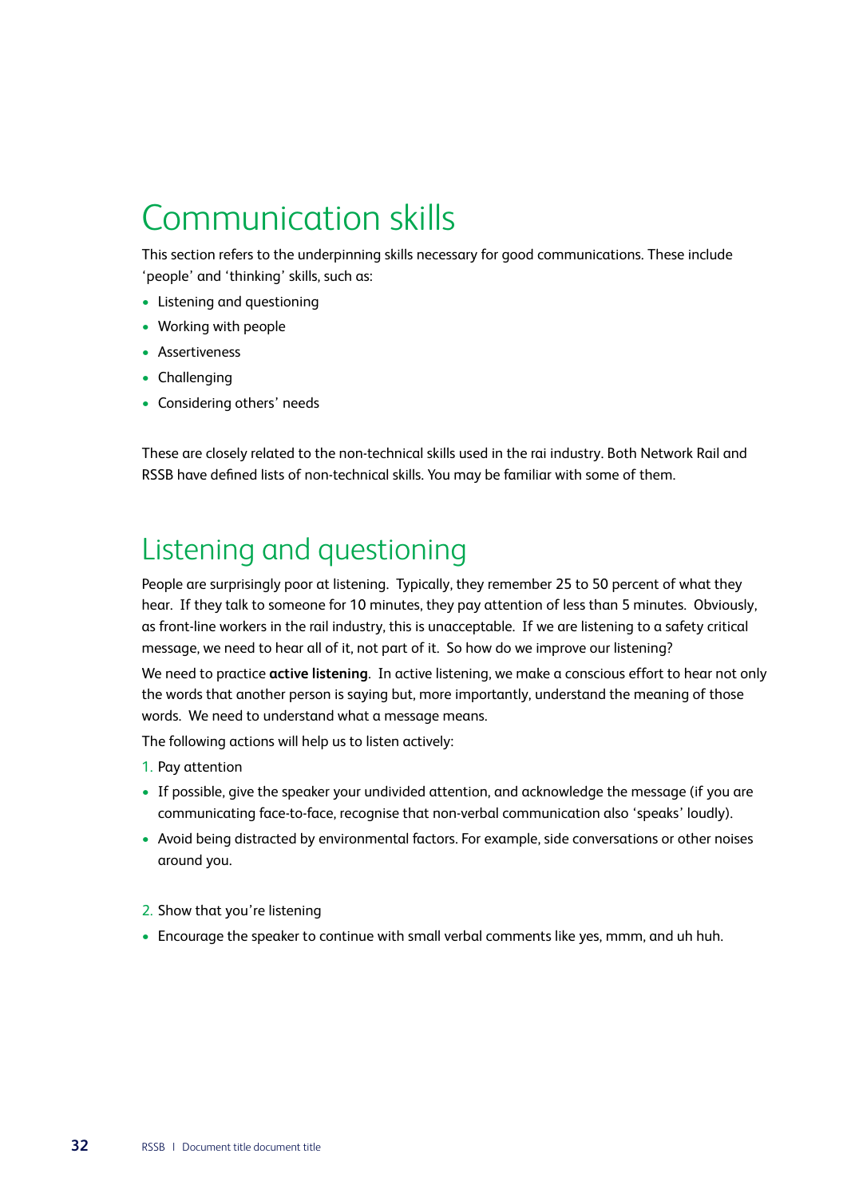# Communication skills

This section refers to the underpinning skills necessary for good communications. These include 'people' and 'thinking' skills, such as:

- Listening and questioning
- Working with people
- Assertiveness
- Challenging
- Considering others' needs

These are closely related to the non-technical skills used in the rai industry. Both Network Rail and RSSB have defined lists of non-technical skills. You may be familiar with some of them.

# Listening and questioning

People are surprisingly poor at listening. Typically, they remember 25 to 50 percent of what they hear. If they talk to someone for 10 minutes, they pay attention of less than 5 minutes. Obviously, as front-line workers in the rail industry, this is unacceptable. If we are listening to a safety critical message, we need to hear all of it, not part of it. So how do we improve our listening?

We need to practice **active listening**. In active listening, we make a conscious effort to hear not only the words that another person is saying but, more importantly, understand the meaning of those words. We need to understand what a message means.

The following actions will help us to listen actively:

1. Pay attention

- If possible, give the speaker your undivided attention, and acknowledge the message (if you are communicating face-to-face, recognise that non-verbal communication also 'speaks' loudly).
- Avoid being distracted by environmental factors. For example, side conversations or other noises around you.

2. Show that you're listening

- Encourage the speaker to continue with small verbal comments like yes, mmm, and uh huh.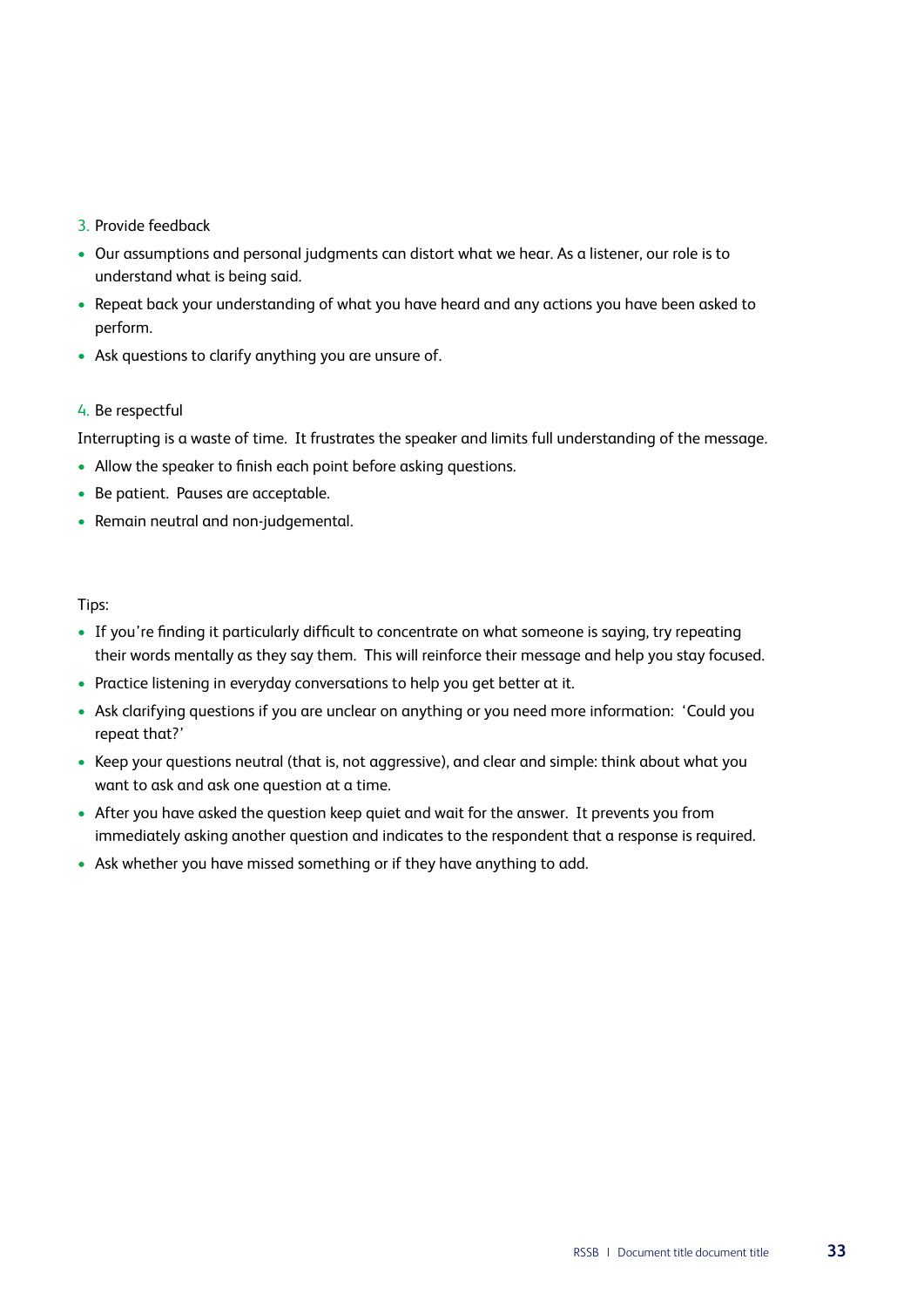3. Provide feedback

- Our assumptions and personal judgments can distort what we hear. As a listener, our role is to understand what is being said.
- Repeat back your understanding of what you have heard and any actions you have been asked to perform.
- Ask questions to clarify anything you are unsure of.

4. Be respectful

Interrupting is a waste of time. It frustrates the speaker and limits full understanding of the message.

- Allow the speaker to finish each point before asking questions.
- Be patient. Pauses are acceptable.
- Remain neutral and non-judgemental.

Tips:

- If you're finding it particularly difficult to concentrate on what someone is saying, try repeating their words mentally as they say them. This will reinforce their message and help you stay focused.
- Practice listening in everyday conversations to help you get better at it.
- Ask clarifying questions if you are unclear on anything or you need more information: 'Could you repeat that?'
- Keep your questions neutral (that is, not aggressive), and clear and simple: think about what you want to ask and ask one question at a time.
- After you have asked the question keep quiet and wait for the answer. It prevents you from immediately asking another question and indicates to the respondent that a response is required.
- Ask whether you have missed something or if they have anything to add.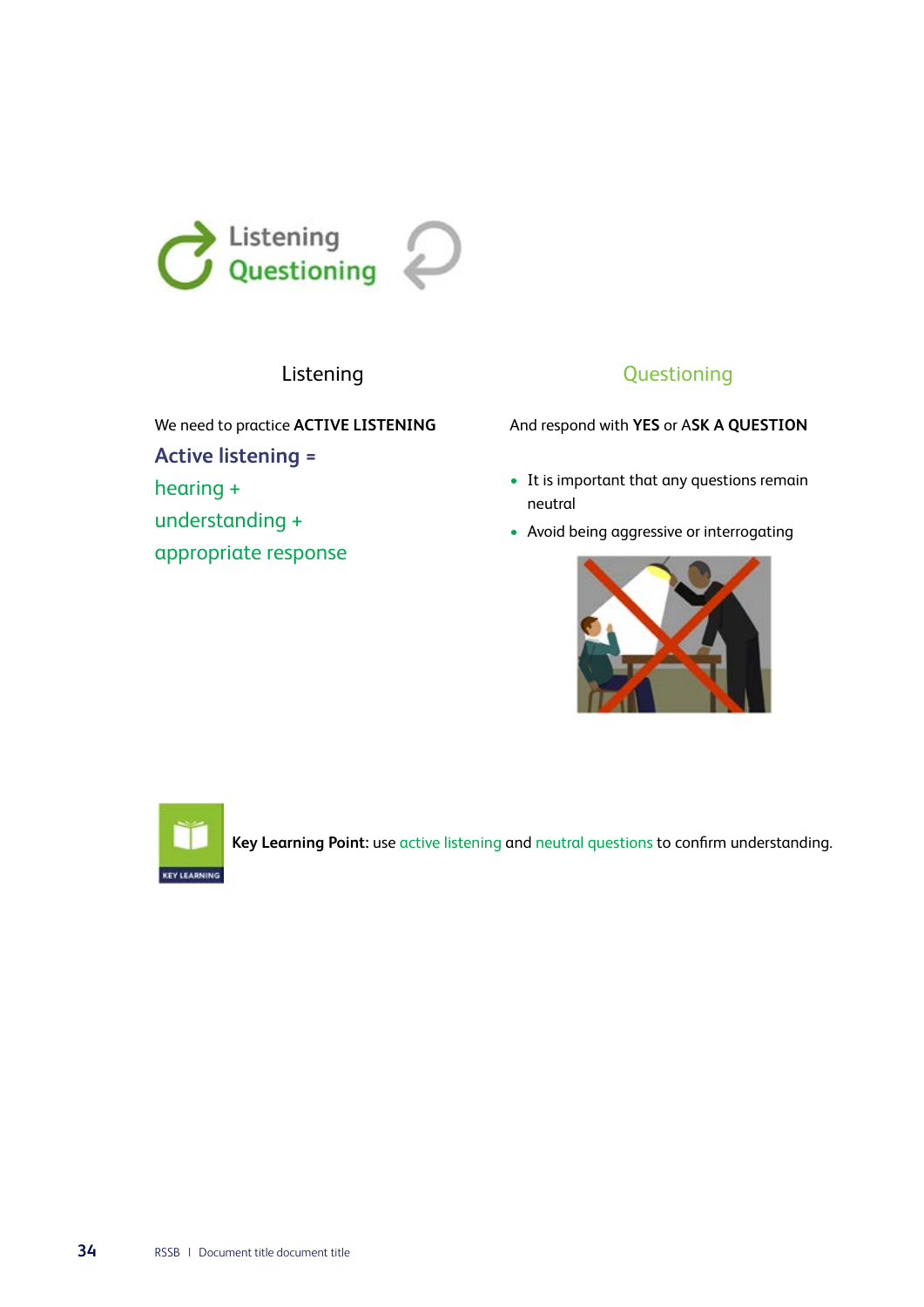# Listening Questioning

## Listening

We need to practice **ACTIVE LISTENING**

**Active listening =**
hearing +
understanding +
appropriate response

## Questioning

And respond with **YES** or A**SK A QUESTION**

- It is important that any questions remain neutral
- Avoid being aggressive or interrogating

**Key Learning Point:** use active listening and neutral questions to confirm understanding.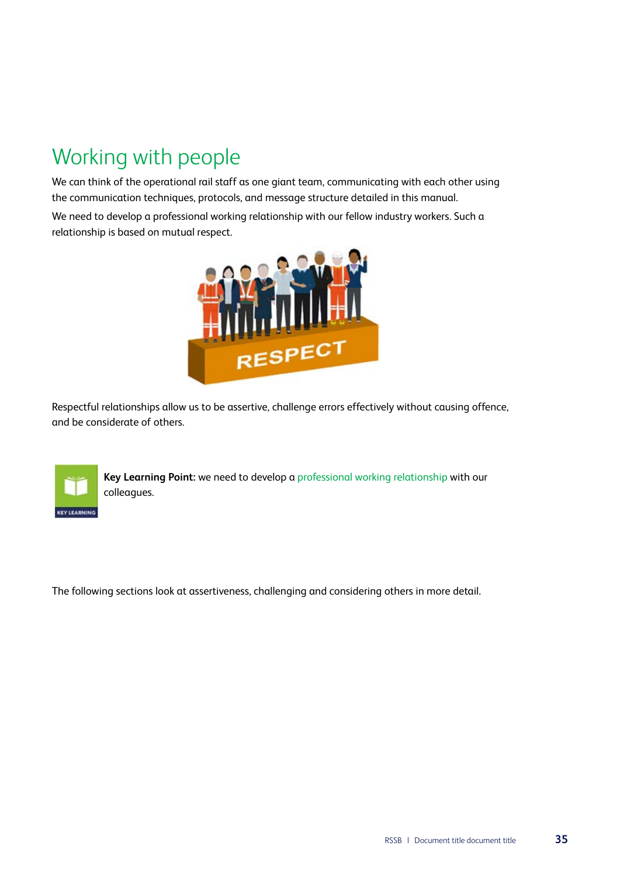# Working with people

We can think of the operational rail staff as one giant team, communicating with each other using the communication techniques, protocols, and message structure detailed in this manual.

We need to develop a professional working relationship with our fellow industry workers. Such a relationship is based on mutual respect.

Respectful relationships allow us to be assertive, challenge errors effectively without causing offence, and be considerate of others.

**Key Learning Point:** we need to develop a professional working relationship with our colleagues.

The following sections look at assertiveness, challenging and considering others in more detail.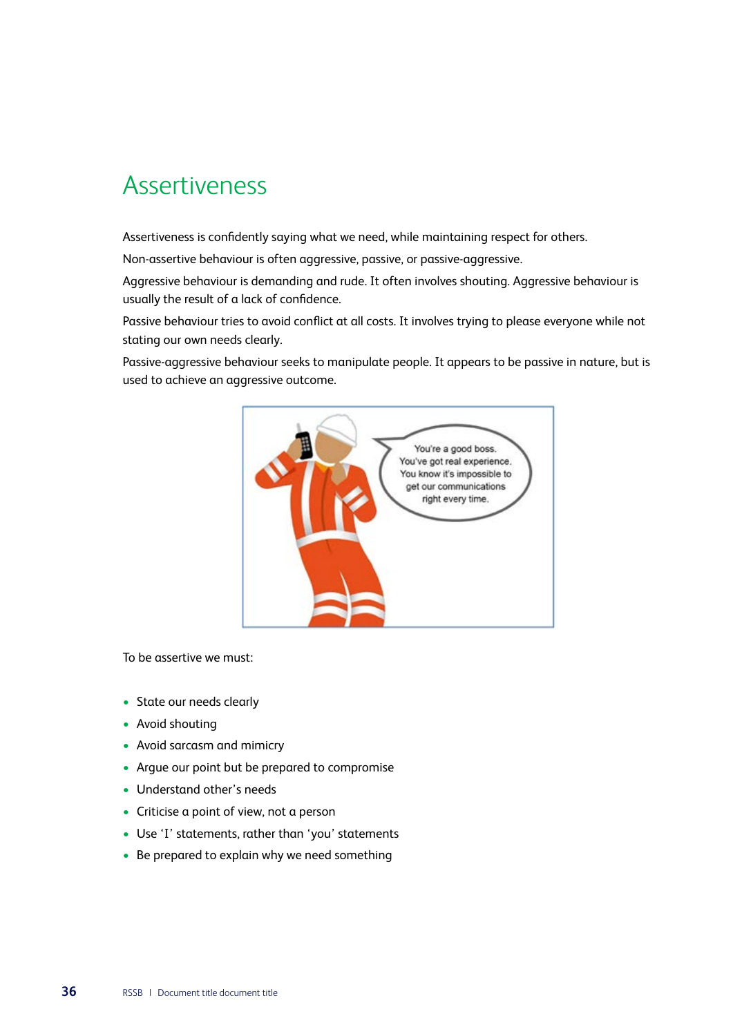# Assertiveness

Assertiveness is confidently saying what we need, while maintaining respect for others.

Non-assertive behaviour is often aggressive, passive, or passive-aggressive.

Aggressive behaviour is demanding and rude. It often involves shouting. Aggressive behaviour is usually the result of a lack of confidence.

Passive behaviour tries to avoid conflict at all costs. It involves trying to please everyone while not stating our own needs clearly.

Passive-aggressive behaviour seeks to manipulate people. It appears to be passive in nature, but is used to achieve an aggressive outcome.

To be assertive we must:

- State our needs clearly
- Avoid shouting
- Avoid sarcasm and mimicry
- Argue our point but be prepared to compromise
- Understand other's needs
- Criticise a point of view, not a person
- Use 'I' statements, rather than 'you' statements
- Be prepared to explain why we need something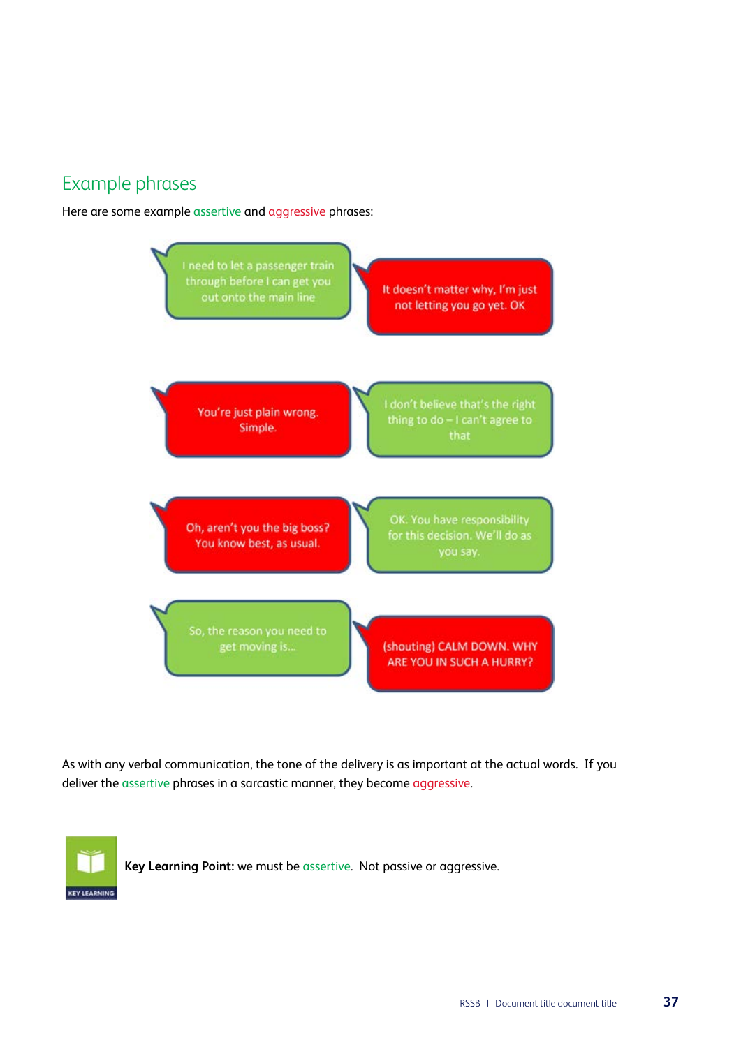## Example phrases

Here are some example assertive and aggressive phrases:

I need to let a passenger train through before I can get you out onto the main line

It doesn't matter why, I'm just not letting you go yet. OK

You're just plain wrong. Simple.

I don't believe that's the right thing to do – I can't agree to that

Oh, aren't you the big boss? You know best, as usual.

OK. You have responsibility for this decision. We'll do as you say.

So, the reason you need to get moving is...

(shouting) CALM DOWN. WHY ARE YOU IN SUCH A HURRY?

As with any verbal communication, the tone of the delivery is as important at the actual words. If you deliver the assertive phrases in a sarcastic manner, they become aggressive.

KEY LEARNING

**Key Learning Point:** we must be assertive. Not passive or aggressive.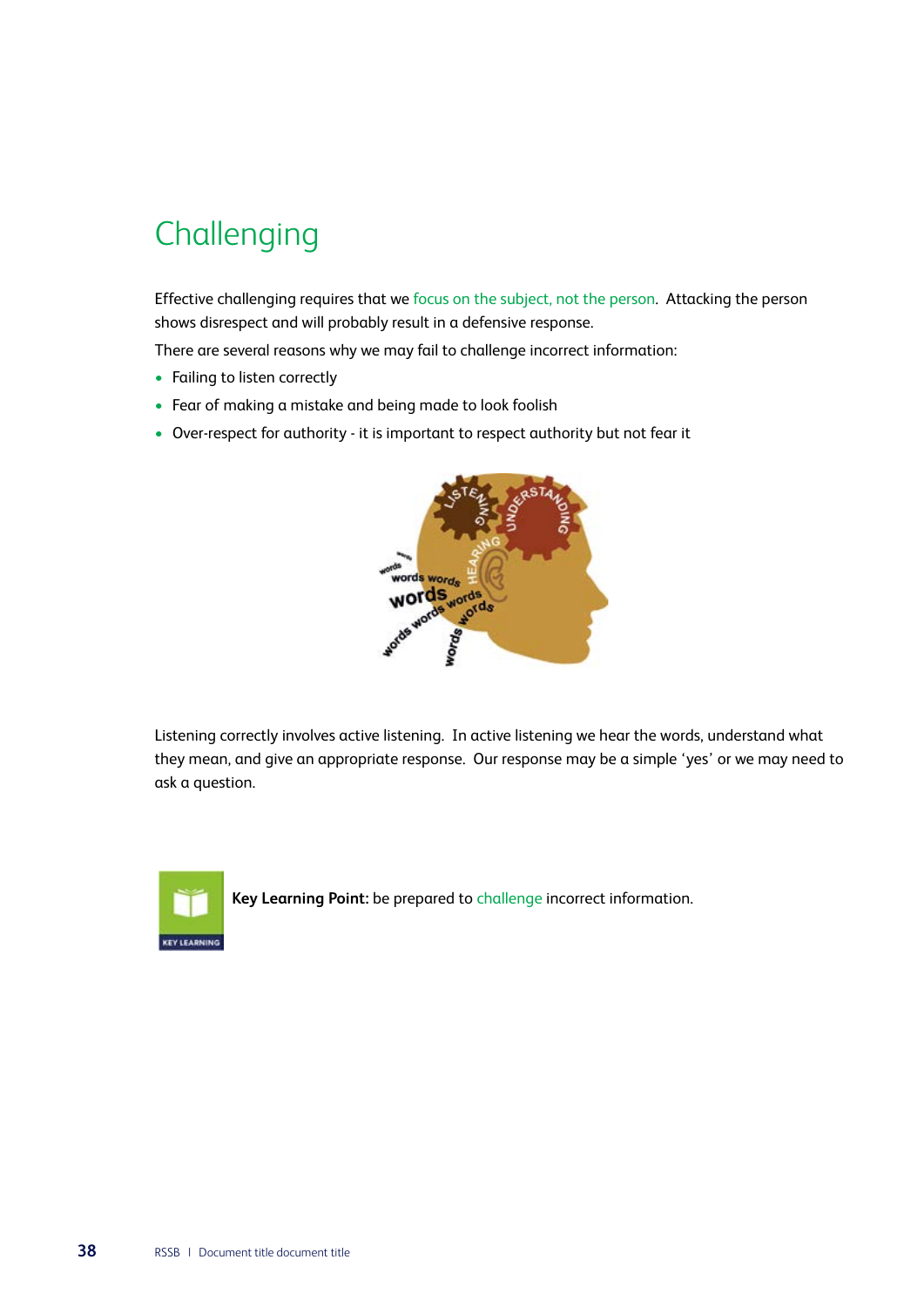# Challenging

Effective challenging requires that we focus on the subject, not the person. Attacking the person shows disrespect and will probably result in a defensive response.

There are several reasons why we may fail to challenge incorrect information:

- Failing to listen correctly
- Fear of making a mistake and being made to look foolish
- Over-respect for authority - it is important to respect authority but not fear it

Listening correctly involves active listening. In active listening we hear the words, understand what they mean, and give an appropriate response. Our response may be a simple 'yes' or we may need to ask a question.

**Key Learning Point:** be prepared to challenge incorrect information.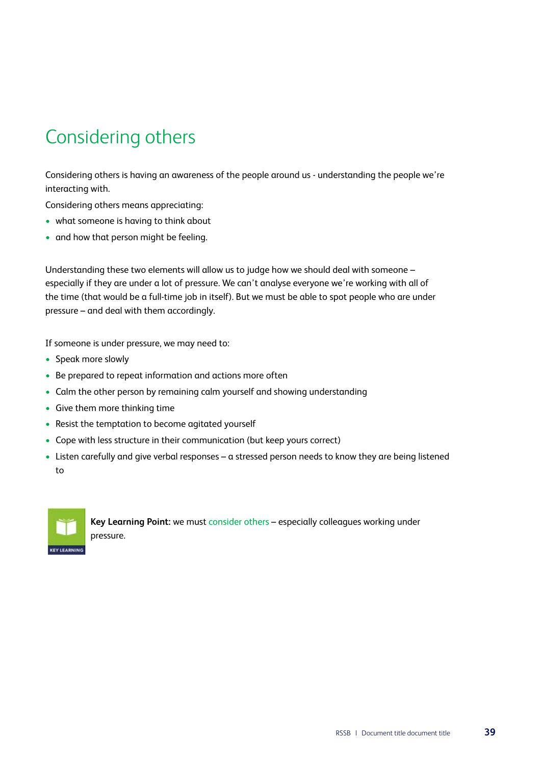# Considering others

Considering others is having an awareness of the people around us - understanding the people we're interacting with.

Considering others means appreciating:

- what someone is having to think about
- and how that person might be feeling.

Understanding these two elements will allow us to judge how we should deal with someone – especially if they are under a lot of pressure. We can't analyse everyone we're working with all of the time (that would be a full-time job in itself). But we must be able to spot people who are under pressure – and deal with them accordingly.

If someone is under pressure, we may need to:

- Speak more slowly
- Be prepared to repeat information and actions more often
- Calm the other person by remaining calm yourself and showing understanding
- Give them more thinking time
- Resist the temptation to become agitated yourself
- Cope with less structure in their communication (but keep yours correct)
- Listen carefully and give verbal responses – a stressed person needs to know they are being listened to

KEY LEARNING

**Key Learning Point:** we must consider others – especially colleagues working under pressure.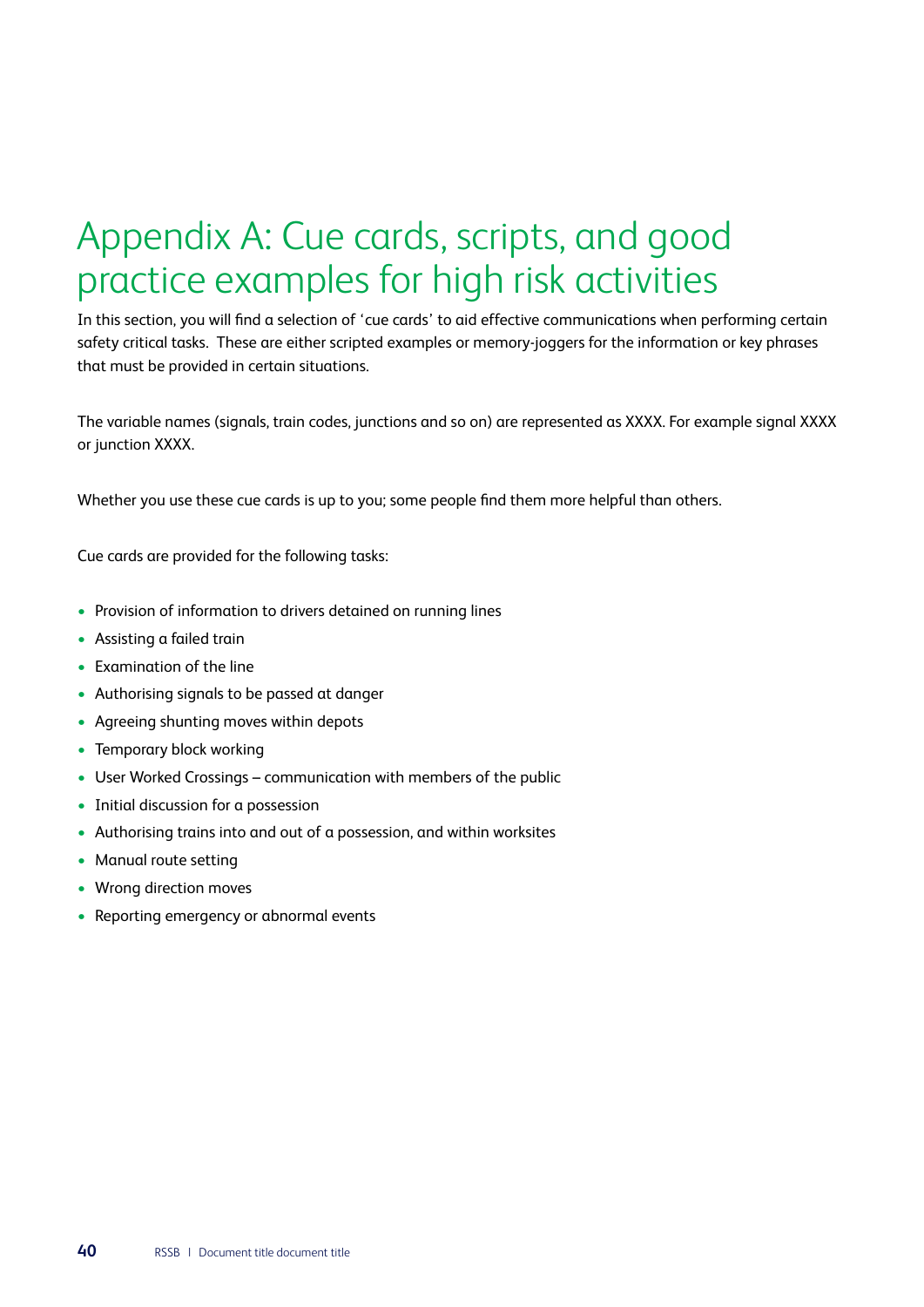# Appendix A: Cue cards, scripts, and good practice examples for high risk activities

In this section, you will find a selection of 'cue cards' to aid effective communications when performing certain safety critical tasks. These are either scripted examples or memory-joggers for the information or key phrases that must be provided in certain situations.

The variable names (signals, train codes, junctions and so on) are represented as XXXX. For example signal XXXX or junction XXXX.

Whether you use these cue cards is up to you; some people find them more helpful than others.

Cue cards are provided for the following tasks:

- Provision of information to drivers detained on running lines
- Assisting a failed train
- Examination of the line
- Authorising signals to be passed at danger
- Agreeing shunting moves within depots
- Temporary block working
- User Worked Crossings – communication with members of the public
- Initial discussion for a possession
- Authorising trains into and out of a possession, and within worksites
- Manual route setting
- Wrong direction moves
- Reporting emergency or abnormal events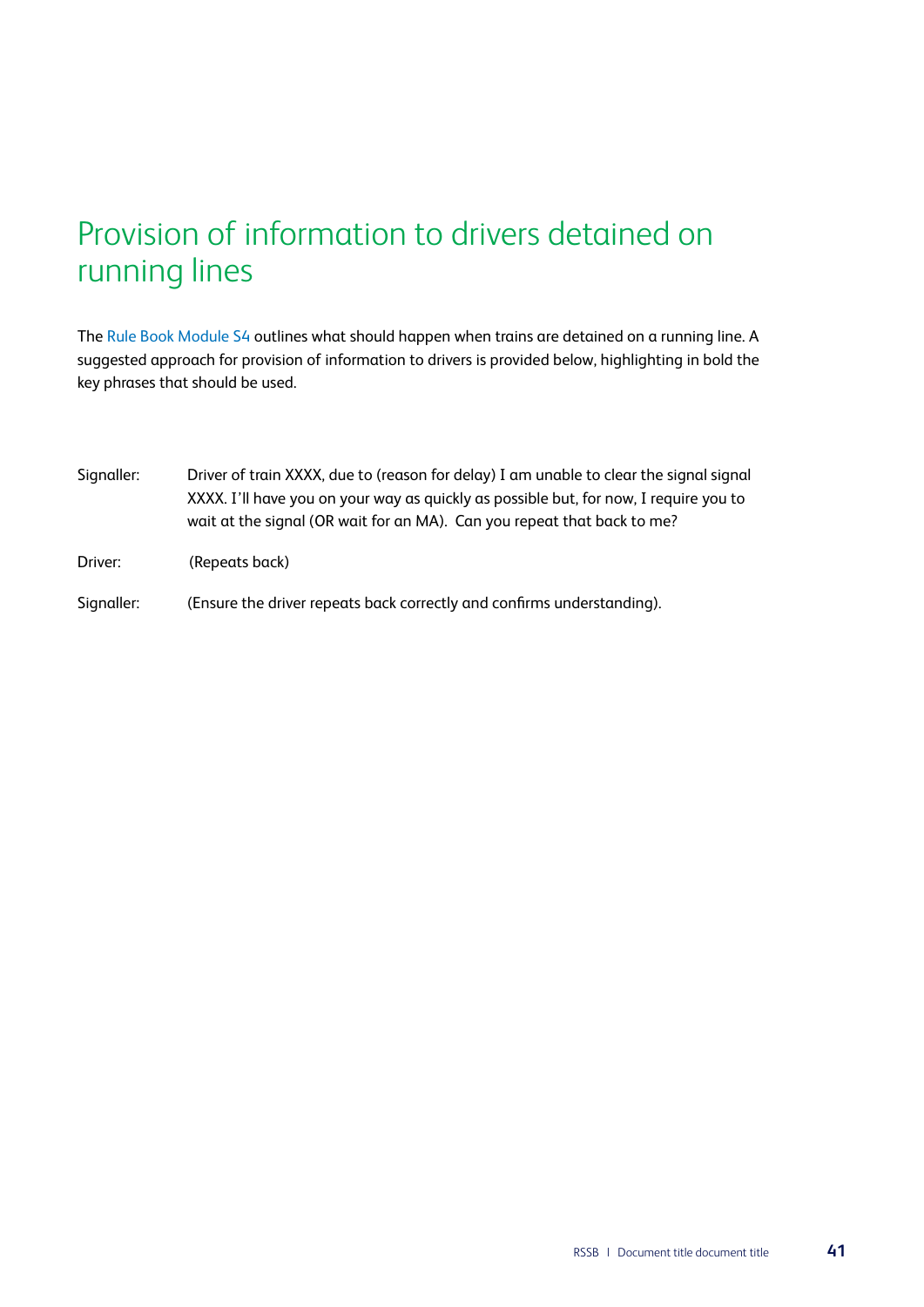# Provision of information to drivers detained on running lines

The Rule Book Module S4 outlines what should happen when trains are detained on a running line. A suggested approach for provision of information to drivers is provided below, highlighting in bold the key phrases that should be used.

| | |
|---|---|
| Signaller: | Driver of train XXXX, due to (reason for delay) I am unable to clear the signal signal XXXX. I'll have you on your way as quickly as possible but, for now, I require you to wait at the signal (OR wait for an MA). Can you repeat that back to me? |
| Driver: | (Repeats back) |
| Signaller: | (Ensure the driver repeats back correctly and confirms understanding). |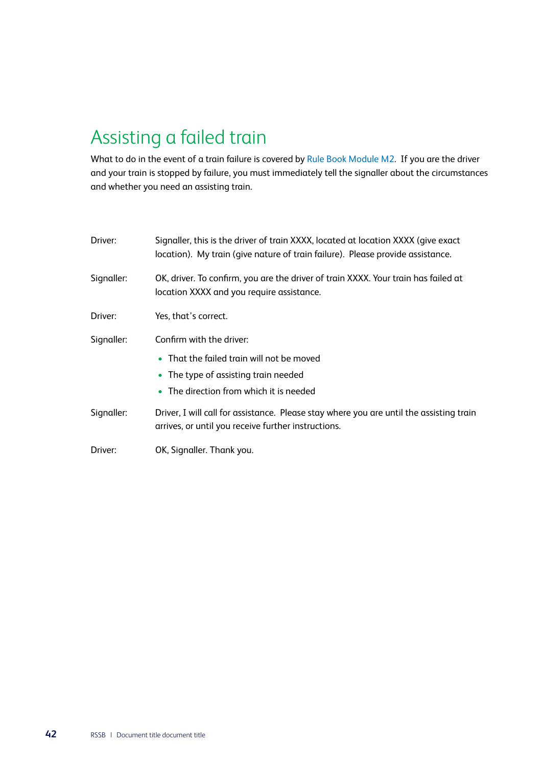## Assisting a failed train

What to do in the event of a train failure is covered by Rule Book Module M2. If you are the driver and your train is stopped by failure, you must immediately tell the signaller about the circumstances and whether you need an assisting train.

| | |
|---|---|
| Driver: | Signaller, this is the driver of train XXXX, located at location XXXX (give exact location). My train (give nature of train failure). Please provide assistance. |
| Signaller: | OK, driver. To confirm, you are the driver of train XXXX. Your train has failed at location XXXX and you require assistance. |
| Driver: | Yes, that's correct. |
| Signaller: | Confirm with the driver:<br>• That the failed train will not be moved<br>• The type of assisting train needed<br>• The direction from which it is needed |
| Signaller: | Driver, I will call for assistance. Please stay where you are until the assisting train arrives, or until you receive further instructions. |
| Driver: | OK, Signaller. Thank you. |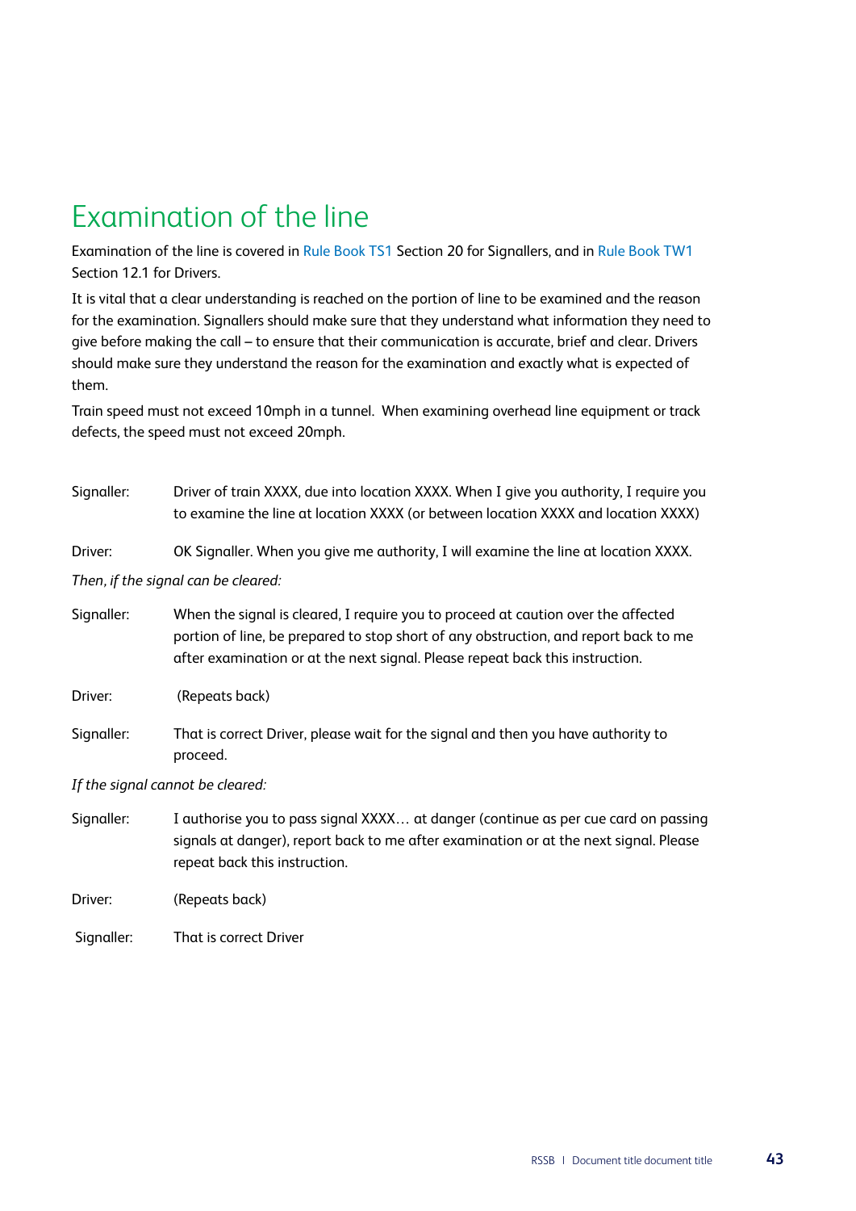# Examination of the line

Examination of the line is covered in Rule Book TS1 Section 20 for Signallers, and in Rule Book TW1 Section 12.1 for Drivers.

It is vital that a clear understanding is reached on the portion of line to be examined and the reason for the examination. Signallers should make sure that they understand what information they need to give before making the call – to ensure that their communication is accurate, brief and clear. Drivers should make sure they understand the reason for the examination and exactly what is expected of them.

Train speed must not exceed 10mph in a tunnel. When examining overhead line equipment or track defects, the speed must not exceed 20mph.

Signaller: Driver of train XXXX, due into location XXXX. When I give you authority, I require you to examine the line at location XXXX (or between location XXXX and location XXXX)

Driver: OK Signaller. When you give me authority, I will examine the line at location XXXX.

*Then, if the signal can be cleared:*

Signaller: When the signal is cleared, I require you to proceed at caution over the affected portion of line, be prepared to stop short of any obstruction, and report back to me after examination or at the next signal. Please repeat back this instruction.

Driver: (Repeats back)

Signaller: That is correct Driver, please wait for the signal and then you have authority to proceed.

*If the signal cannot be cleared:*

Signaller: I authorise you to pass signal XXXX… at danger (continue as per cue card on passing signals at danger), report back to me after examination or at the next signal. Please repeat back this instruction.

Driver: (Repeats back)

Signaller: That is correct Driver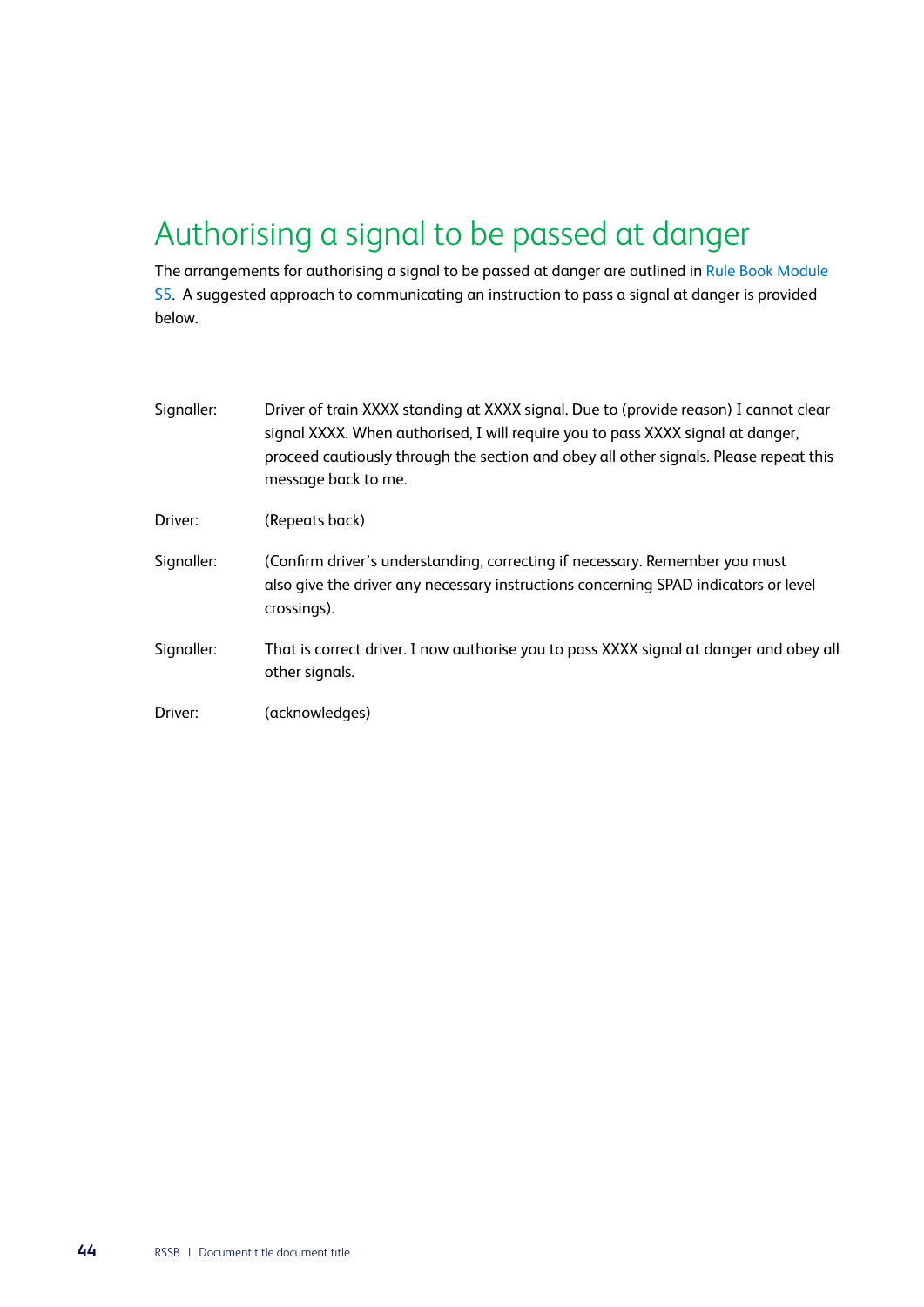# Authorising a signal to be passed at danger

The arrangements for authorising a signal to be passed at danger are outlined in Rule Book Module S5. A suggested approach to communicating an instruction to pass a signal at danger is provided below.

| | |
|---|---|
| Signaller: | Driver of train XXXX standing at XXXX signal. Due to (provide reason) I cannot clear signal XXXX. When authorised, I will require you to pass XXXX signal at danger, proceed cautiously through the section and obey all other signals. Please repeat this message back to me. |
| Driver: | (Repeats back) |
| Signaller: | (Confirm driver's understanding, correcting if necessary. Remember you must also give the driver any necessary instructions concerning SPAD indicators or level crossings). |
| Signaller: | That is correct driver. I now authorise you to pass XXXX signal at danger and obey all other signals. |
| Driver: | (acknowledges) |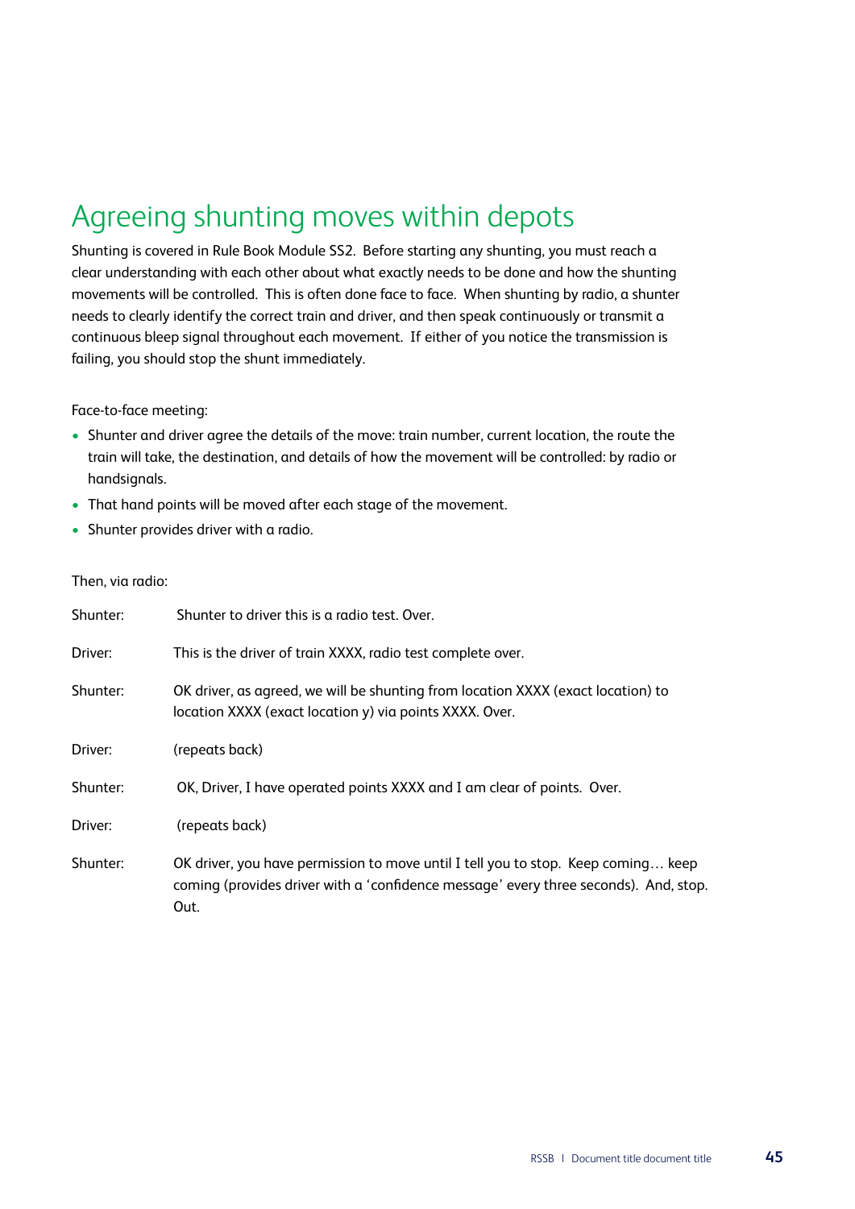# Agreeing shunting moves within depots

Shunting is covered in Rule Book Module SS2. Before starting any shunting, you must reach a clear understanding with each other about what exactly needs to be done and how the shunting movements will be controlled. This is often done face to face. When shunting by radio, a shunter needs to clearly identify the correct train and driver, and then speak continuously or transmit a continuous bleep signal throughout each movement. If either of you notice the transmission is failing, you should stop the shunt immediately.

Face-to-face meeting:

- Shunter and driver agree the details of the move: train number, current location, the route the train will take, the destination, and details of how the movement will be controlled: by radio or handsignals.
- That hand points will be moved after each stage of the movement.
- Shunter provides driver with a radio.

Then, via radio:

| | |
|---|---|
| Shunter: | Shunter to driver this is a radio test. Over. |
| Driver: | This is the driver of train XXXX, radio test complete over. |
| Shunter: | OK driver, as agreed, we will be shunting from location XXXX (exact location) to location XXXX (exact location y) via points XXXX. Over. |
| Driver: | (repeats back) |
| Shunter: | OK, Driver, I have operated points XXXX and I am clear of points. Over. |
| Driver: | (repeats back) |
| Shunter: | OK driver, you have permission to move until I tell you to stop. Keep coming… keep coming (provides driver with a 'confidence message' every three seconds). And, stop. Out. |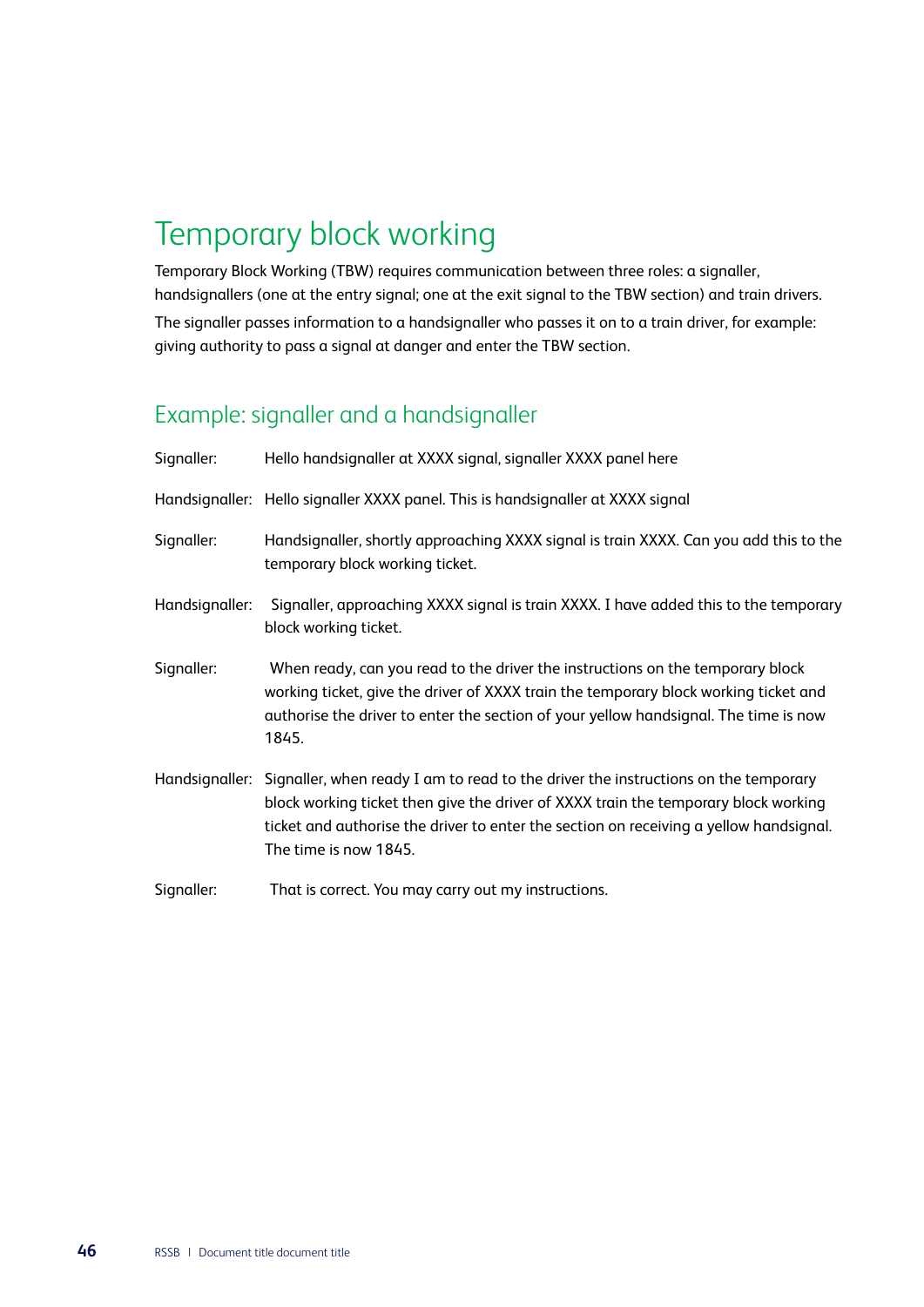# Temporary block working

Temporary Block Working (TBW) requires communication between three roles: a signaller, handsignallers (one at the entry signal; one at the exit signal to the TBW section) and train drivers.

The signaller passes information to a handsignaller who passes it on to a train driver, for example: giving authority to pass a signal at danger and enter the TBW section.

## Example: signaller and a handsignaller

Signaller: Hello handsignaller at XXXX signal, signaller XXXX panel here

Handsignaller: Hello signaller XXXX panel. This is handsignaller at XXXX signal

Signaller: Handsignaller, shortly approaching XXXX signal is train XXXX. Can you add this to the temporary block working ticket.

Handsignaller: Signaller, approaching XXXX signal is train XXXX. I have added this to the temporary block working ticket.

Signaller: When ready, can you read to the driver the instructions on the temporary block working ticket, give the driver of XXXX train the temporary block working ticket and authorise the driver to enter the section of your yellow handsignal. The time is now 1845.

Handsignaller: Signaller, when ready I am to read to the driver the instructions on the temporary block working ticket then give the driver of XXXX train the temporary block working ticket and authorise the driver to enter the section on receiving a yellow handsignal. The time is now 1845.

Signaller: That is correct. You may carry out my instructions.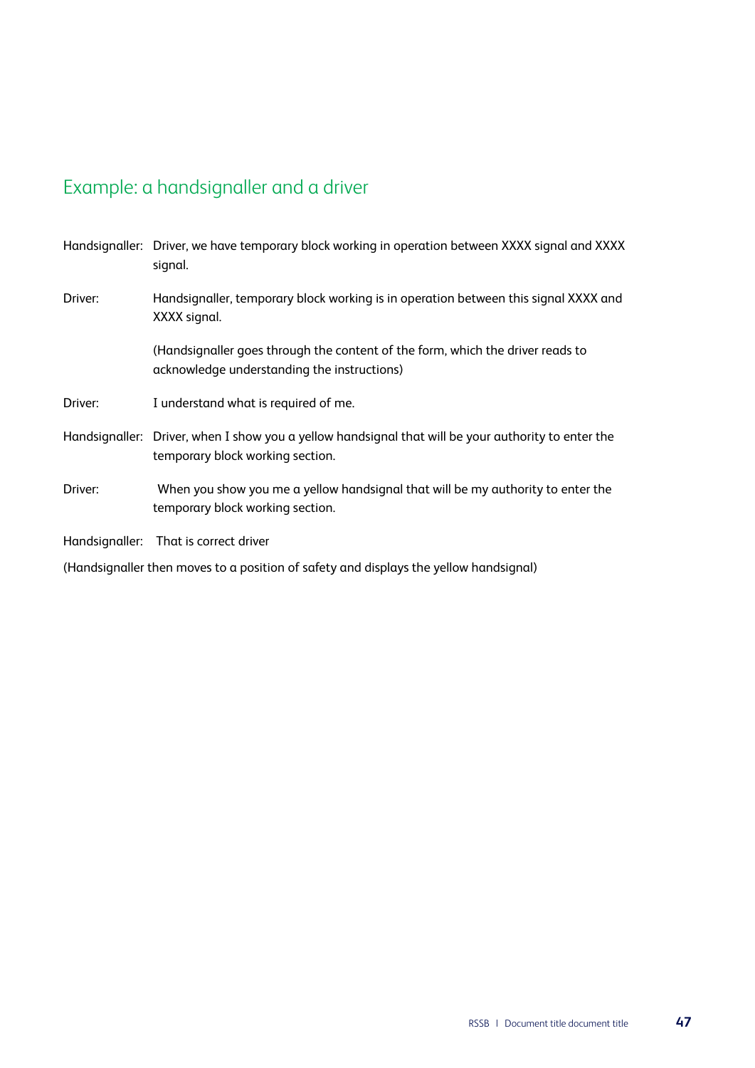## Example: a handsignaller and a driver

Handsignaller: Driver, we have temporary block working in operation between XXXX signal and XXXX signal.

Driver: Handsignaller, temporary block working is in operation between this signal XXXX and XXXX signal.

(Handsignaller goes through the content of the form, which the driver reads to acknowledge understanding the instructions)

Driver: I understand what is required of me.

Handsignaller: Driver, when I show you a yellow handsignal that will be your authority to enter the temporary block working section.

Driver: When you show you me a yellow handsignal that will be my authority to enter the temporary block working section.

Handsignaller: That is correct driver

(Handsignaller then moves to a position of safety and displays the yellow handsignal)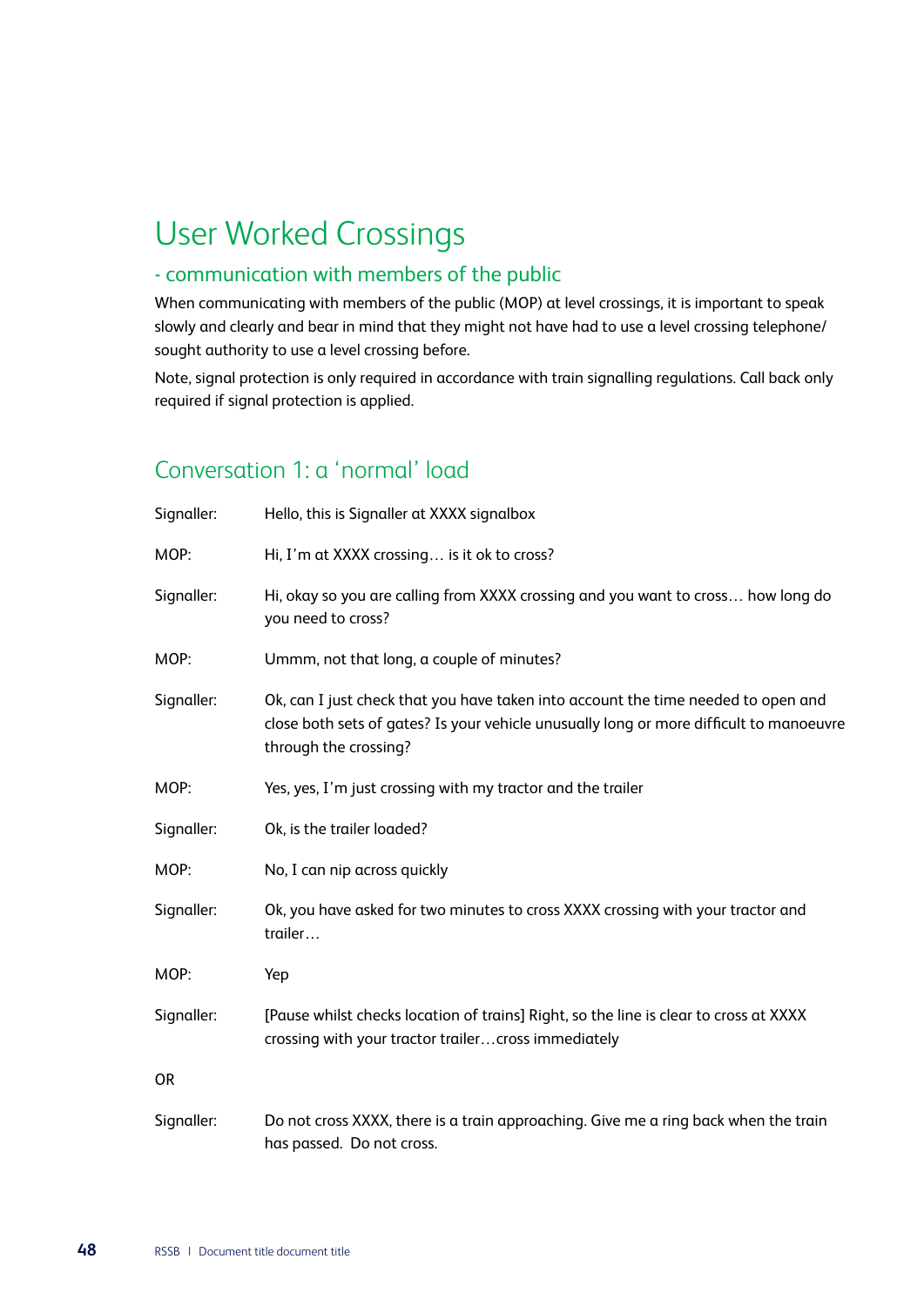# User Worked Crossings

## - communication with members of the public

When communicating with members of the public (MOP) at level crossings, it is important to speak slowly and clearly and bear in mind that they might not have had to use a level crossing telephone/ sought authority to use a level crossing before.

Note, signal protection is only required in accordance with train signalling regulations. Call back only required if signal protection is applied.

## Conversation 1: a 'normal' load

| | |
|---|---|
| Signaller: | Hello, this is Signaller at XXXX signalbox |
| MOP: | Hi, I'm at XXXX crossing… is it ok to cross? |
| Signaller: | Hi, okay so you are calling from XXXX crossing and you want to cross… how long do you need to cross? |
| MOP: | Ummm, not that long, a couple of minutes? |
| Signaller: | Ok, can I just check that you have taken into account the time needed to open and close both sets of gates? Is your vehicle unusually long or more difficult to manoeuvre through the crossing? |
| MOP: | Yes, yes, I'm just crossing with my tractor and the trailer |
| Signaller: | Ok, is the trailer loaded? |
| MOP: | No, I can nip across quickly |
| Signaller: | Ok, you have asked for two minutes to cross XXXX crossing with your tractor and trailer… |
| MOP: | Yep |
| Signaller: | [Pause whilst checks location of trains] Right, so the line is clear to cross at XXXX crossing with your tractor trailer…cross immediately |
| OR | |
| Signaller: | Do not cross XXXX, there is a train approaching. Give me a ring back when the train has passed. Do not cross. |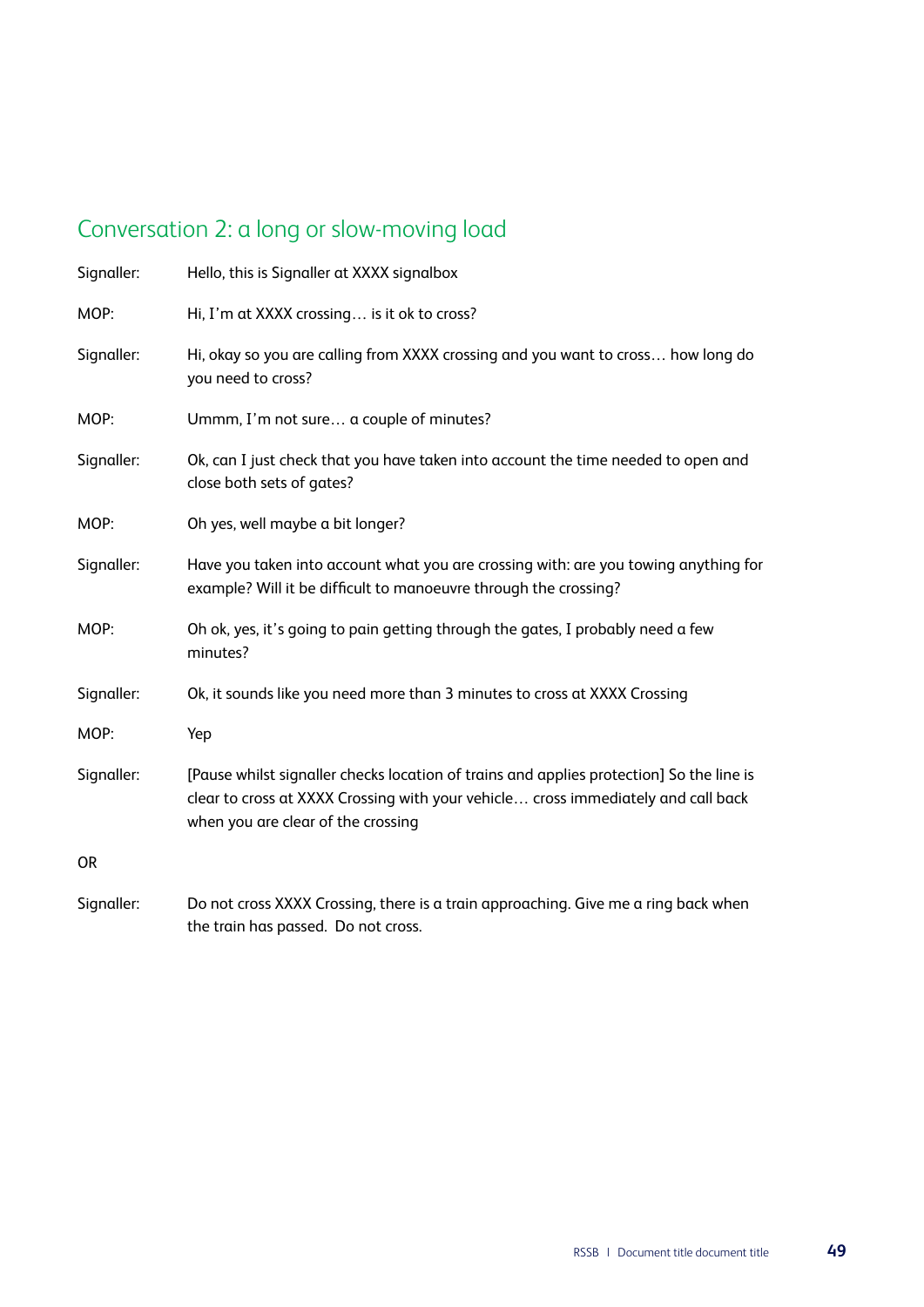## Conversation 2: a long or slow-moving load

| | |
|---|---|
| Signaller: | Hello, this is Signaller at XXXX signalbox |
| MOP: | Hi, I'm at XXXX crossing… is it ok to cross? |
| Signaller: | Hi, okay so you are calling from XXXX crossing and you want to cross… how long do you need to cross? |
| MOP: | Ummm, I'm not sure… a couple of minutes? |
| Signaller: | Ok, can I just check that you have taken into account the time needed to open and close both sets of gates? |
| MOP: | Oh yes, well maybe a bit longer? |
| Signaller: | Have you taken into account what you are crossing with: are you towing anything for example? Will it be difficult to manoeuvre through the crossing? |
| MOP: | Oh ok, yes, it's going to pain getting through the gates, I probably need a few minutes? |
| Signaller: | Ok, it sounds like you need more than 3 minutes to cross at XXXX Crossing |
| MOP: | Yep |
| Signaller: | [Pause whilst signaller checks location of trains and applies protection] So the line is clear to cross at XXXX Crossing with your vehicle… cross immediately and call back when you are clear of the crossing |

OR

| | |
|---|---|
| Signaller: | Do not cross XXXX Crossing, there is a train approaching. Give me a ring back when the train has passed. Do not cross. |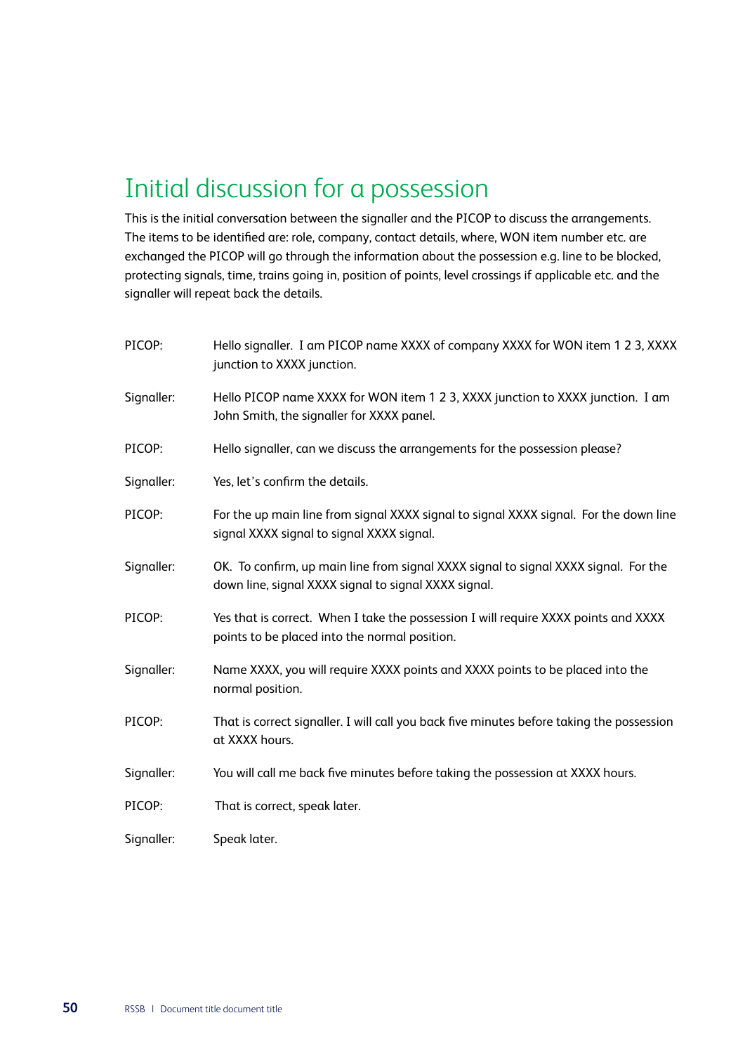# Initial discussion for a possession

This is the initial conversation between the signaller and the PICOP to discuss the arrangements. The items to be identified are: role, company, contact details, where, WON item number etc. are exchanged the PICOP will go through the information about the possession e.g. line to be blocked, protecting signals, time, trains going in, position of points, level crossings if applicable etc. and the signaller will repeat back the details.

| | |
|---|---|
| PICOP: | Hello signaller. I am PICOP name XXXX of company XXXX for WON item 1 2 3, XXXX junction to XXXX junction. |
| Signaller: | Hello PICOP name XXXX for WON item 1 2 3, XXXX junction to XXXX junction. I am John Smith, the signaller for XXXX panel. |
| PICOP: | Hello signaller, can we discuss the arrangements for the possession please? |
| Signaller: | Yes, let's confirm the details. |
| PICOP: | For the up main line from signal XXXX signal to signal XXXX signal. For the down line signal XXXX signal to signal XXXX signal. |
| Signaller: | OK. To confirm, up main line from signal XXXX signal to signal XXXX signal. For the down line, signal XXXX signal to signal XXXX signal. |
| PICOP: | Yes that is correct. When I take the possession I will require XXXX points and XXXX points to be placed into the normal position. |
| Signaller: | Name XXXX, you will require XXXX points and XXXX points to be placed into the normal position. |
| PICOP: | That is correct signaller. I will call you back five minutes before taking the possession at XXXX hours. |
| Signaller: | You will call me back five minutes before taking the possession at XXXX hours. |
| PICOP: | That is correct, speak later. |
| Signaller: | Speak later. |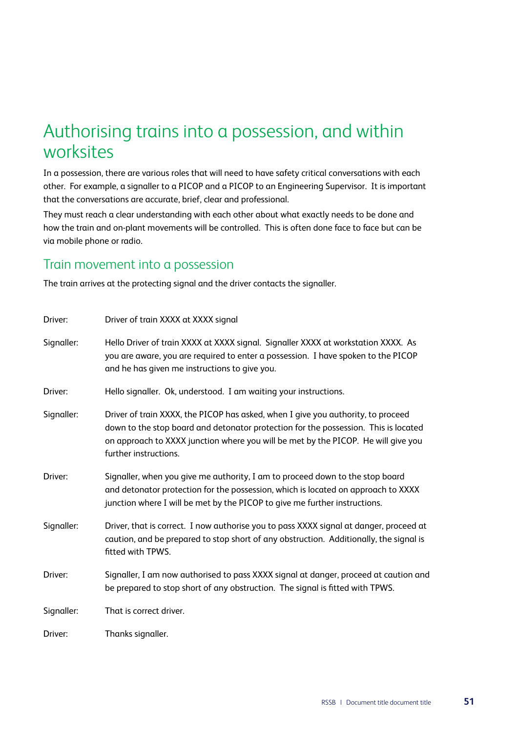# Authorising trains into a possession, and within worksites

In a possession, there are various roles that will need to have safety critical conversations with each other. For example, a signaller to a PICOP and a PICOP to an Engineering Supervisor. It is important that the conversations are accurate, brief, clear and professional.

They must reach a clear understanding with each other about what exactly needs to be done and how the train and on-plant movements will be controlled. This is often done face to face but can be via mobile phone or radio.

## Train movement into a possession

The train arrives at the protecting signal and the driver contacts the signaller.

| | |
|---|---|
| Driver: | Driver of train XXXX at XXXX signal |
| Signaller: | Hello Driver of train XXXX at XXXX signal. Signaller XXXX at workstation XXXX. As you are aware, you are required to enter a possession. I have spoken to the PICOP and he has given me instructions to give you. |
| Driver: | Hello signaller. Ok, understood. I am waiting your instructions. |
| Signaller: | Driver of train XXXX, the PICOP has asked, when I give you authority, to proceed down to the stop board and detonator protection for the possession. This is located on approach to XXXX junction where you will be met by the PICOP. He will give you further instructions. |
| Driver: | Signaller, when you give me authority, I am to proceed down to the stop board and detonator protection for the possession, which is located on approach to XXXX junction where I will be met by the PICOP to give me further instructions. |
| Signaller: | Driver, that is correct. I now authorise you to pass XXXX signal at danger, proceed at caution, and be prepared to stop short of any obstruction. Additionally, the signal is fitted with TPWS. |
| Driver: | Signaller, I am now authorised to pass XXXX signal at danger, proceed at caution and be prepared to stop short of any obstruction. The signal is fitted with TPWS. |
| Signaller: | That is correct driver. |
| Driver: | Thanks signaller. |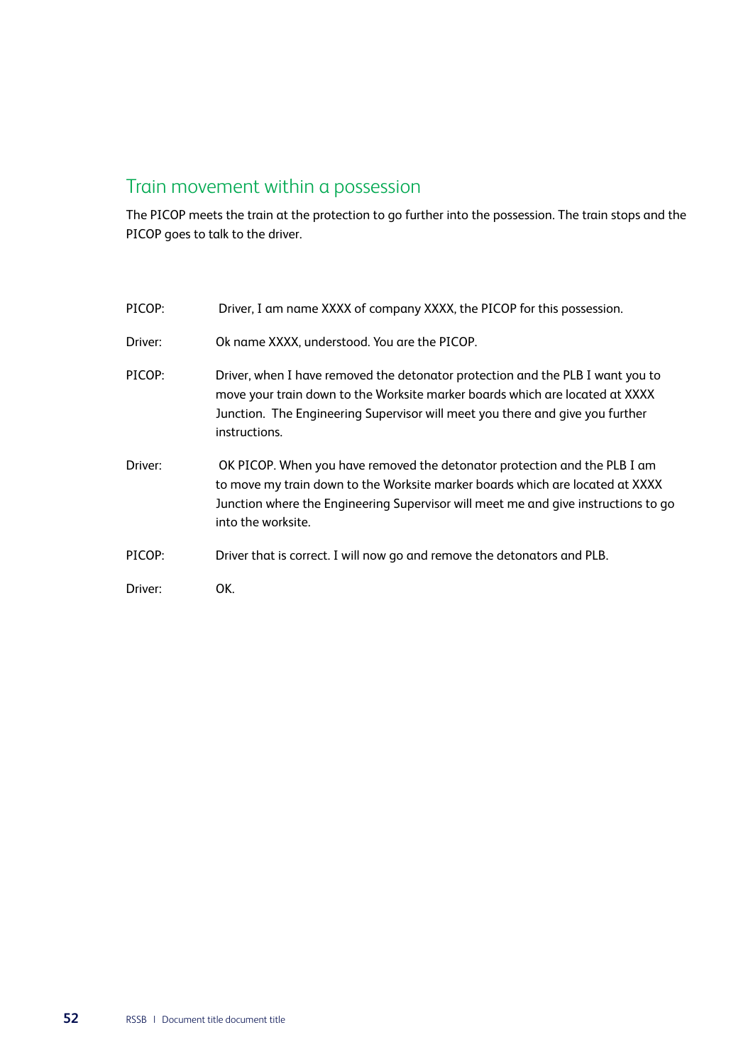## Train movement within a possession

The PICOP meets the train at the protection to go further into the possession. The train stops and the PICOP goes to talk to the driver.

PICOP: Driver, I am name XXXX of company XXXX, the PICOP for this possession.

Driver: Ok name XXXX, understood. You are the PICOP.

PICOP: Driver, when I have removed the detonator protection and the PLB I want you to move your train down to the Worksite marker boards which are located at XXXX Junction. The Engineering Supervisor will meet you there and give you further instructions.

Driver: OK PICOP. When you have removed the detonator protection and the PLB I am to move my train down to the Worksite marker boards which are located at XXXX Junction where the Engineering Supervisor will meet me and give instructions to go into the worksite.

PICOP: Driver that is correct. I will now go and remove the detonators and PLB.

Driver: OK.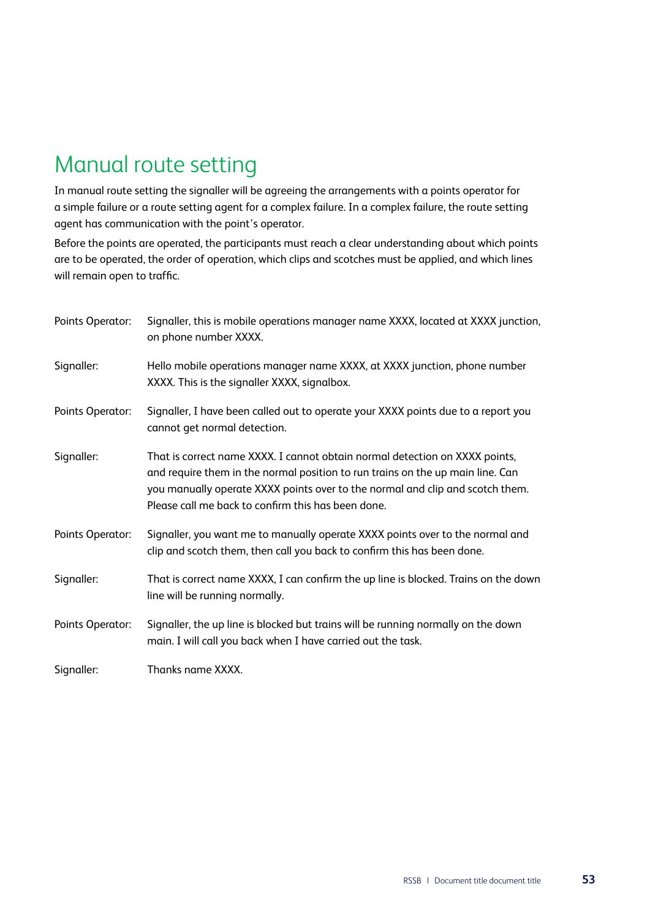# Manual route setting

In manual route setting the signaller will be agreeing the arrangements with a points operator for a simple failure or a route setting agent for a complex failure. In a complex failure, the route setting agent has communication with the point's operator.

Before the points are operated, the participants must reach a clear understanding about which points are to be operated, the order of operation, which clips and scotches must be applied, and which lines will remain open to traffic.

| | |
|---|---|
| Points Operator: | Signaller, this is mobile operations manager name XXXX, located at XXXX junction, on phone number XXXX. |
| Signaller: | Hello mobile operations manager name XXXX, at XXXX junction, phone number XXXX. This is the signaller XXXX, signalbox. |
| Points Operator: | Signaller, I have been called out to operate your XXXX points due to a report you cannot get normal detection. |
| Signaller: | That is correct name XXXX. I cannot obtain normal detection on XXXX points, and require them in the normal position to run trains on the up main line. Can you manually operate XXXX points over to the normal and clip and scotch them. Please call me back to confirm this has been done. |
| Points Operator: | Signaller, you want me to manually operate XXXX points over to the normal and clip and scotch them, then call you back to confirm this has been done. |
| Signaller: | That is correct name XXXX, I can confirm the up line is blocked. Trains on the down line will be running normally. |
| Points Operator: | Signaller, the up line is blocked but trains will be running normally on the down main. I will call you back when I have carried out the task. |
| Signaller: | Thanks name XXXX. |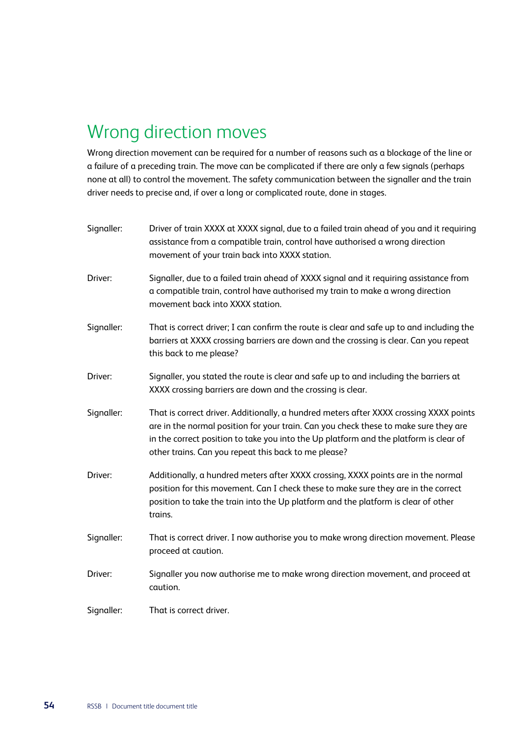## Wrong direction moves

Wrong direction movement can be required for a number of reasons such as a blockage of the line or a failure of a preceding train. The move can be complicated if there are only a few signals (perhaps none at all) to control the movement. The safety communication between the signaller and the train driver needs to precise and, if over a long or complicated route, done in stages.

| | |
|---|---|
| Signaller: | Driver of train XXXX at XXXX signal, due to a failed train ahead of you and it requiring assistance from a compatible train, control have authorised a wrong direction movement of your train back into XXXX station. |
| Driver: | Signaller, due to a failed train ahead of XXXX signal and it requiring assistance from a compatible train, control have authorised my train to make a wrong direction movement back into XXXX station. |
| Signaller: | That is correct driver; I can confirm the route is clear and safe up to and including the barriers at XXXX crossing barriers are down and the crossing is clear. Can you repeat this back to me please? |
| Driver: | Signaller, you stated the route is clear and safe up to and including the barriers at XXXX crossing barriers are down and the crossing is clear. |
| Signaller: | That is correct driver. Additionally, a hundred meters after XXXX crossing XXXX points are in the normal position for your train. Can you check these to make sure they are in the correct position to take you into the Up platform and the platform is clear of other trains. Can you repeat this back to me please? |
| Driver: | Additionally, a hundred meters after XXXX crossing, XXXX points are in the normal position for this movement. Can I check these to make sure they are in the correct position to take the train into the Up platform and the platform is clear of other trains. |
| Signaller: | That is correct driver. I now authorise you to make wrong direction movement. Please proceed at caution. |
| Driver: | Signaller you now authorise me to make wrong direction movement, and proceed at caution. |
| Signaller: | That is correct driver. |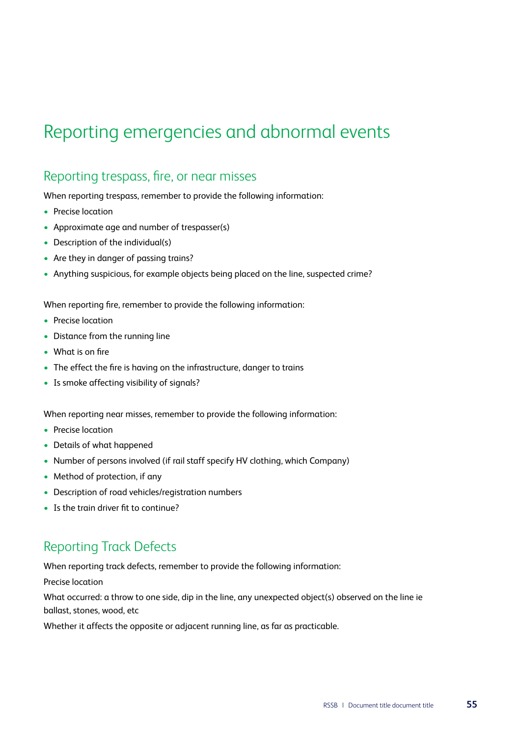# Reporting emergencies and abnormal events

## Reporting trespass, fire, or near misses

When reporting trespass, remember to provide the following information:

- Precise location
- Approximate age and number of trespasser(s)
- Description of the individual(s)
- Are they in danger of passing trains?
- Anything suspicious, for example objects being placed on the line, suspected crime?

When reporting fire, remember to provide the following information:

- Precise location
- Distance from the running line
- What is on fire
- The effect the fire is having on the infrastructure, danger to trains
- Is smoke affecting visibility of signals?

When reporting near misses, remember to provide the following information:

- Precise location
- Details of what happened
- Number of persons involved (if rail staff specify HV clothing, which Company)
- Method of protection, if any
- Description of road vehicles/registration numbers
- Is the train driver fit to continue?

## Reporting Track Defects

When reporting track defects, remember to provide the following information:

Precise location

What occurred: a throw to one side, dip in the line, any unexpected object(s) observed on the line ie ballast, stones, wood, etc

Whether it affects the opposite or adjacent running line, as far as practicable.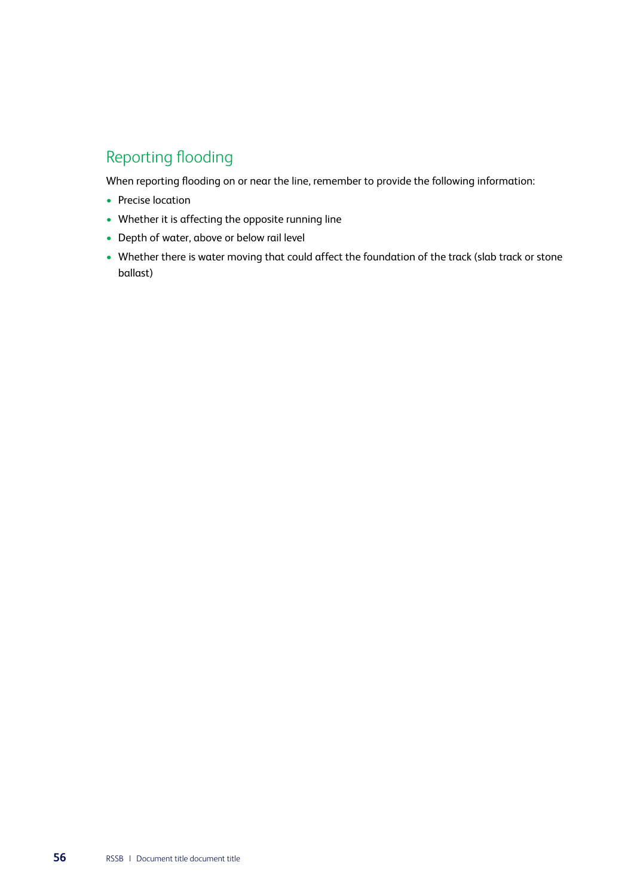## Reporting flooding

When reporting flooding on or near the line, remember to provide the following information:

- Precise location
- Whether it is affecting the opposite running line
- Depth of water, above or below rail level
- Whether there is water moving that could affect the foundation of the track (slab track or stone ballast)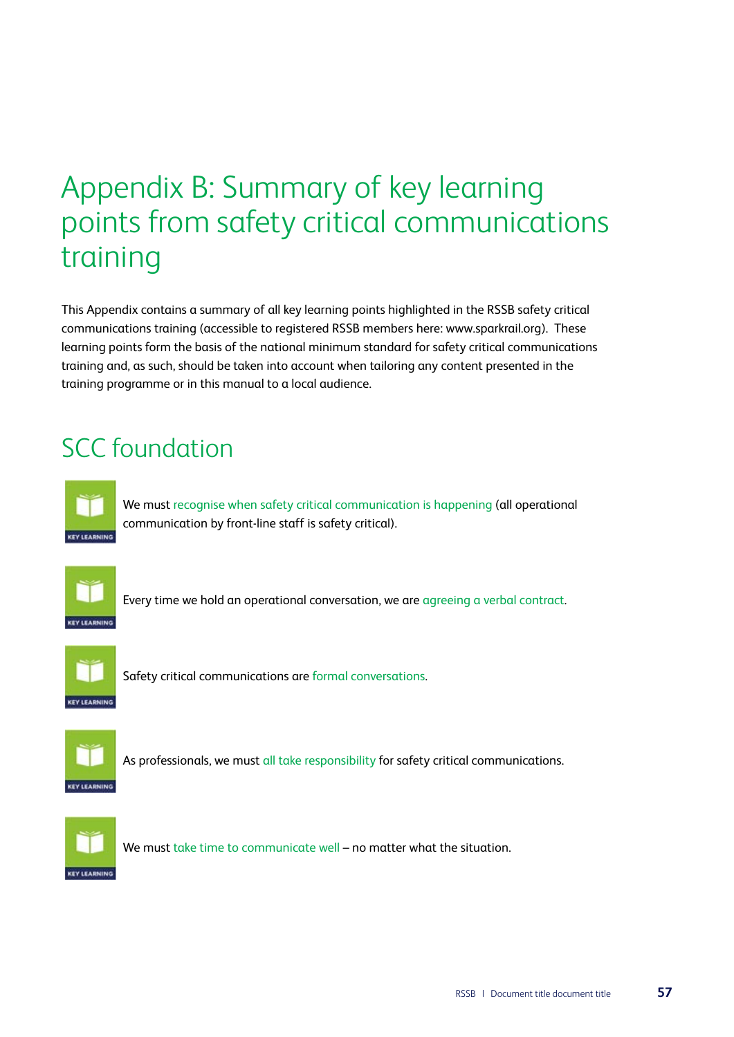# Appendix B: Summary of key learning points from safety critical communications training

This Appendix contains a summary of all key learning points highlighted in the RSSB safety critical communications training (accessible to registered RSSB members here: www.sparkrail.org). These learning points form the basis of the national minimum standard for safety critical communications training and, as such, should be taken into account when tailoring any content presented in the training programme or in this manual to a local audience.

## SCC foundation

KEY LEARNING

We must recognise when safety critical communication is happening (all operational communication by front-line staff is safety critical).

KEY LEARNING

Every time we hold an operational conversation, we are agreeing a verbal contract.

KEY LEARNING

Safety critical communications are formal conversations.

KEY LEARNING

As professionals, we must all take responsibility for safety critical communications.

KEY LEARNING

We must take time to communicate well – no matter what the situation.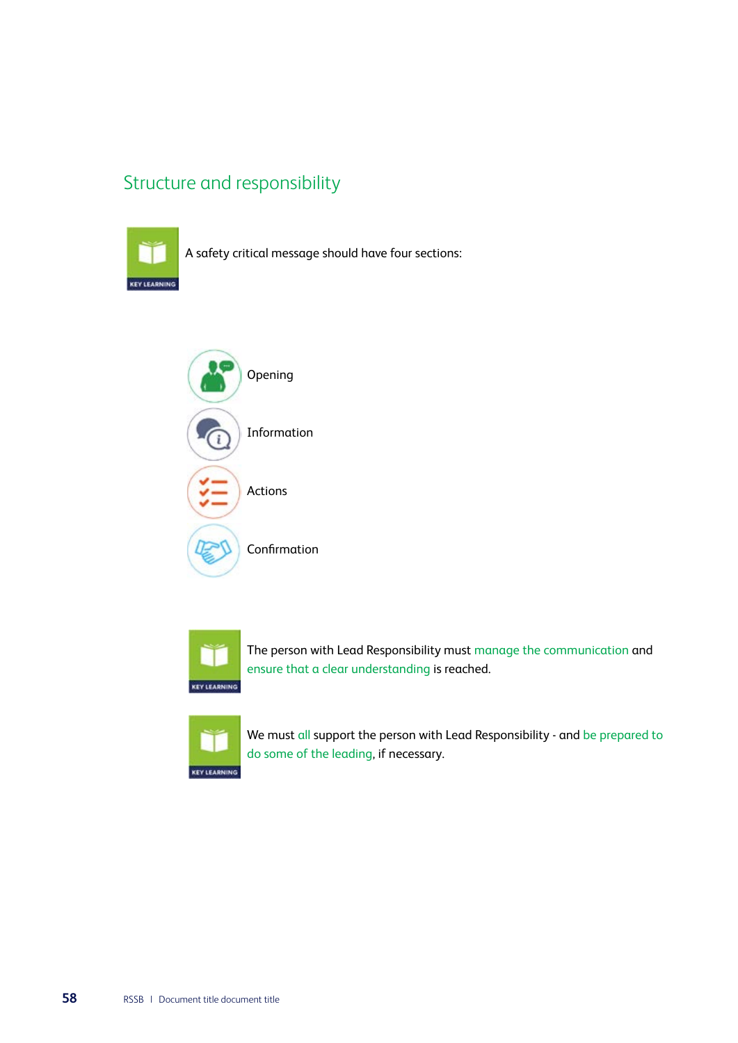## Structure and responsibility

KEY LEARNING

A safety critical message should have four sections:

- Opening
- Information
- Actions
- Confirmation

KEY LEARNING

The person with Lead Responsibility must manage the communication and ensure that a clear understanding is reached.

KEY LEARNING

We must all support the person with Lead Responsibility - and be prepared to do some of the leading, if necessary.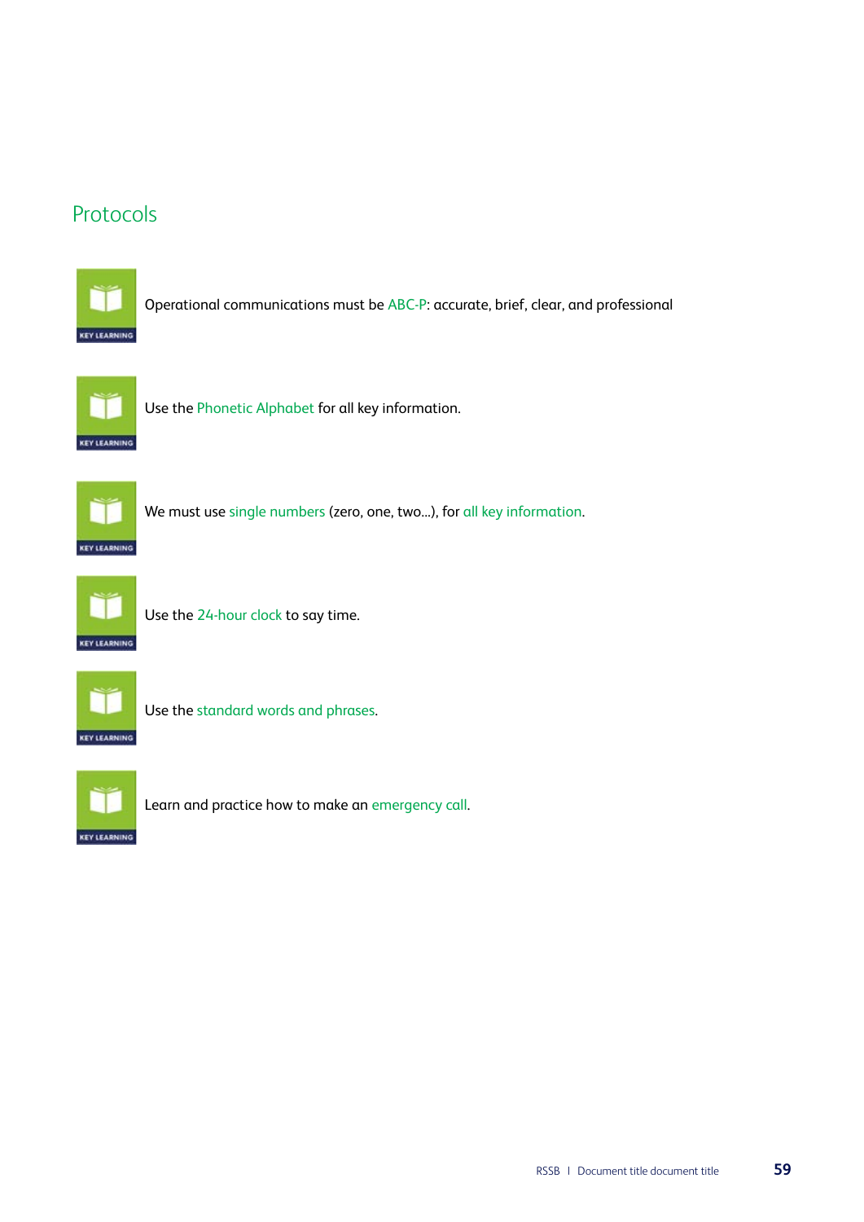## Protocols

KEY LEARNING

Operational communications must be ABC-P: accurate, brief, clear, and professional

KEY LEARNING

Use the Phonetic Alphabet for all key information.

KEY LEARNING

We must use single numbers (zero, one, two...), for all key information.

KEY LEARNING

Use the 24-hour clock to say time.

KEY LEARNING

Use the standard words and phrases.

KEY LEARNING

Learn and practice how to make an emergency call.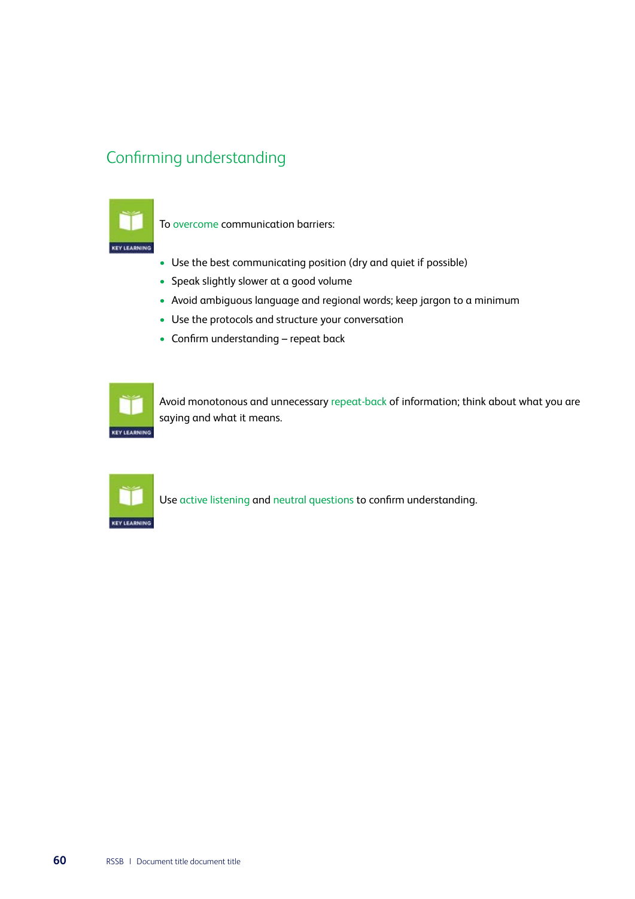## Confirming understanding

KEY LEARNING

To overcome communication barriers:

- Use the best communicating position (dry and quiet if possible)
- Speak slightly slower at a good volume
- Avoid ambiguous language and regional words; keep jargon to a minimum
- Use the protocols and structure your conversation
- Confirm understanding – repeat back

KEY LEARNING

Avoid monotonous and unnecessary repeat-back of information; think about what you are saying and what it means.

KEY LEARNING

Use active listening and neutral questions to confirm understanding.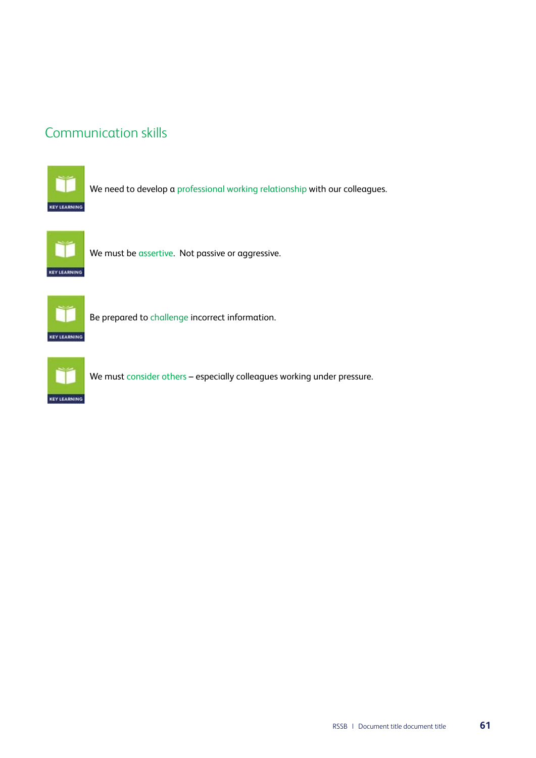## Communication skills

KEY LEARNING

We need to develop a professional working relationship with our colleagues.

KEY LEARNING

We must be assertive. Not passive or aggressive.

KEY LEARNING

Be prepared to challenge incorrect information.

KEY LEARNING

We must consider others – especially colleagues working under pressure.